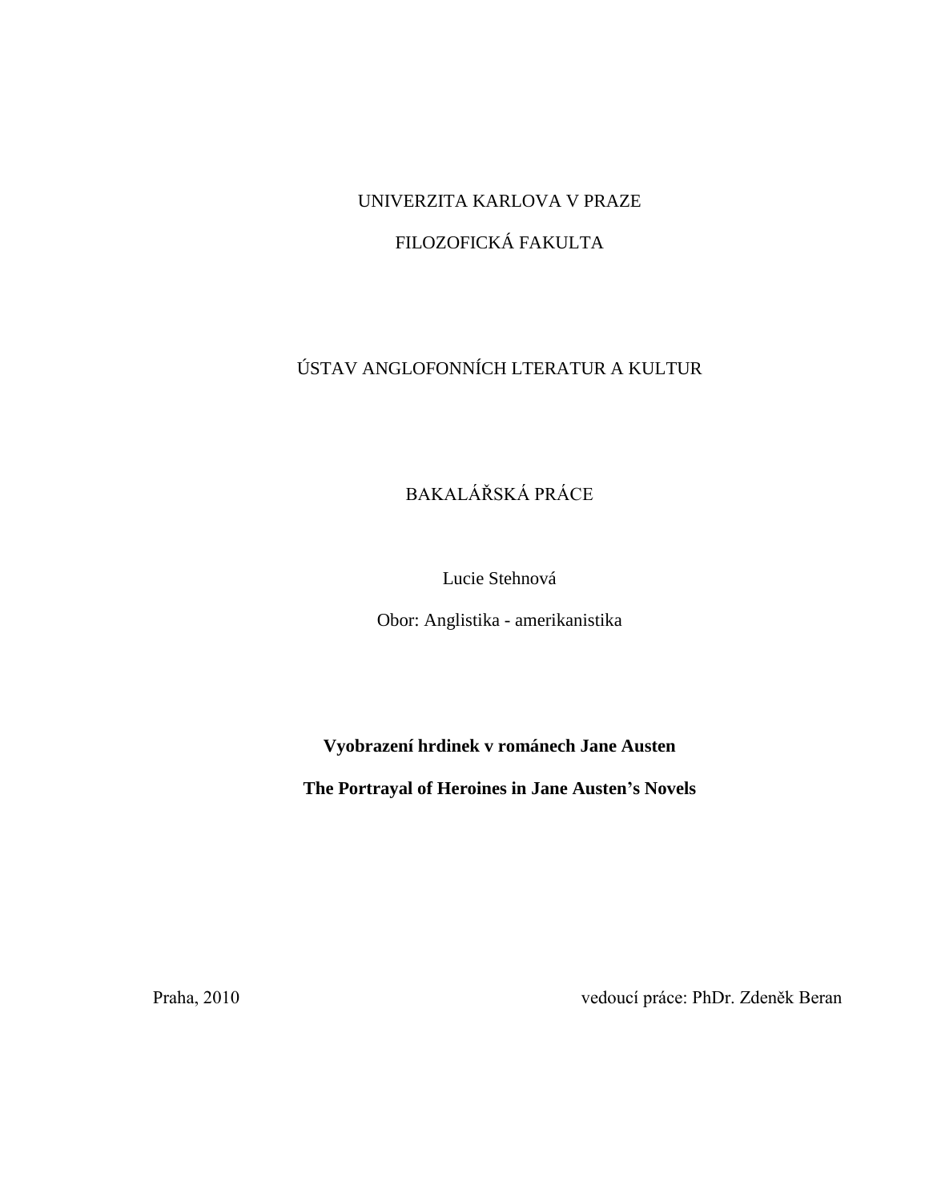UNIVERZITA KARLOVA V PRAZE

FILOZOFICKÁ FAKULTA

ÚSTAV ANGLOFONNÍCH LTERATUR A KULTUR

BAKALÁŘSKÁ PRÁCE

Lucie Stehnová

Obor: Anglistika - amerikanistika

**Vyobrazení hrdinek v románech Jane Austen**

**The Portrayal of Heroines in Jane Austen's Novels**

Praha, 2010

vedoucí práce: PhDr. Zdeněk Beran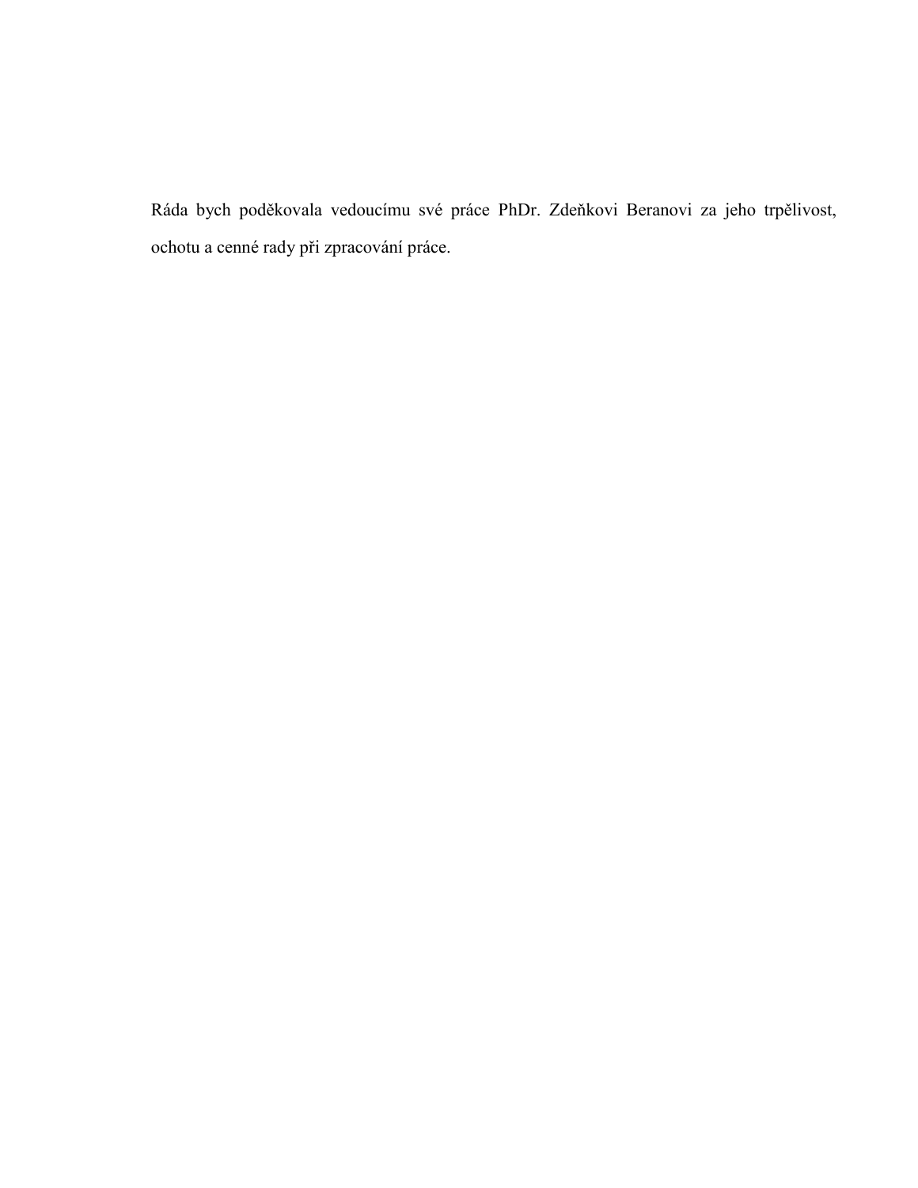Ráda bych poděkovala vedoucímu své práce PhDr. Zdeňkovi Beranovi za jeho trpělivost, ochotu a cenné rady při zpracování práce.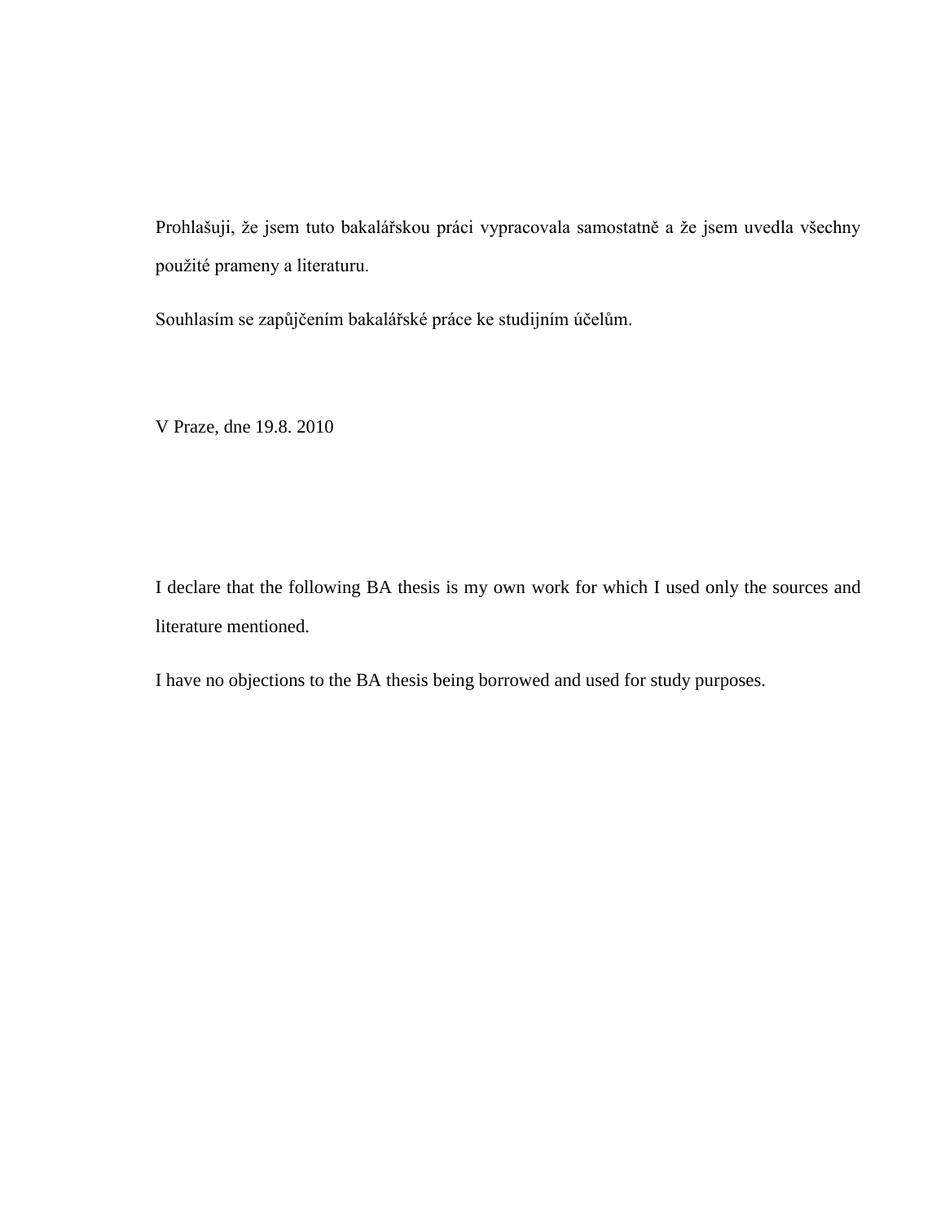Prohlašuji, že jsem tuto bakalářskou práci vypracovala samostatně a že jsem uvedla všechny použité prameny a literaturu.

Souhlasím se zapůjčením bakalářské práce ke studijním účelům.

V Praze, dne 19.8. 2010

I declare that the following BA thesis is my own work for which I used only the sources and literature mentioned.

I have no objections to the BA thesis being borrowed and used for study purposes.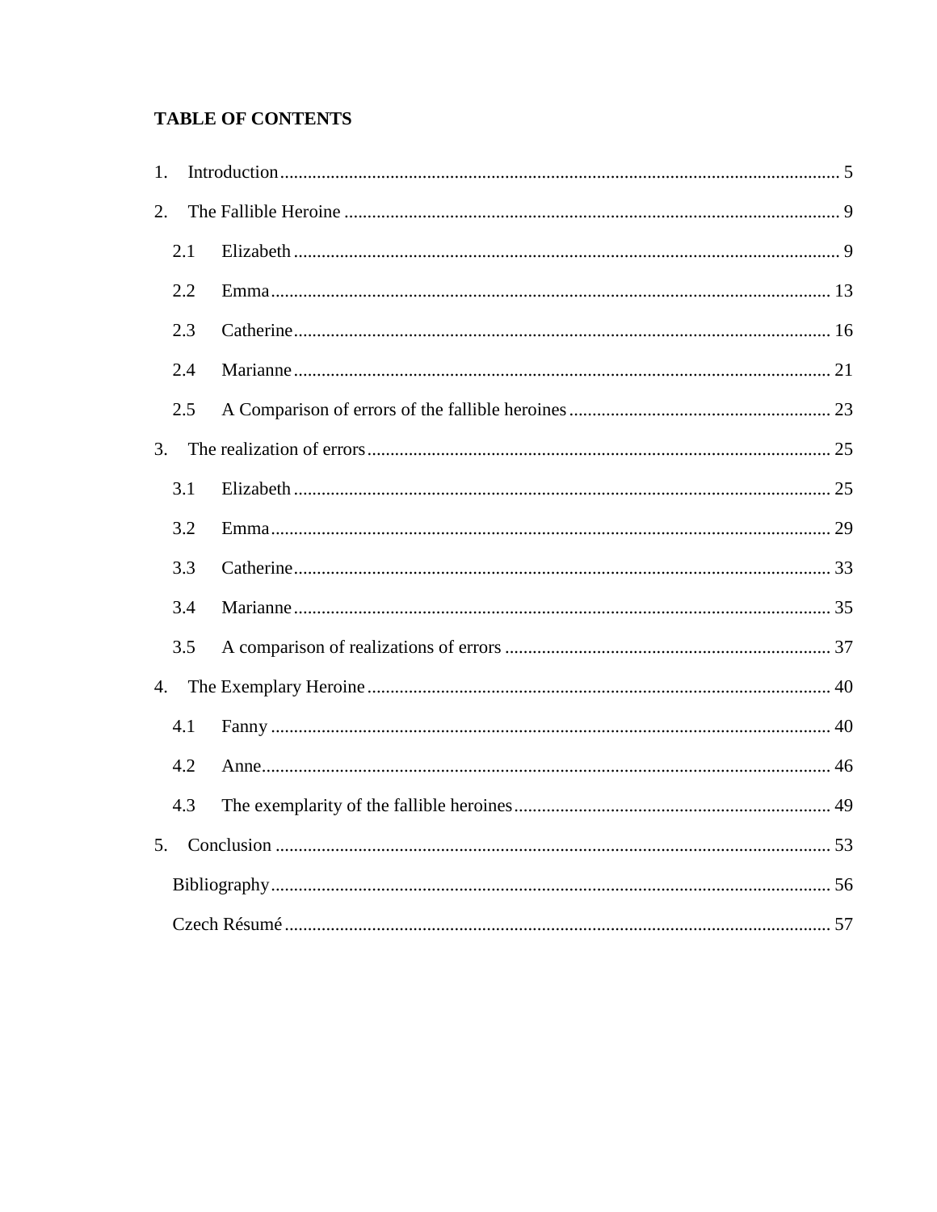**TABLE OF CONTENTS**

1. Introduction ... 5
2. The Fallible Heroine ... 9
   - 2.1 Elizabeth ... 9
   - 2.2 Emma ... 13
   - 2.3 Catherine ... 16
   - 2.4 Marianne ... 21
   - 2.5 A Comparison of errors of the fallible heroines ... 23
3. The realization of errors ... 25
   - 3.1 Elizabeth ... 25
   - 3.2 Emma ... 29
   - 3.3 Catherine ... 33
   - 3.4 Marianne ... 35
   - 3.5 A comparison of realizations of errors ... 37
4. The Exemplary Heroine ... 40
   - 4.1 Fanny ... 40
   - 4.2 Anne ... 46
   - 4.3 The exemplarity of the fallible heroines ... 49
5. Conclusion ... 53

Bibliography ... 56

Czech Résumé ... 57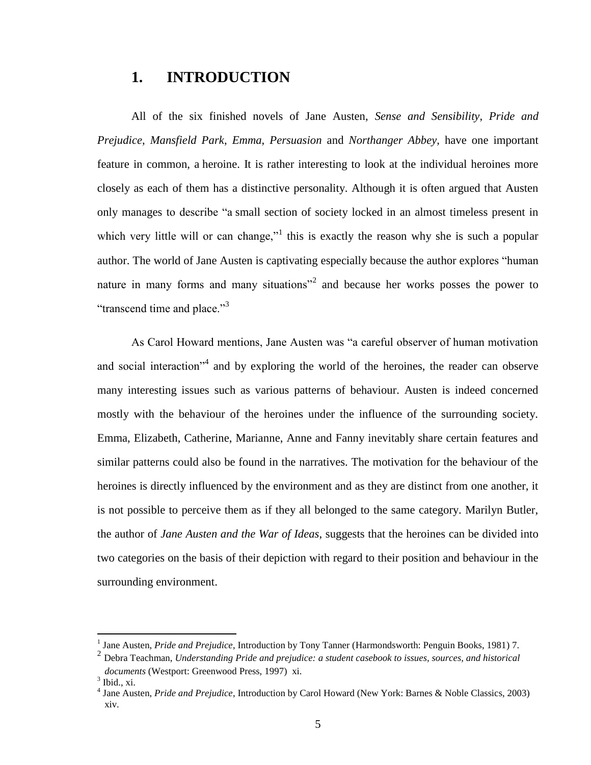# 1. INTRODUCTION

All of the six finished novels of Jane Austen, *Sense and Sensibility*, *Pride and Prejudice*, *Mansfield Park*, *Emma*, *Persuasion* and *Northanger Abbey*, have one important feature in common, a heroine. It is rather interesting to look at the individual heroines more closely as each of them has a distinctive personality. Although it is often argued that Austen only manages to describe "a small section of society locked in an almost timeless present in which very little will or can change,"[1] this is exactly the reason why she is such a popular author. The world of Jane Austen is captivating especially because the author explores "human nature in many forms and many situations"[2] and because her works posses the power to "transcend time and place."[3]

As Carol Howard mentions, Jane Austen was "a careful observer of human motivation and social interaction"[4] and by exploring the world of the heroines, the reader can observe many interesting issues such as various patterns of behaviour. Austen is indeed concerned mostly with the behaviour of the heroines under the influence of the surrounding society. Emma, Elizabeth, Catherine, Marianne, Anne and Fanny inevitably share certain features and similar patterns could also be found in the narratives. The motivation for the behaviour of the heroines is directly influenced by the environment and as they are distinct from one another, it is not possible to perceive them as if they all belonged to the same category. Marilyn Butler, the author of *Jane Austen and the War of Ideas*, suggests that the heroines can be divided into two categories on the basis of their depiction with regard to their position and behaviour in the surrounding environment.

---

[1] Jane Austen, *Pride and Prejudice*, Introduction by Tony Tanner (Harmondsworth: Penguin Books, 1981) 7.

[2] Debra Teachman, *Understanding Pride and prejudice: a student casebook to issues, sources, and historical documents* (Westport: Greenwood Press, 1997) xi.

[3] Ibid., xi.

[4] Jane Austen, *Pride and Prejudice*, Introduction by Carol Howard (New York: Barnes & Noble Classics, 2003) xiv.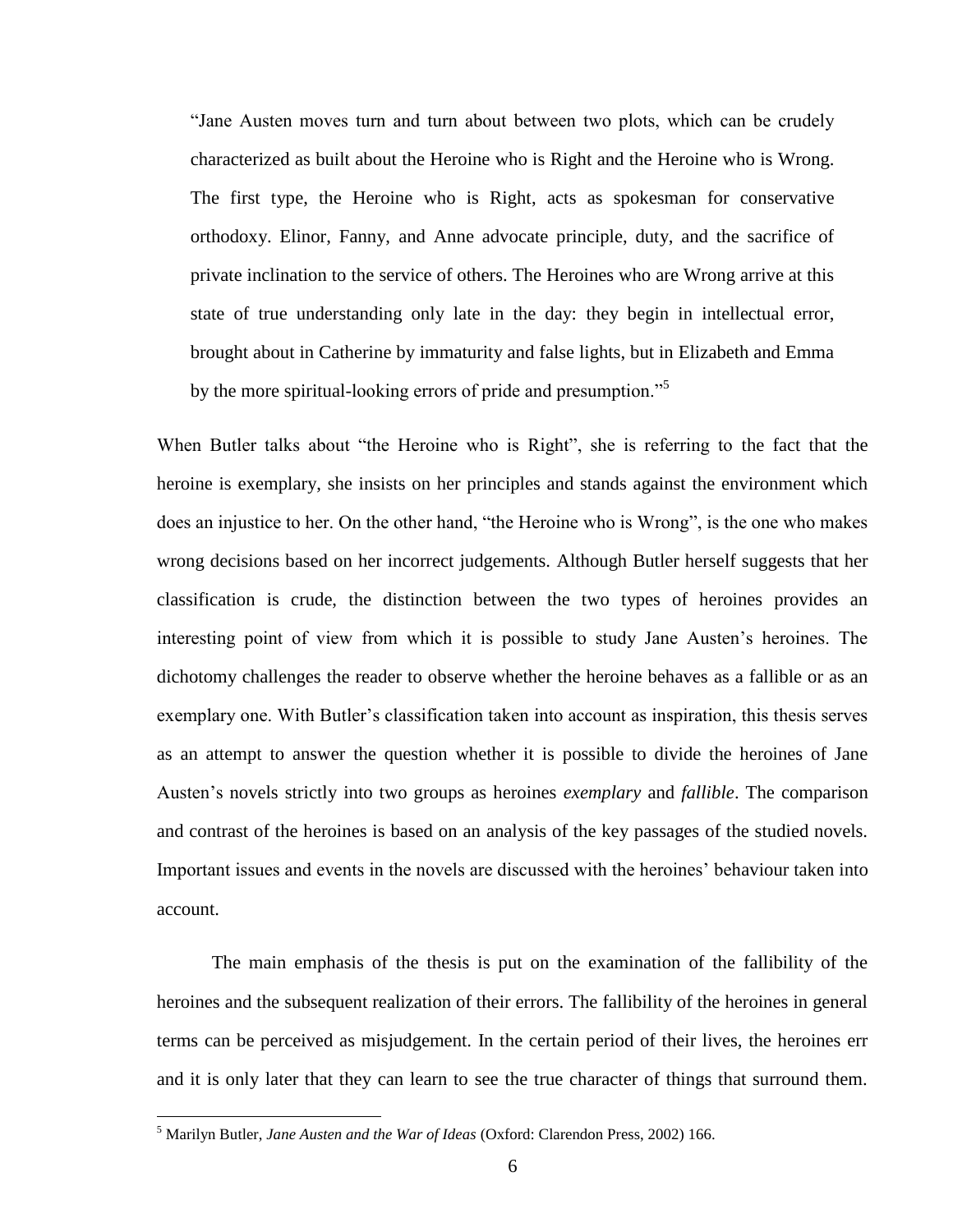> "Jane Austen moves turn and turn about between two plots, which can be crudely characterized as built about the Heroine who is Right and the Heroine who is Wrong. The first type, the Heroine who is Right, acts as spokesman for conservative orthodoxy. Elinor, Fanny, and Anne advocate principle, duty, and the sacrifice of private inclination to the service of others. The Heroines who are Wrong arrive at this state of true understanding only late in the day: they begin in intellectual error, brought about in Catherine by immaturity and false lights, but in Elizabeth and Emma by the more spiritual-looking errors of pride and presumption."[5]

When Butler talks about "the Heroine who is Right", she is referring to the fact that the heroine is exemplary, she insists on her principles and stands against the environment which does an injustice to her. On the other hand, "the Heroine who is Wrong", is the one who makes wrong decisions based on her incorrect judgements. Although Butler herself suggests that her classification is crude, the distinction between the two types of heroines provides an interesting point of view from which it is possible to study Jane Austen's heroines. The dichotomy challenges the reader to observe whether the heroine behaves as a fallible or as an exemplary one. With Butler's classification taken into account as inspiration, this thesis serves as an attempt to answer the question whether it is possible to divide the heroines of Jane Austen's novels strictly into two groups as heroines *exemplary* and *fallible*. The comparison and contrast of the heroines is based on an analysis of the key passages of the studied novels. Important issues and events in the novels are discussed with the heroines' behaviour taken into account.

The main emphasis of the thesis is put on the examination of the fallibility of the heroines and the subsequent realization of their errors. The fallibility of the heroines in general terms can be perceived as misjudgement. In the certain period of their lives, the heroines err and it is only later that they can learn to see the true character of things that surround them.

---

[5] Marilyn Butler, *Jane Austen and the War of Ideas* (Oxford: Clarendon Press, 2002) 166.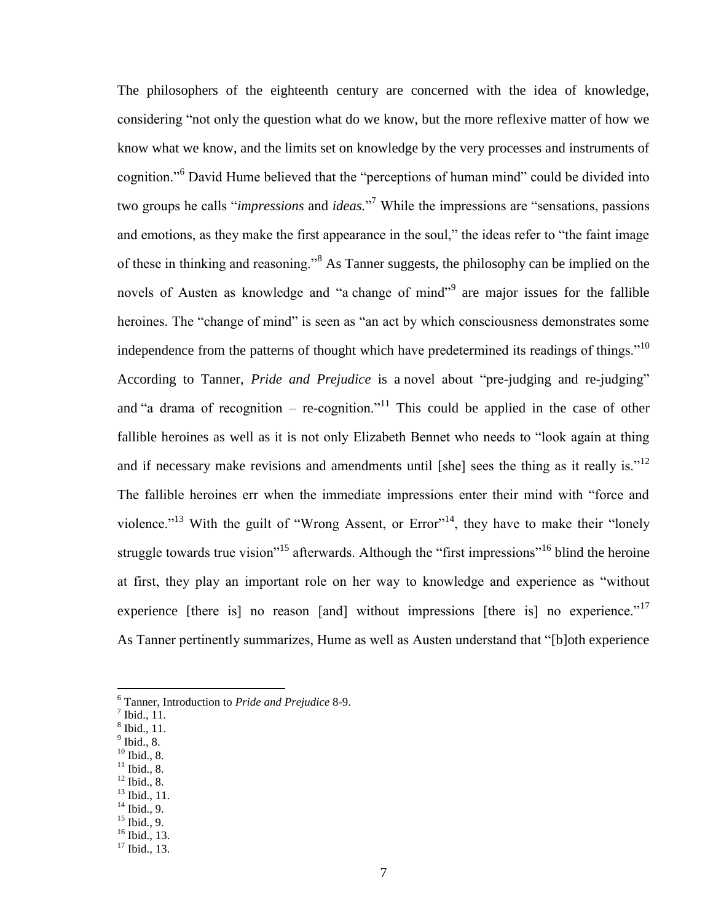The philosophers of the eighteenth century are concerned with the idea of knowledge, considering "not only the question what do we know, but the more reflexive matter of how we know what we know, and the limits set on knowledge by the very processes and instruments of cognition."[6] David Hume believed that the "perceptions of human mind" could be divided into two groups he calls "*impressions* and *ideas.*"[7] While the impressions are "sensations, passions and emotions, as they make the first appearance in the soul," the ideas refer to "the faint image of these in thinking and reasoning."[8] As Tanner suggests, the philosophy can be implied on the novels of Austen as knowledge and "a change of mind"[9] are major issues for the fallible heroines. The "change of mind" is seen as "an act by which consciousness demonstrates some independence from the patterns of thought which have predetermined its readings of things."[10] According to Tanner, *Pride and Prejudice* is a novel about "pre-judging and re-judging" and "a drama of recognition – re-cognition."[11] This could be applied in the case of other fallible heroines as well as it is not only Elizabeth Bennet who needs to "look again at thing and if necessary make revisions and amendments until [she] sees the thing as it really is."[12] The fallible heroines err when the immediate impressions enter their mind with "force and violence."[13] With the guilt of "Wrong Assent, or Error"[14], they have to make their "lonely struggle towards true vision"[15] afterwards. Although the "first impressions"[16] blind the heroine at first, they play an important role on her way to knowledge and experience as "without experience [there is] no reason [and] without impressions [there is] no experience."[17] As Tanner pertinently summarizes, Hume as well as Austen understand that "[b]oth experience

---

[6] Tanner, Introduction to *Pride and Prejudice* 8-9.
[7] Ibid., 11.
[8] Ibid., 11.
[9] Ibid., 8.
[10] Ibid., 8.
[11] Ibid., 8.
[12] Ibid., 8.
[13] Ibid., 11.
[14] Ibid., 9.
[15] Ibid., 9.
[16] Ibid., 13.
[17] Ibid., 13.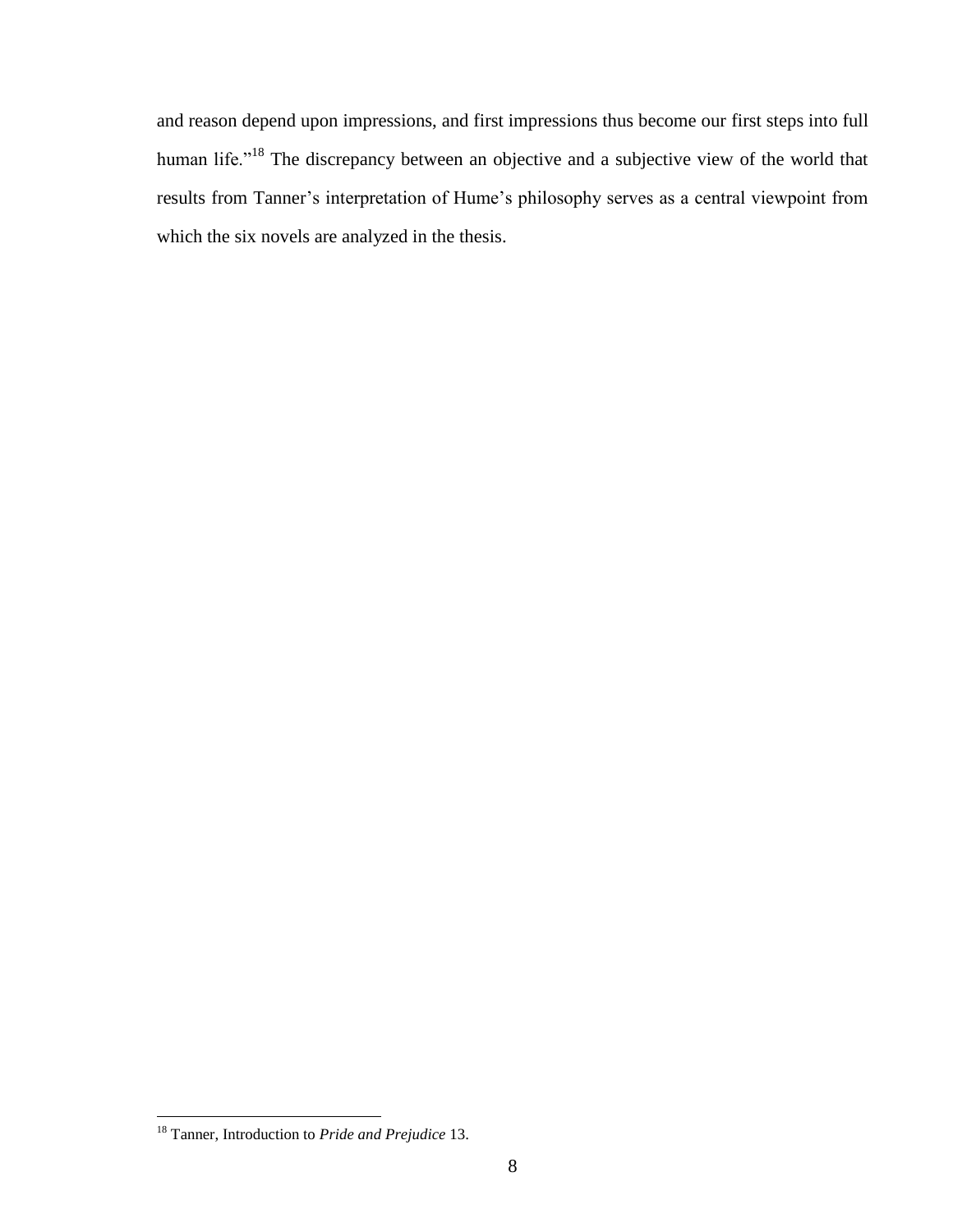and reason depend upon impressions, and first impressions thus become our first steps into full human life."[18] The discrepancy between an objective and a subjective view of the world that results from Tanner's interpretation of Hume's philosophy serves as a central viewpoint from which the six novels are analyzed in the thesis.

---

[18] Tanner, Introduction to *Pride and Prejudice* 13.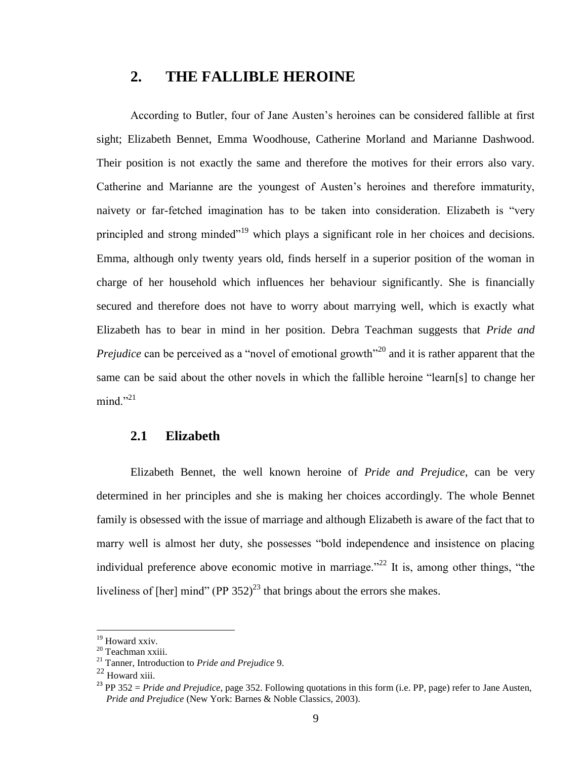# 2. THE FALLIBLE HEROINE

According to Butler, four of Jane Austen's heroines can be considered fallible at first sight; Elizabeth Bennet, Emma Woodhouse, Catherine Morland and Marianne Dashwood. Their position is not exactly the same and therefore the motives for their errors also vary. Catherine and Marianne are the youngest of Austen's heroines and therefore immaturity, naivety or far-fetched imagination has to be taken into consideration. Elizabeth is "very principled and strong minded"[19] which plays a significant role in her choices and decisions. Emma, although only twenty years old, finds herself in a superior position of the woman in charge of her household which influences her behaviour significantly. She is financially secured and therefore does not have to worry about marrying well, which is exactly what Elizabeth has to bear in mind in her position. Debra Teachman suggests that *Pride and Prejudice* can be perceived as a "novel of emotional growth"[20] and it is rather apparent that the same can be said about the other novels in which the fallible heroine "learn[s] to change her mind."[21]

## 2.1 Elizabeth

Elizabeth Bennet, the well known heroine of *Pride and Prejudice*, can be very determined in her principles and she is making her choices accordingly. The whole Bennet family is obsessed with the issue of marriage and although Elizabeth is aware of the fact that to marry well is almost her duty, she possesses "bold independence and insistence on placing individual preference above economic motive in marriage."[22] It is, among other things, "the liveliness of [her] mind" (PP 352)[23] that brings about the errors she makes.

---

[19] Howard xxiv.

[20] Teachman xxiii.

[21] Tanner, Introduction to *Pride and Prejudice* 9.

[22] Howard xiii.

[23] PP 352 = *Pride and Prejudice*, page 352. Following quotations in this form (i.e. PP, page) refer to Jane Austen, *Pride and Prejudice* (New York: Barnes & Noble Classics, 2003).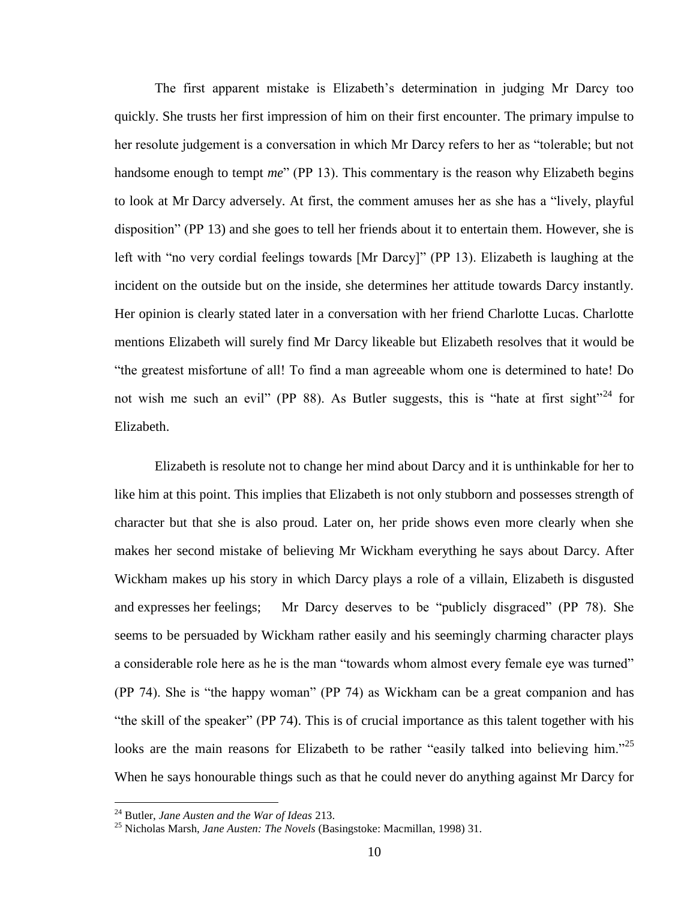The first apparent mistake is Elizabeth's determination in judging Mr Darcy too quickly. She trusts her first impression of him on their first encounter. The primary impulse to her resolute judgement is a conversation in which Mr Darcy refers to her as "tolerable; but not handsome enough to tempt *me*" (PP 13). This commentary is the reason why Elizabeth begins to look at Mr Darcy adversely. At first, the comment amuses her as she has a "lively, playful disposition" (PP 13) and she goes to tell her friends about it to entertain them. However, she is left with "no very cordial feelings towards [Mr Darcy]" (PP 13). Elizabeth is laughing at the incident on the outside but on the inside, she determines her attitude towards Darcy instantly. Her opinion is clearly stated later in a conversation with her friend Charlotte Lucas. Charlotte mentions Elizabeth will surely find Mr Darcy likeable but Elizabeth resolves that it would be "the greatest misfortune of all! To find a man agreeable whom one is determined to hate! Do not wish me such an evil" (PP 88). As Butler suggests, this is "hate at first sight"[24] for Elizabeth.

Elizabeth is resolute not to change her mind about Darcy and it is unthinkable for her to like him at this point. This implies that Elizabeth is not only stubborn and possesses strength of character but that she is also proud. Later on, her pride shows even more clearly when she makes her second mistake of believing Mr Wickham everything he says about Darcy. After Wickham makes up his story in which Darcy plays a role of a villain, Elizabeth is disgusted and expresses her feelings; Mr Darcy deserves to be "publicly disgraced" (PP 78). She seems to be persuaded by Wickham rather easily and his seemingly charming character plays a considerable role here as he is the man "towards whom almost every female eye was turned" (PP 74). She is "the happy woman" (PP 74) as Wickham can be a great companion and has "the skill of the speaker" (PP 74). This is of crucial importance as this talent together with his looks are the main reasons for Elizabeth to be rather "easily talked into believing him."[25] When he says honourable things such as that he could never do anything against Mr Darcy for

---

[24] Butler, *Jane Austen and the War of Ideas* 213.

[25] Nicholas Marsh, *Jane Austen: The Novels* (Basingstoke: Macmillan, 1998) 31.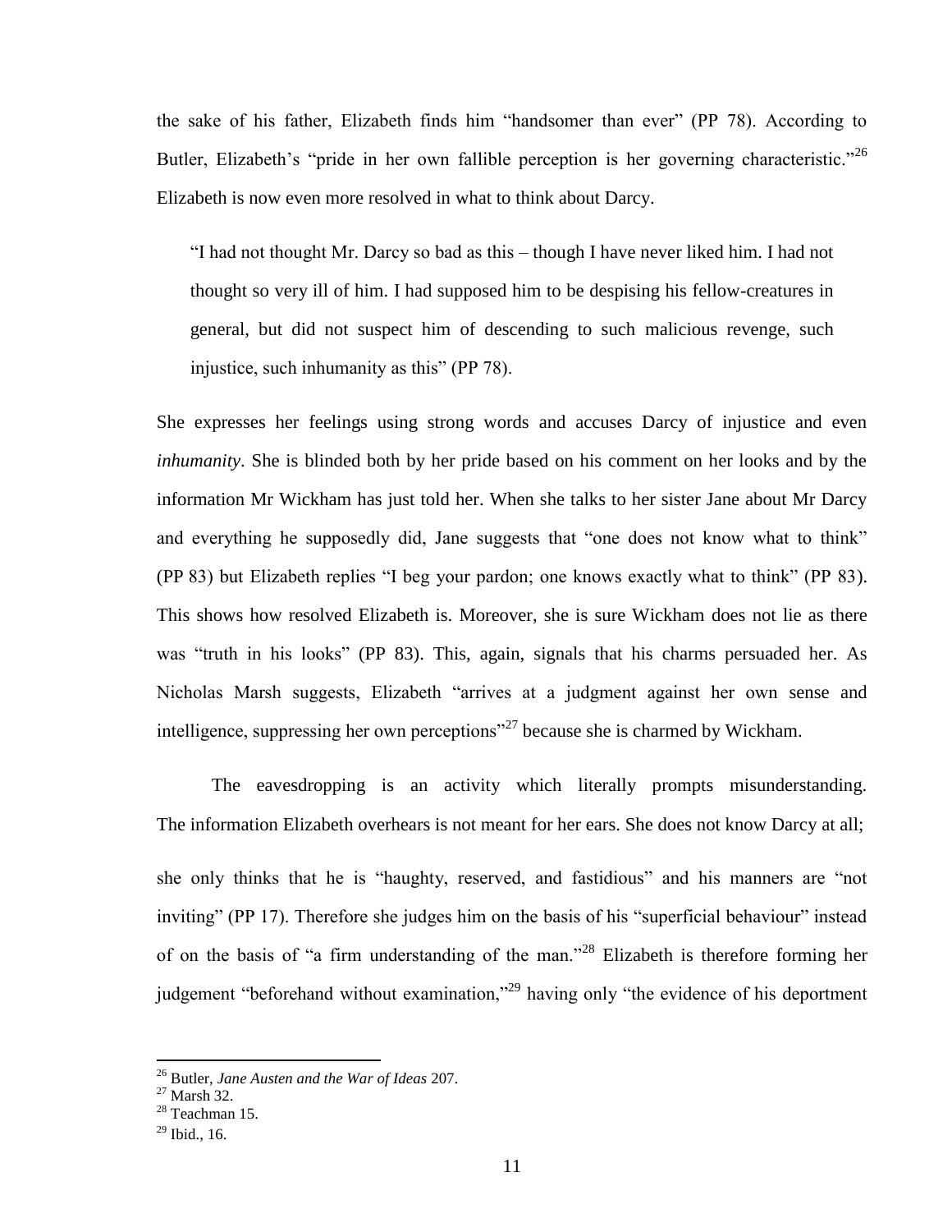the sake of his father, Elizabeth finds him "handsomer than ever" (PP 78). According to Butler, Elizabeth's "pride in her own fallible perception is her governing characteristic."[26] Elizabeth is now even more resolved in what to think about Darcy.

> "I had not thought Mr. Darcy so bad as this – though I have never liked him. I had not thought so very ill of him. I had supposed him to be despising his fellow-creatures in general, but did not suspect him of descending to such malicious revenge, such injustice, such inhumanity as this" (PP 78).

She expresses her feelings using strong words and accuses Darcy of injustice and even *inhumanity*. She is blinded both by her pride based on his comment on her looks and by the information Mr Wickham has just told her. When she talks to her sister Jane about Mr Darcy and everything he supposedly did, Jane suggests that "one does not know what to think" (PP 83) but Elizabeth replies "I beg your pardon; one knows exactly what to think" (PP 83). This shows how resolved Elizabeth is. Moreover, she is sure Wickham does not lie as there was "truth in his looks" (PP 83). This, again, signals that his charms persuaded her. As Nicholas Marsh suggests, Elizabeth "arrives at a judgment against her own sense and intelligence, suppressing her own perceptions"[27] because she is charmed by Wickham.

The eavesdropping is an activity which literally prompts misunderstanding. The information Elizabeth overhears is not meant for her ears. She does not know Darcy at all; she only thinks that he is "haughty, reserved, and fastidious" and his manners are "not inviting" (PP 17). Therefore she judges him on the basis of his "superficial behaviour" instead of on the basis of "a firm understanding of the man."[28] Elizabeth is therefore forming her judgement "beforehand without examination,"[29] having only "the evidence of his deportment

---

[26] Butler, *Jane Austen and the War of Ideas* 207.
[27] Marsh 32.
[28] Teachman 15.
[29] Ibid., 16.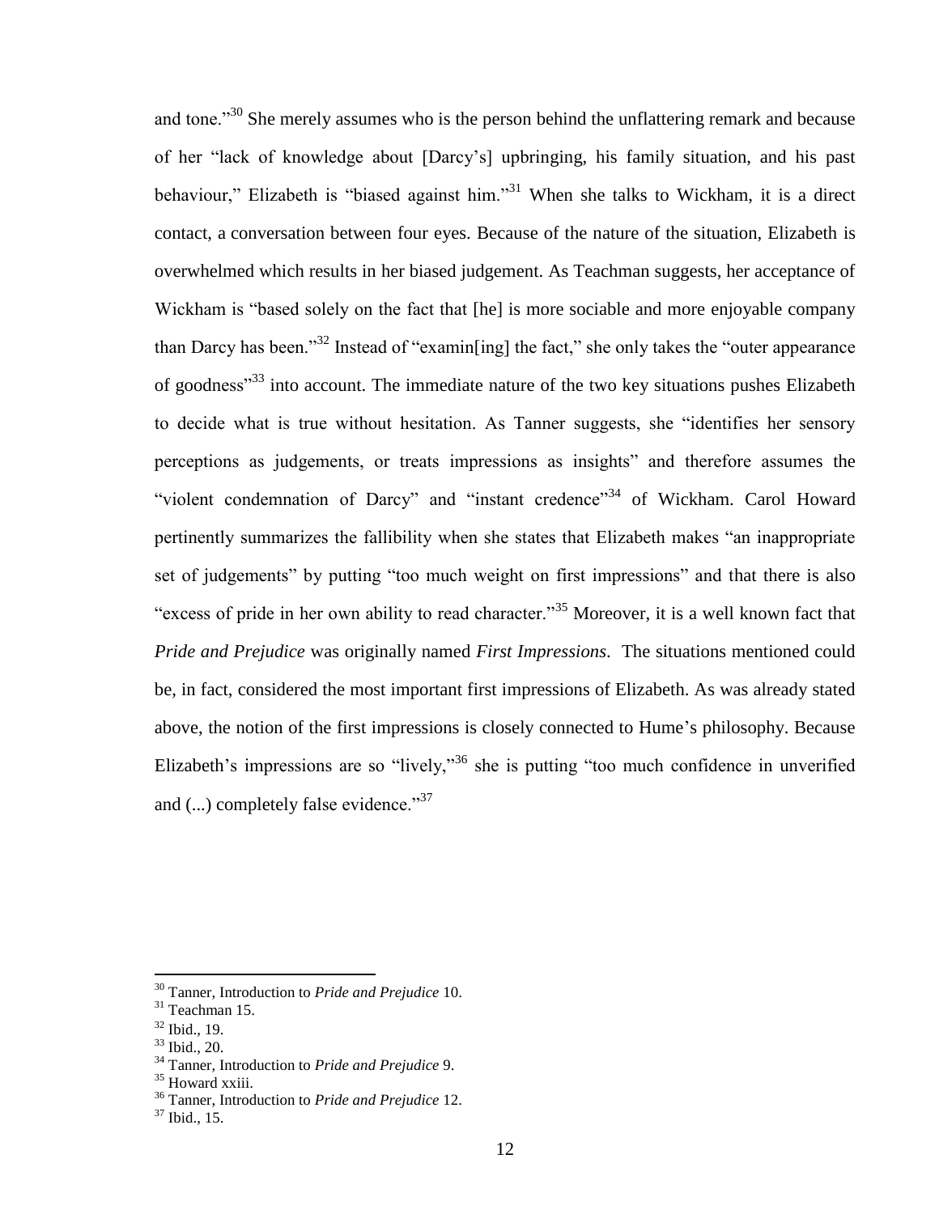and tone."[30] She merely assumes who is the person behind the unflattering remark and because of her "lack of knowledge about [Darcy's] upbringing, his family situation, and his past behaviour," Elizabeth is "biased against him."[31] When she talks to Wickham, it is a direct contact, a conversation between four eyes. Because of the nature of the situation, Elizabeth is overwhelmed which results in her biased judgement. As Teachman suggests, her acceptance of Wickham is "based solely on the fact that [he] is more sociable and more enjoyable company than Darcy has been."[32] Instead of "examin[ing] the fact," she only takes the "outer appearance of goodness"[33] into account. The immediate nature of the two key situations pushes Elizabeth to decide what is true without hesitation. As Tanner suggests, she "identifies her sensory perceptions as judgements, or treats impressions as insights" and therefore assumes the "violent condemnation of Darcy" and "instant credence"[34] of Wickham. Carol Howard pertinently summarizes the fallibility when she states that Elizabeth makes "an inappropriate set of judgements" by putting "too much weight on first impressions" and that there is also "excess of pride in her own ability to read character."[35] Moreover, it is a well known fact that *Pride and Prejudice* was originally named *First Impressions*. The situations mentioned could be, in fact, considered the most important first impressions of Elizabeth. As was already stated above, the notion of the first impressions is closely connected to Hume's philosophy. Because Elizabeth's impressions are so "lively,"[36] she is putting "too much confidence in unverified and (...) completely false evidence."[37]

---

[30] Tanner, Introduction to *Pride and Prejudice* 10.
[31] Teachman 15.
[32] Ibid., 19.
[33] Ibid., 20.
[34] Tanner, Introduction to *Pride and Prejudice* 9.
[35] Howard xxiii.
[36] Tanner, Introduction to *Pride and Prejudice* 12.
[37] Ibid., 15.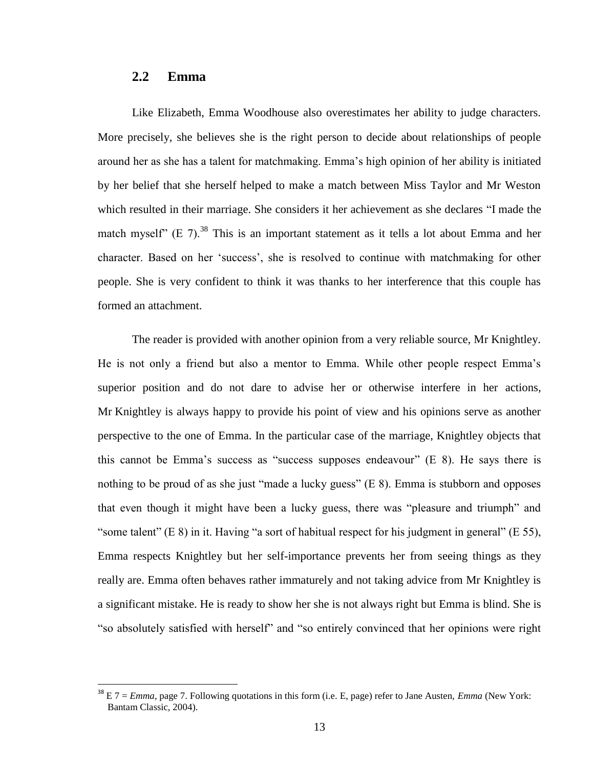## 2.2 Emma

Like Elizabeth, Emma Woodhouse also overestimates her ability to judge characters. More precisely, she believes she is the right person to decide about relationships of people around her as she has a talent for matchmaking. Emma's high opinion of her ability is initiated by her belief that she herself helped to make a match between Miss Taylor and Mr Weston which resulted in their marriage. She considers it her achievement as she declares "I made the match myself" (E 7).[38] This is an important statement as it tells a lot about Emma and her character. Based on her 'success', she is resolved to continue with matchmaking for other people. She is very confident to think it was thanks to her interference that this couple has formed an attachment.

The reader is provided with another opinion from a very reliable source, Mr Knightley. He is not only a friend but also a mentor to Emma. While other people respect Emma's superior position and do not dare to advise her or otherwise interfere in her actions, Mr Knightley is always happy to provide his point of view and his opinions serve as another perspective to the one of Emma. In the particular case of the marriage, Knightley objects that this cannot be Emma's success as "success supposes endeavour" (E 8). He says there is nothing to be proud of as she just "made a lucky guess" (E 8). Emma is stubborn and opposes that even though it might have been a lucky guess, there was "pleasure and triumph" and "some talent" (E 8) in it. Having "a sort of habitual respect for his judgment in general" (E 55), Emma respects Knightley but her self-importance prevents her from seeing things as they really are. Emma often behaves rather immaturely and not taking advice from Mr Knightley is a significant mistake. He is ready to show her she is not always right but Emma is blind. She is "so absolutely satisfied with herself" and "so entirely convinced that her opinions were right

[38] E 7 = *Emma*, page 7. Following quotations in this form (i.e. E, page) refer to Jane Austen, *Emma* (New York: Bantam Classic, 2004).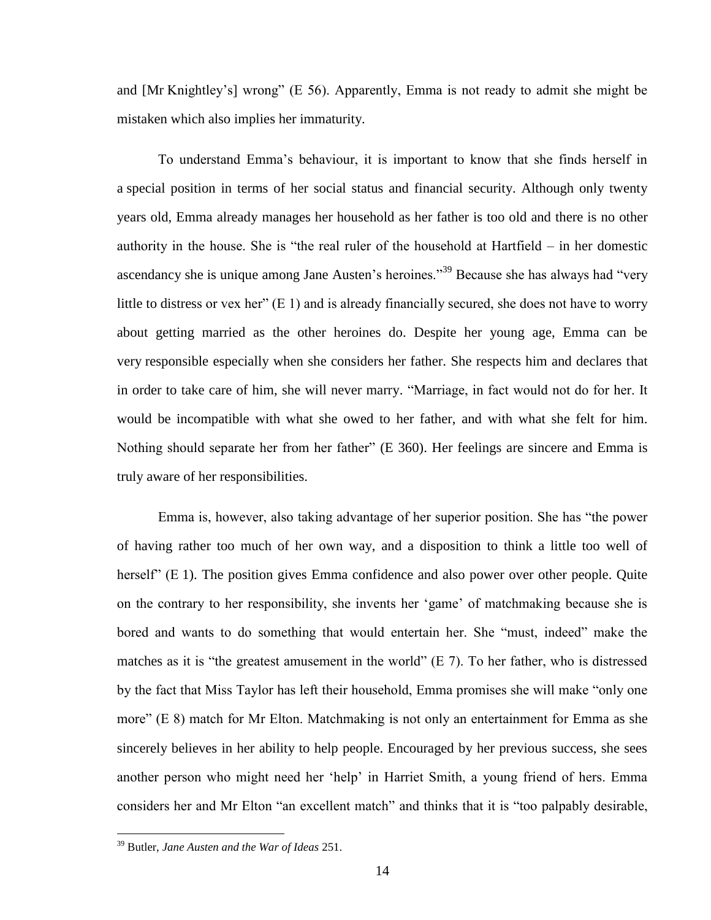and [Mr Knightley's] wrong" (E 56). Apparently, Emma is not ready to admit she might be mistaken which also implies her immaturity.

To understand Emma's behaviour, it is important to know that she finds herself in a special position in terms of her social status and financial security. Although only twenty years old, Emma already manages her household as her father is too old and there is no other authority in the house. She is "the real ruler of the household at Hartfield – in her domestic ascendancy she is unique among Jane Austen's heroines."[39] Because she has always had "very little to distress or vex her" (E 1) and is already financially secured, she does not have to worry about getting married as the other heroines do. Despite her young age, Emma can be very responsible especially when she considers her father. She respects him and declares that in order to take care of him, she will never marry. "Marriage, in fact would not do for her. It would be incompatible with what she owed to her father, and with what she felt for him. Nothing should separate her from her father" (E 360). Her feelings are sincere and Emma is truly aware of her responsibilities.

Emma is, however, also taking advantage of her superior position. She has "the power of having rather too much of her own way, and a disposition to think a little too well of herself" (E 1). The position gives Emma confidence and also power over other people. Quite on the contrary to her responsibility, she invents her 'game' of matchmaking because she is bored and wants to do something that would entertain her. She "must, indeed" make the matches as it is "the greatest amusement in the world" (E 7). To her father, who is distressed by the fact that Miss Taylor has left their household, Emma promises she will make "only one more" (E 8) match for Mr Elton. Matchmaking is not only an entertainment for Emma as she sincerely believes in her ability to help people. Encouraged by her previous success, she sees another person who might need her 'help' in Harriet Smith, a young friend of hers. Emma considers her and Mr Elton "an excellent match" and thinks that it is "too palpably desirable,

---

[39] Butler, *Jane Austen and the War of Ideas* 251.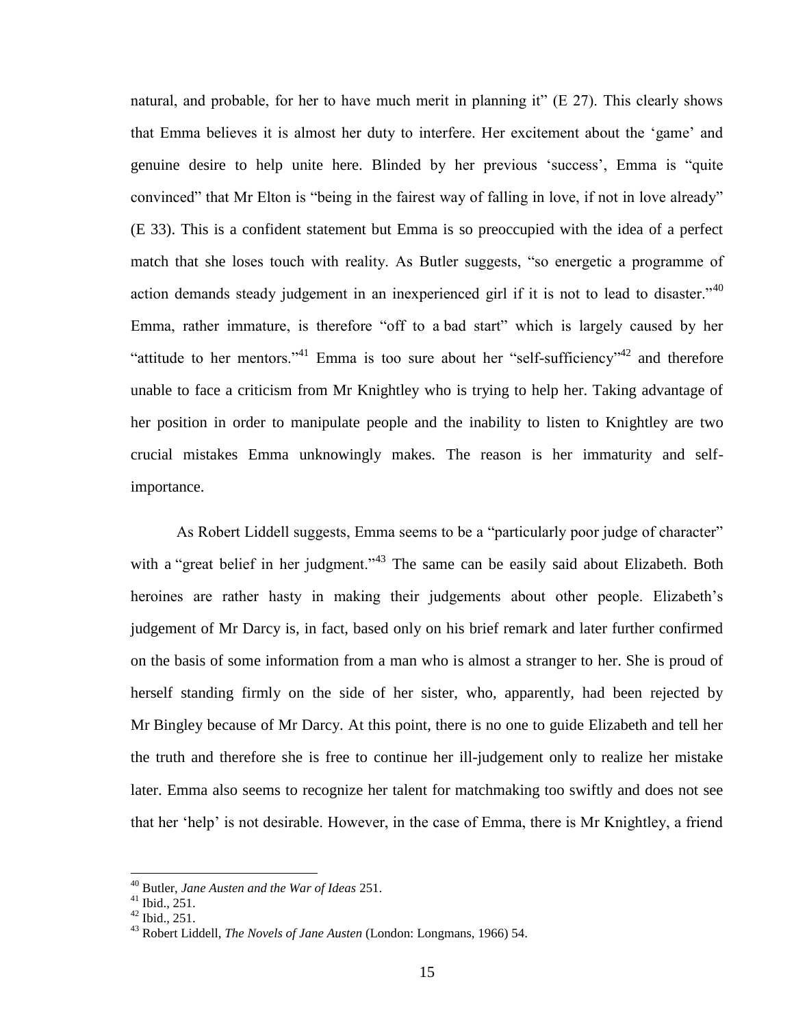natural, and probable, for her to have much merit in planning it" (E 27). This clearly shows that Emma believes it is almost her duty to interfere. Her excitement about the 'game' and genuine desire to help unite here. Blinded by her previous 'success', Emma is "quite convinced" that Mr Elton is "being in the fairest way of falling in love, if not in love already" (E 33). This is a confident statement but Emma is so preoccupied with the idea of a perfect match that she loses touch with reality. As Butler suggests, "so energetic a programme of action demands steady judgement in an inexperienced girl if it is not to lead to disaster."[40] Emma, rather immature, is therefore "off to a bad start" which is largely caused by her "attitude to her mentors."[41] Emma is too sure about her "self-sufficiency"[42] and therefore unable to face a criticism from Mr Knightley who is trying to help her. Taking advantage of her position in order to manipulate people and the inability to listen to Knightley are two crucial mistakes Emma unknowingly makes. The reason is her immaturity and self-importance.

As Robert Liddell suggests, Emma seems to be a "particularly poor judge of character" with a "great belief in her judgment."[43] The same can be easily said about Elizabeth. Both heroines are rather hasty in making their judgements about other people. Elizabeth's judgement of Mr Darcy is, in fact, based only on his brief remark and later further confirmed on the basis of some information from a man who is almost a stranger to her. She is proud of herself standing firmly on the side of her sister, who, apparently, had been rejected by Mr Bingley because of Mr Darcy. At this point, there is no one to guide Elizabeth and tell her the truth and therefore she is free to continue her ill-judgement only to realize her mistake later. Emma also seems to recognize her talent for matchmaking too swiftly and does not see that her 'help' is not desirable. However, in the case of Emma, there is Mr Knightley, a friend

---

[40] Butler, *Jane Austen and the War of Ideas* 251.

[41] Ibid., 251.

[42] Ibid., 251.

[43] Robert Liddell, *The Novels of Jane Austen* (London: Longmans, 1966) 54.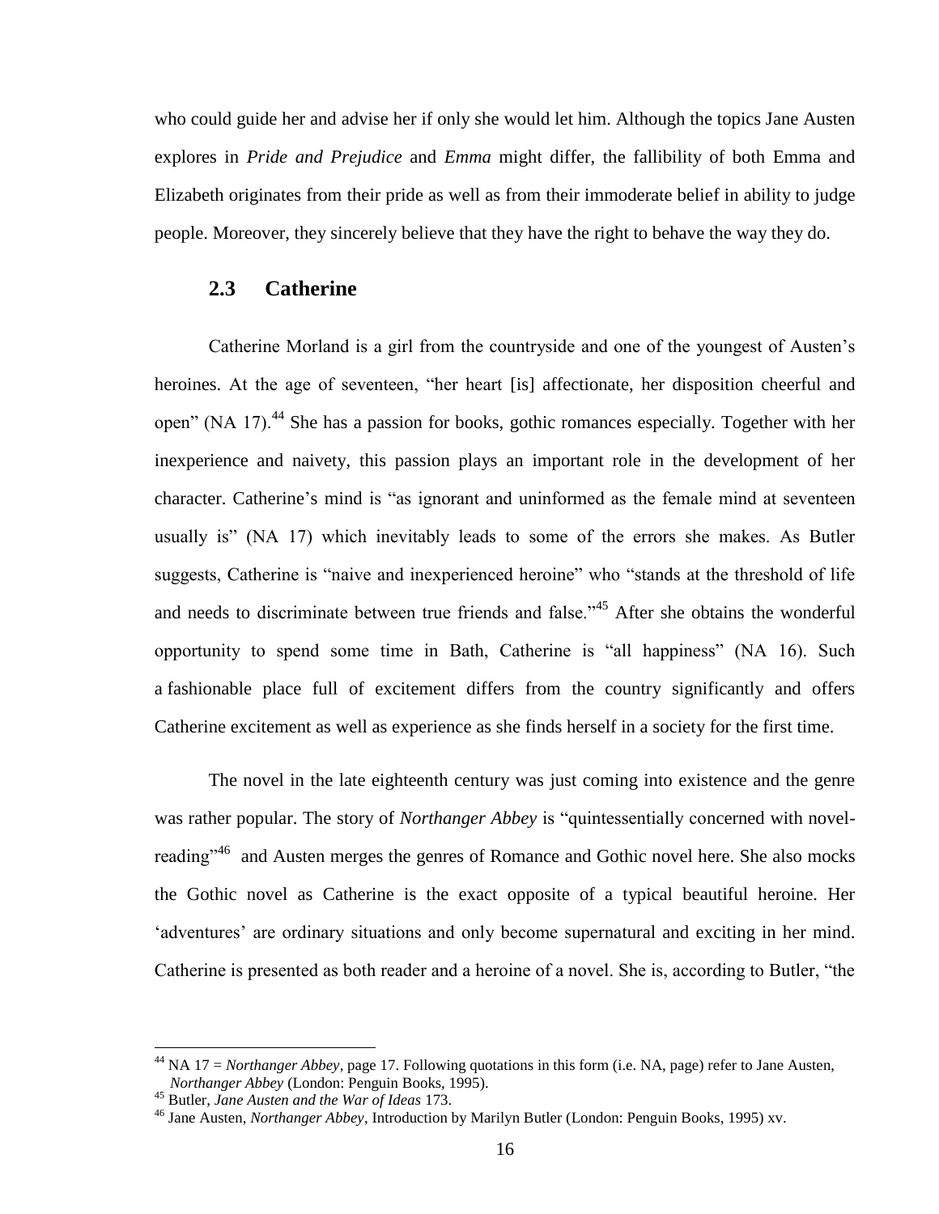who could guide her and advise her if only she would let him. Although the topics Jane Austen explores in *Pride and Prejudice* and *Emma* might differ, the fallibility of both Emma and Elizabeth originates from their pride as well as from their immoderate belief in ability to judge people. Moreover, they sincerely believe that they have the right to behave the way they do.

## 2.3 Catherine

Catherine Morland is a girl from the countryside and one of the youngest of Austen's heroines. At the age of seventeen, "her heart [is] affectionate, her disposition cheerful and open" (NA 17).[44] She has a passion for books, gothic romances especially. Together with her inexperience and naivety, this passion plays an important role in the development of her character. Catherine's mind is "as ignorant and uninformed as the female mind at seventeen usually is" (NA 17) which inevitably leads to some of the errors she makes. As Butler suggests, Catherine is "naive and inexperienced heroine" who "stands at the threshold of life and needs to discriminate between true friends and false."[45] After she obtains the wonderful opportunity to spend some time in Bath, Catherine is "all happiness" (NA 16). Such a fashionable place full of excitement differs from the country significantly and offers Catherine excitement as well as experience as she finds herself in a society for the first time.

The novel in the late eighteenth century was just coming into existence and the genre was rather popular. The story of *Northanger Abbey* is "quintessentially concerned with novel-reading"[46] and Austen merges the genres of Romance and Gothic novel here. She also mocks the Gothic novel as Catherine is the exact opposite of a typical beautiful heroine. Her 'adventures' are ordinary situations and only become supernatural and exciting in her mind. Catherine is presented as both reader and a heroine of a novel. She is, according to Butler, "the

---

[44] NA 17 = *Northanger Abbey*, page 17. Following quotations in this form (i.e. NA, page) refer to Jane Austen, *Northanger Abbey* (London: Penguin Books, 1995).

[45] Butler, *Jane Austen and the War of Ideas* 173.

[46] Jane Austen, *Northanger Abbey*, Introduction by Marilyn Butler (London: Penguin Books, 1995) xv.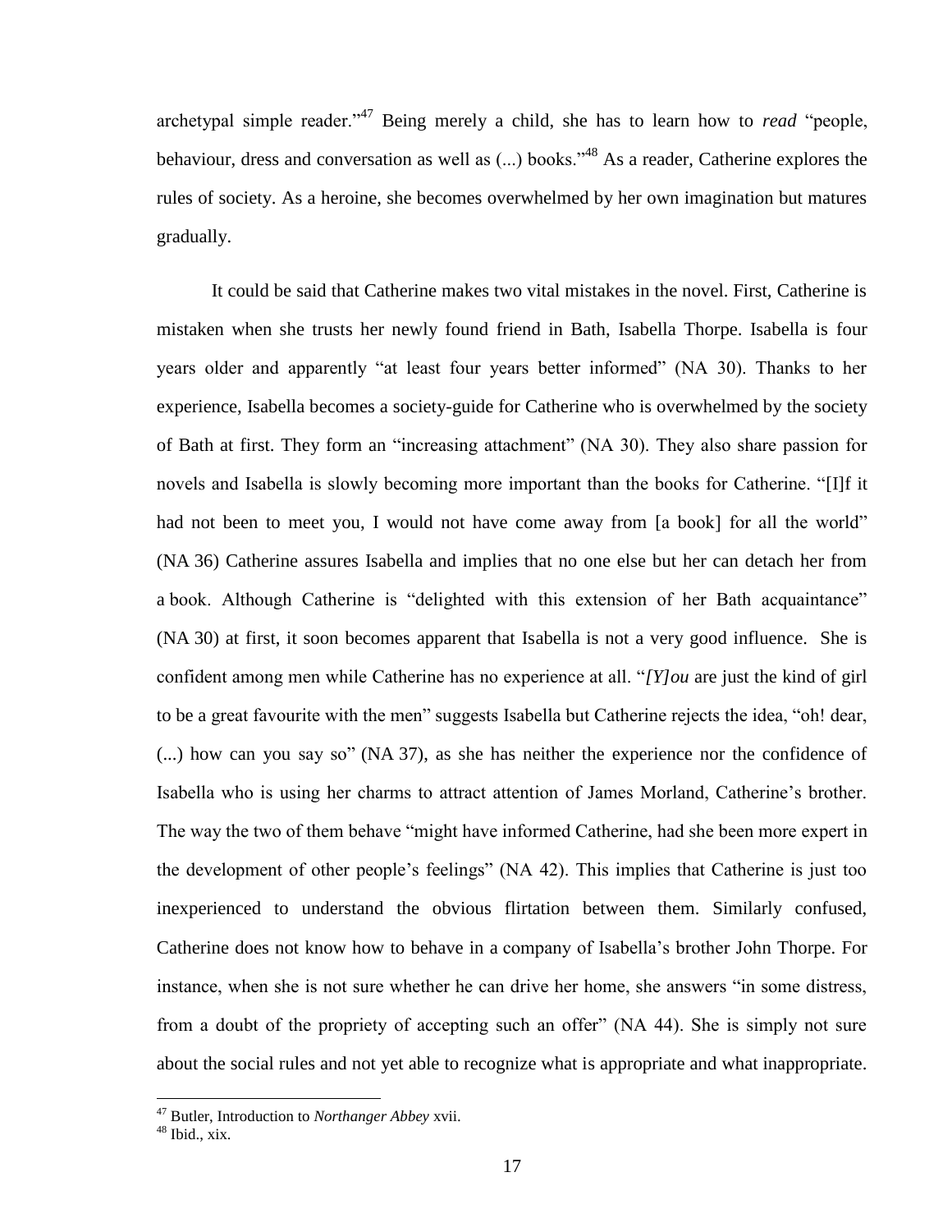archetypal simple reader."[47] Being merely a child, she has to learn how to *read* "people, behaviour, dress and conversation as well as (...) books."[48] As a reader, Catherine explores the rules of society. As a heroine, she becomes overwhelmed by her own imagination but matures gradually.

It could be said that Catherine makes two vital mistakes in the novel. First, Catherine is mistaken when she trusts her newly found friend in Bath, Isabella Thorpe. Isabella is four years older and apparently "at least four years better informed" (NA 30). Thanks to her experience, Isabella becomes a society-guide for Catherine who is overwhelmed by the society of Bath at first. They form an "increasing attachment" (NA 30). They also share passion for novels and Isabella is slowly becoming more important than the books for Catherine. "[I]f it had not been to meet you, I would not have come away from [a book] for all the world" (NA 36) Catherine assures Isabella and implies that no one else but her can detach her from a book. Although Catherine is "delighted with this extension of her Bath acquaintance" (NA 30) at first, it soon becomes apparent that Isabella is not a very good influence. She is confident among men while Catherine has no experience at all. "*[Y]ou* are just the kind of girl to be a great favourite with the men" suggests Isabella but Catherine rejects the idea, "oh! dear, (...) how can you say so" (NA 37), as she has neither the experience nor the confidence of Isabella who is using her charms to attract attention of James Morland, Catherine's brother. The way the two of them behave "might have informed Catherine, had she been more expert in the development of other people's feelings" (NA 42). This implies that Catherine is just too inexperienced to understand the obvious flirtation between them. Similarly confused, Catherine does not know how to behave in a company of Isabella's brother John Thorpe. For instance, when she is not sure whether he can drive her home, she answers "in some distress, from a doubt of the propriety of accepting such an offer" (NA 44). She is simply not sure about the social rules and not yet able to recognize what is appropriate and what inappropriate.

---

[47] Butler, Introduction to *Northanger Abbey* xvii.
[48] Ibid., xix.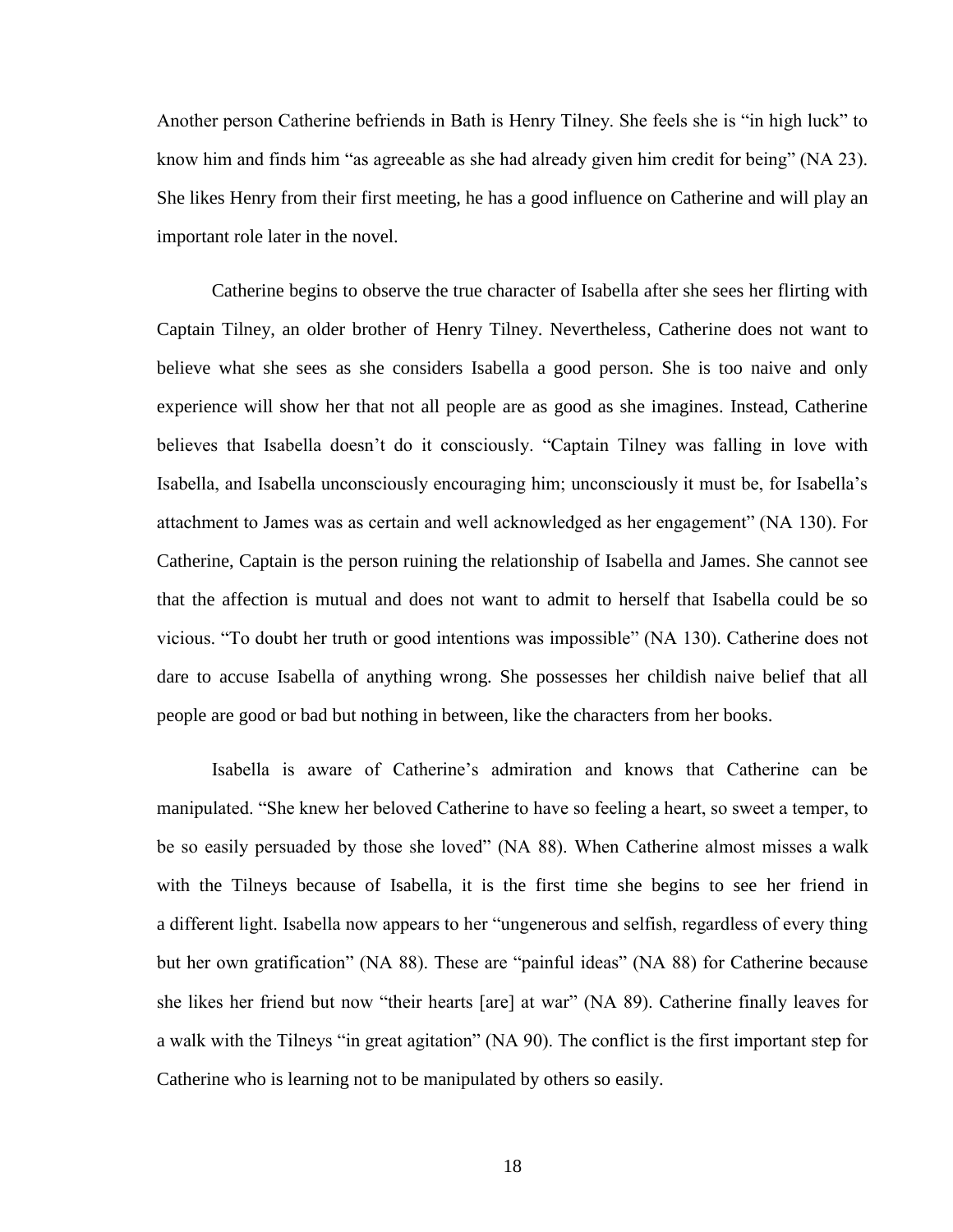Another person Catherine befriends in Bath is Henry Tilney. She feels she is "in high luck" to know him and finds him "as agreeable as she had already given him credit for being" (NA 23). She likes Henry from their first meeting, he has a good influence on Catherine and will play an important role later in the novel.

Catherine begins to observe the true character of Isabella after she sees her flirting with Captain Tilney, an older brother of Henry Tilney. Nevertheless, Catherine does not want to believe what she sees as she considers Isabella a good person. She is too naive and only experience will show her that not all people are as good as she imagines. Instead, Catherine believes that Isabella doesn't do it consciously. "Captain Tilney was falling in love with Isabella, and Isabella unconsciously encouraging him; unconsciously it must be, for Isabella's attachment to James was as certain and well acknowledged as her engagement" (NA 130). For Catherine, Captain is the person ruining the relationship of Isabella and James. She cannot see that the affection is mutual and does not want to admit to herself that Isabella could be so vicious. "To doubt her truth or good intentions was impossible" (NA 130). Catherine does not dare to accuse Isabella of anything wrong. She possesses her childish naive belief that all people are good or bad but nothing in between, like the characters from her books.

Isabella is aware of Catherine's admiration and knows that Catherine can be manipulated. "She knew her beloved Catherine to have so feeling a heart, so sweet a temper, to be so easily persuaded by those she loved" (NA 88). When Catherine almost misses a walk with the Tilneys because of Isabella, it is the first time she begins to see her friend in a different light. Isabella now appears to her "ungenerous and selfish, regardless of every thing but her own gratification" (NA 88). These are "painful ideas" (NA 88) for Catherine because she likes her friend but now "their hearts [are] at war" (NA 89). Catherine finally leaves for a walk with the Tilneys "in great agitation" (NA 90). The conflict is the first important step for Catherine who is learning not to be manipulated by others so easily.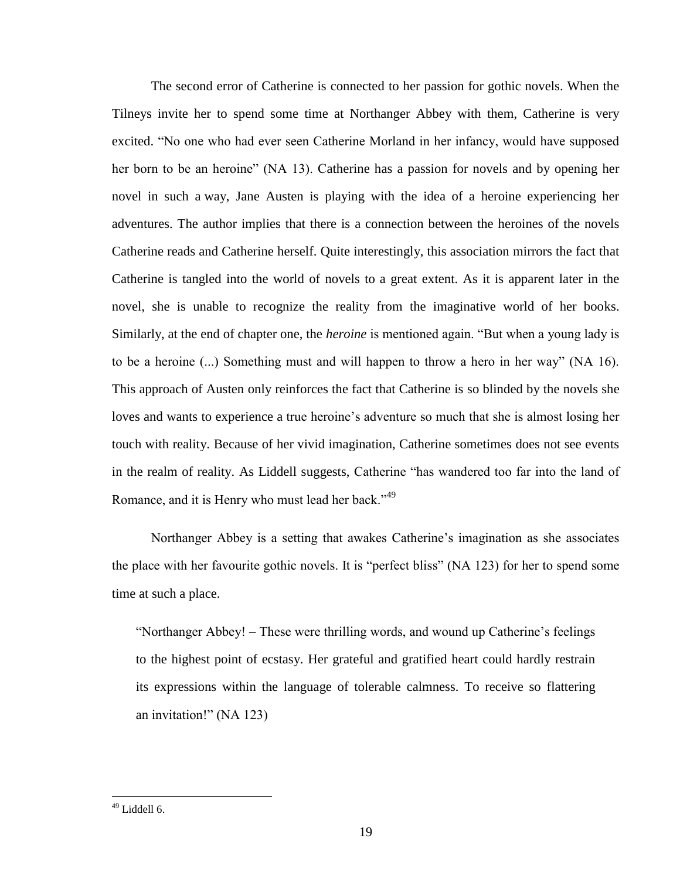The second error of Catherine is connected to her passion for gothic novels. When the Tilneys invite her to spend some time at Northanger Abbey with them, Catherine is very excited. "No one who had ever seen Catherine Morland in her infancy, would have supposed her born to be an heroine" (NA 13). Catherine has a passion for novels and by opening her novel in such a way, Jane Austen is playing with the idea of a heroine experiencing her adventures. The author implies that there is a connection between the heroines of the novels Catherine reads and Catherine herself. Quite interestingly, this association mirrors the fact that Catherine is tangled into the world of novels to a great extent. As it is apparent later in the novel, she is unable to recognize the reality from the imaginative world of her books. Similarly, at the end of chapter one, the *heroine* is mentioned again. "But when a young lady is to be a heroine (...) Something must and will happen to throw a hero in her way" (NA 16). This approach of Austen only reinforces the fact that Catherine is so blinded by the novels she loves and wants to experience a true heroine's adventure so much that she is almost losing her touch with reality. Because of her vivid imagination, Catherine sometimes does not see events in the realm of reality. As Liddell suggests, Catherine "has wandered too far into the land of Romance, and it is Henry who must lead her back."[49]

Northanger Abbey is a setting that awakes Catherine's imagination as she associates the place with her favourite gothic novels. It is "perfect bliss" (NA 123) for her to spend some time at such a place.

> "Northanger Abbey! – These were thrilling words, and wound up Catherine's feelings to the highest point of ecstasy. Her grateful and gratified heart could hardly restrain its expressions within the language of tolerable calmness. To receive so flattering an invitation!" (NA 123)

---

[49] Liddell 6.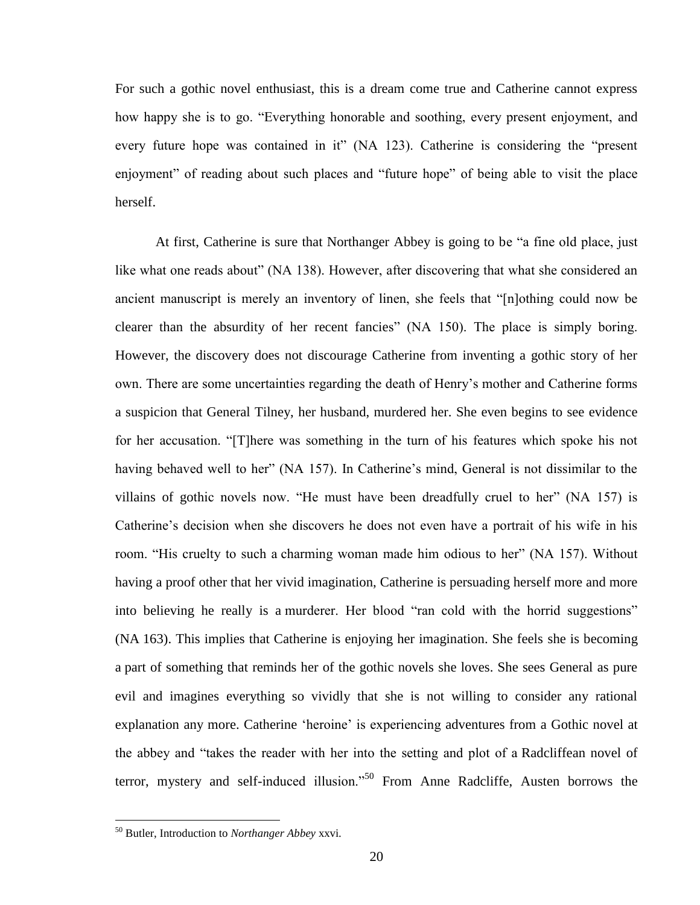For such a gothic novel enthusiast, this is a dream come true and Catherine cannot express how happy she is to go. "Everything honorable and soothing, every present enjoyment, and every future hope was contained in it" (NA 123). Catherine is considering the "present enjoyment" of reading about such places and "future hope" of being able to visit the place herself.

At first, Catherine is sure that Northanger Abbey is going to be "a fine old place, just like what one reads about" (NA 138). However, after discovering that what she considered an ancient manuscript is merely an inventory of linen, she feels that "[n]othing could now be clearer than the absurdity of her recent fancies" (NA 150). The place is simply boring. However, the discovery does not discourage Catherine from inventing a gothic story of her own. There are some uncertainties regarding the death of Henry's mother and Catherine forms a suspicion that General Tilney, her husband, murdered her. She even begins to see evidence for her accusation. "[T]here was something in the turn of his features which spoke his not having behaved well to her" (NA 157). In Catherine's mind, General is not dissimilar to the villains of gothic novels now. "He must have been dreadfully cruel to her" (NA 157) is Catherine's decision when she discovers he does not even have a portrait of his wife in his room. "His cruelty to such a charming woman made him odious to her" (NA 157). Without having a proof other that her vivid imagination, Catherine is persuading herself more and more into believing he really is a murderer. Her blood "ran cold with the horrid suggestions" (NA 163). This implies that Catherine is enjoying her imagination. She feels she is becoming a part of something that reminds her of the gothic novels she loves. She sees General as pure evil and imagines everything so vividly that she is not willing to consider any rational explanation any more. Catherine 'heroine' is experiencing adventures from a Gothic novel at the abbey and "takes the reader with her into the setting and plot of a Radcliffean novel of terror, mystery and self-induced illusion."[50] From Anne Radcliffe, Austen borrows the

[50] Butler, Introduction to *Northanger Abbey* xxvi.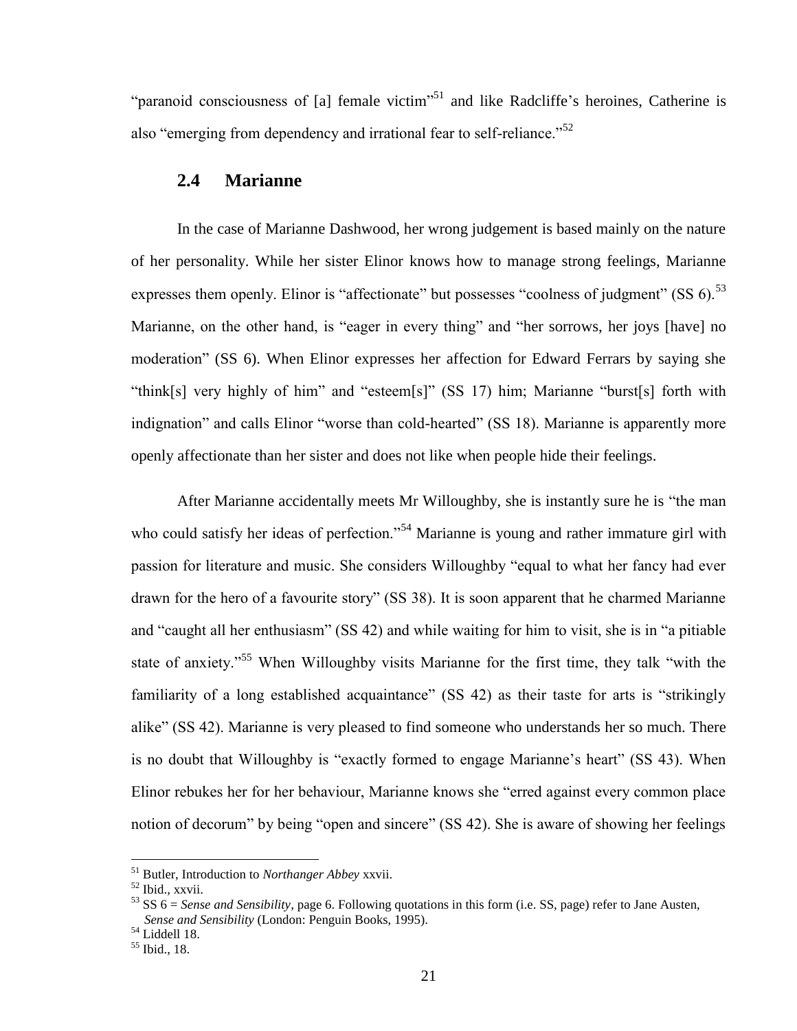"paranoid consciousness of [a] female victim"[51] and like Radcliffe's heroines, Catherine is also "emerging from dependency and irrational fear to self-reliance."[52]

## 2.4 Marianne

In the case of Marianne Dashwood, her wrong judgement is based mainly on the nature of her personality. While her sister Elinor knows how to manage strong feelings, Marianne expresses them openly. Elinor is "affectionate" but possesses "coolness of judgment" (SS 6).[53] Marianne, on the other hand, is "eager in every thing" and "her sorrows, her joys [have] no moderation" (SS 6). When Elinor expresses her affection for Edward Ferrars by saying she "think[s] very highly of him" and "esteem[s]" (SS 17) him; Marianne "burst[s] forth with indignation" and calls Elinor "worse than cold-hearted" (SS 18). Marianne is apparently more openly affectionate than her sister and does not like when people hide their feelings.

After Marianne accidentally meets Mr Willoughby, she is instantly sure he is "the man who could satisfy her ideas of perfection."[54] Marianne is young and rather immature girl with passion for literature and music. She considers Willoughby "equal to what her fancy had ever drawn for the hero of a favourite story" (SS 38). It is soon apparent that he charmed Marianne and "caught all her enthusiasm" (SS 42) and while waiting for him to visit, she is in "a pitiable state of anxiety."[55] When Willoughby visits Marianne for the first time, they talk "with the familiarity of a long established acquaintance" (SS 42) as their taste for arts is "strikingly alike" (SS 42). Marianne is very pleased to find someone who understands her so much. There is no doubt that Willoughby is "exactly formed to engage Marianne's heart" (SS 43). When Elinor rebukes her for her behaviour, Marianne knows she "erred against every common place notion of decorum" by being "open and sincere" (SS 42). She is aware of showing her feelings

---

[51] Butler, Introduction to *Northanger Abbey* xxvii.

[52] Ibid., xxvii.

[53] SS 6 = *Sense and Sensibility*, page 6. Following quotations in this form (i.e. SS, page) refer to Jane Austen, *Sense and Sensibility* (London: Penguin Books, 1995).

[54] Liddell 18.

[55] Ibid., 18.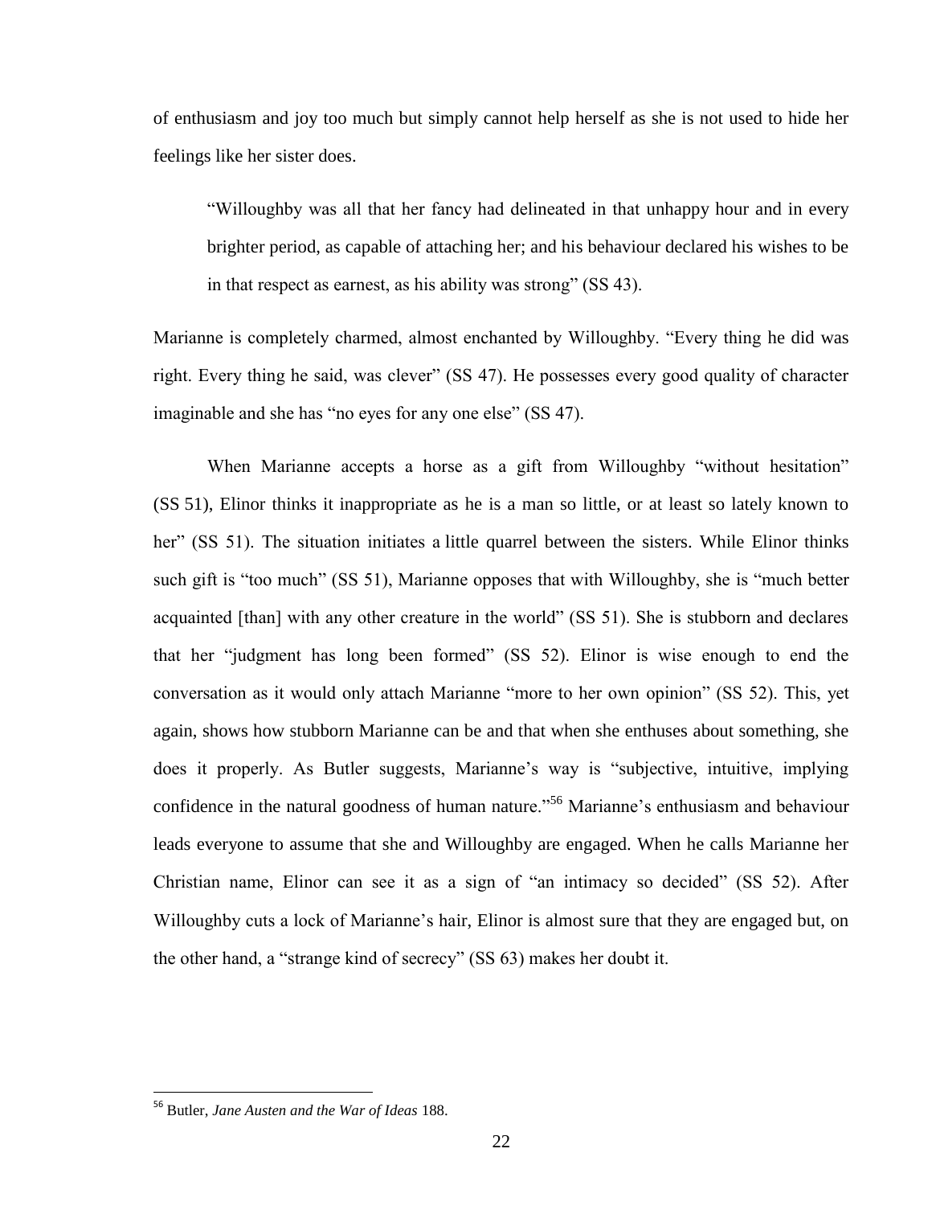of enthusiasm and joy too much but simply cannot help herself as she is not used to hide her feelings like her sister does.

> "Willoughby was all that her fancy had delineated in that unhappy hour and in every brighter period, as capable of attaching her; and his behaviour declared his wishes to be in that respect as earnest, as his ability was strong" (SS 43).

Marianne is completely charmed, almost enchanted by Willoughby. "Every thing he did was right. Every thing he said, was clever" (SS 47). He possesses every good quality of character imaginable and she has "no eyes for any one else" (SS 47).

When Marianne accepts a horse as a gift from Willoughby "without hesitation" (SS 51), Elinor thinks it inappropriate as he is a man so little, or at least so lately known to her" (SS 51). The situation initiates a little quarrel between the sisters. While Elinor thinks such gift is "too much" (SS 51), Marianne opposes that with Willoughby, she is "much better acquainted [than] with any other creature in the world" (SS 51). She is stubborn and declares that her "judgment has long been formed" (SS 52). Elinor is wise enough to end the conversation as it would only attach Marianne "more to her own opinion" (SS 52). This, yet again, shows how stubborn Marianne can be and that when she enthuses about something, she does it properly. As Butler suggests, Marianne's way is "subjective, intuitive, implying confidence in the natural goodness of human nature."[56] Marianne's enthusiasm and behaviour leads everyone to assume that she and Willoughby are engaged. When he calls Marianne her Christian name, Elinor can see it as a sign of "an intimacy so decided" (SS 52). After Willoughby cuts a lock of Marianne's hair, Elinor is almost sure that they are engaged but, on the other hand, a "strange kind of secrecy" (SS 63) makes her doubt it.

---

[56] Butler, *Jane Austen and the War of Ideas* 188.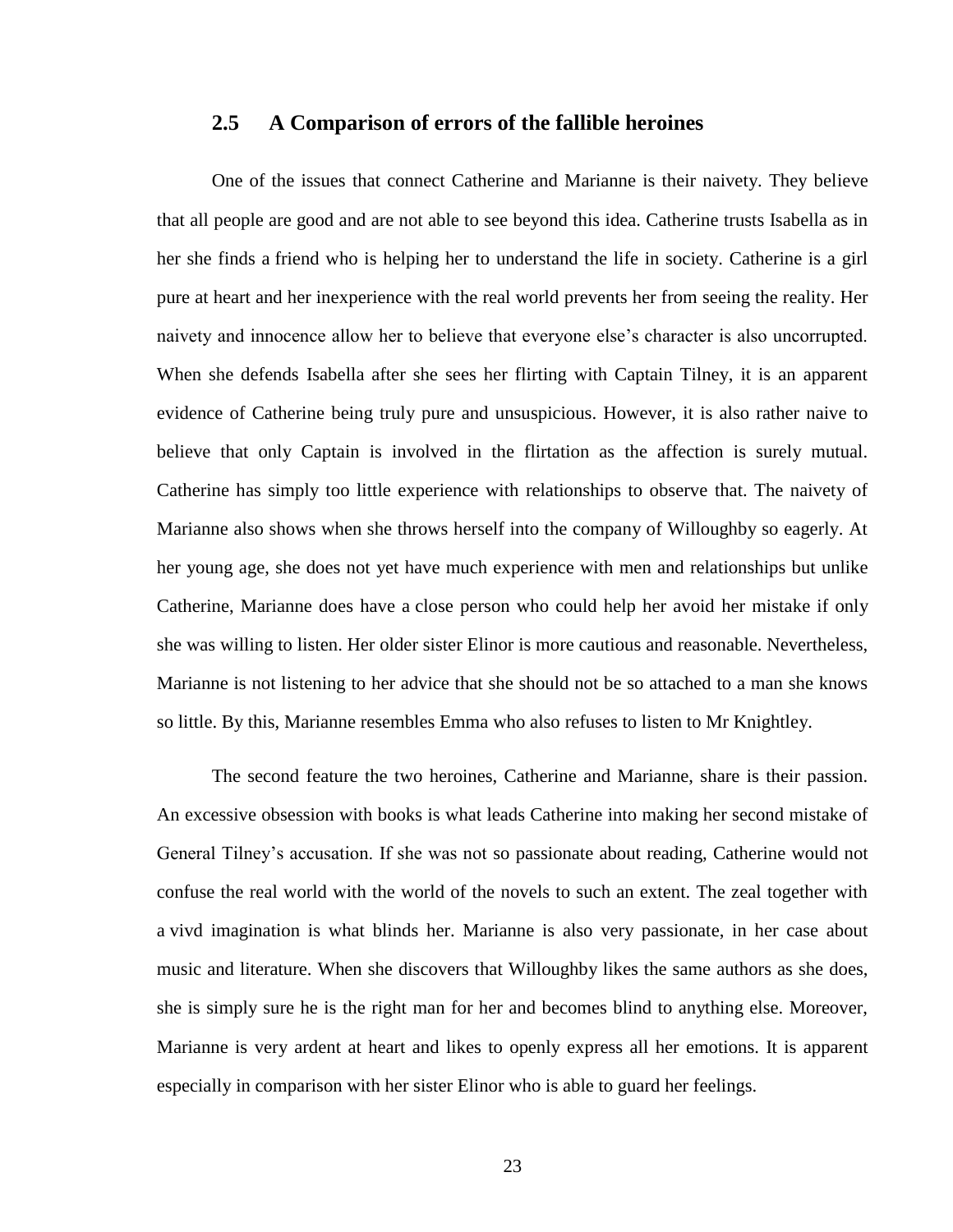## 2.5 A Comparison of errors of the fallible heroines

One of the issues that connect Catherine and Marianne is their naivety. They believe that all people are good and are not able to see beyond this idea. Catherine trusts Isabella as in her she finds a friend who is helping her to understand the life in society. Catherine is a girl pure at heart and her inexperience with the real world prevents her from seeing the reality. Her naivety and innocence allow her to believe that everyone else's character is also uncorrupted. When she defends Isabella after she sees her flirting with Captain Tilney, it is an apparent evidence of Catherine being truly pure and unsuspicious. However, it is also rather naive to believe that only Captain is involved in the flirtation as the affection is surely mutual. Catherine has simply too little experience with relationships to observe that. The naivety of Marianne also shows when she throws herself into the company of Willoughby so eagerly. At her young age, she does not yet have much experience with men and relationships but unlike Catherine, Marianne does have a close person who could help her avoid her mistake if only she was willing to listen. Her older sister Elinor is more cautious and reasonable. Nevertheless, Marianne is not listening to her advice that she should not be so attached to a man she knows so little. By this, Marianne resembles Emma who also refuses to listen to Mr Knightley.

The second feature the two heroines, Catherine and Marianne, share is their passion. An excessive obsession with books is what leads Catherine into making her second mistake of General Tilney's accusation. If she was not so passionate about reading, Catherine would not confuse the real world with the world of the novels to such an extent. The zeal together with a vivd imagination is what blinds her. Marianne is also very passionate, in her case about music and literature. When she discovers that Willoughby likes the same authors as she does, she is simply sure he is the right man for her and becomes blind to anything else. Moreover, Marianne is very ardent at heart and likes to openly express all her emotions. It is apparent especially in comparison with her sister Elinor who is able to guard her feelings.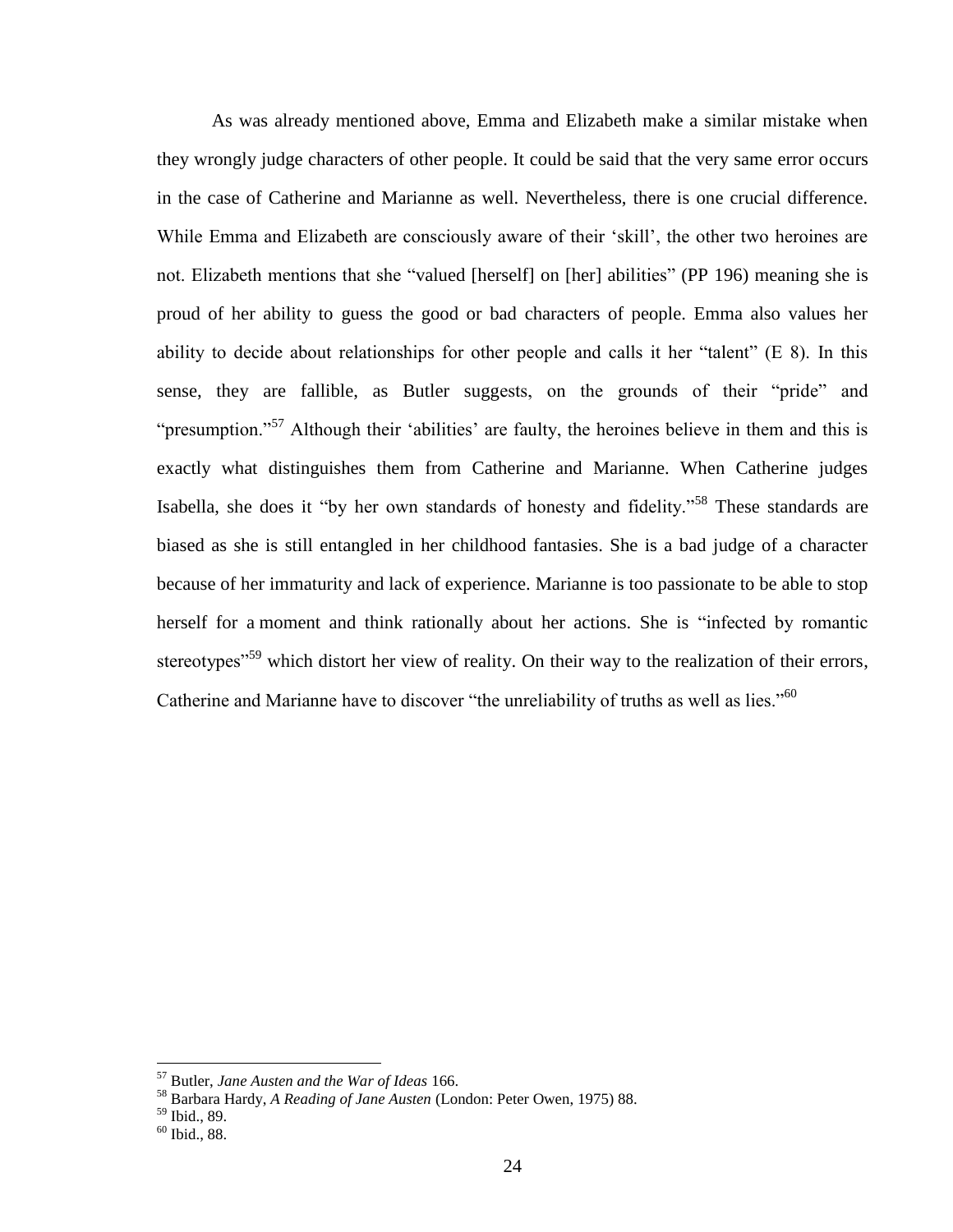As was already mentioned above, Emma and Elizabeth make a similar mistake when they wrongly judge characters of other people. It could be said that the very same error occurs in the case of Catherine and Marianne as well. Nevertheless, there is one crucial difference. While Emma and Elizabeth are consciously aware of their 'skill', the other two heroines are not. Elizabeth mentions that she "valued [herself] on [her] abilities" (PP 196) meaning she is proud of her ability to guess the good or bad characters of people. Emma also values her ability to decide about relationships for other people and calls it her "talent" (E 8). In this sense, they are fallible, as Butler suggests, on the grounds of their "pride" and "presumption."[57] Although their 'abilities' are faulty, the heroines believe in them and this is exactly what distinguishes them from Catherine and Marianne. When Catherine judges Isabella, she does it "by her own standards of honesty and fidelity."[58] These standards are biased as she is still entangled in her childhood fantasies. She is a bad judge of a character because of her immaturity and lack of experience. Marianne is too passionate to be able to stop herself for a moment and think rationally about her actions. She is "infected by romantic stereotypes"[59] which distort her view of reality. On their way to the realization of their errors, Catherine and Marianne have to discover "the unreliability of truths as well as lies."[60]

---

[57] Butler, *Jane Austen and the War of Ideas* 166.

[58] Barbara Hardy, *A Reading of Jane Austen* (London: Peter Owen, 1975) 88.

[59] Ibid., 89.

[60] Ibid., 88.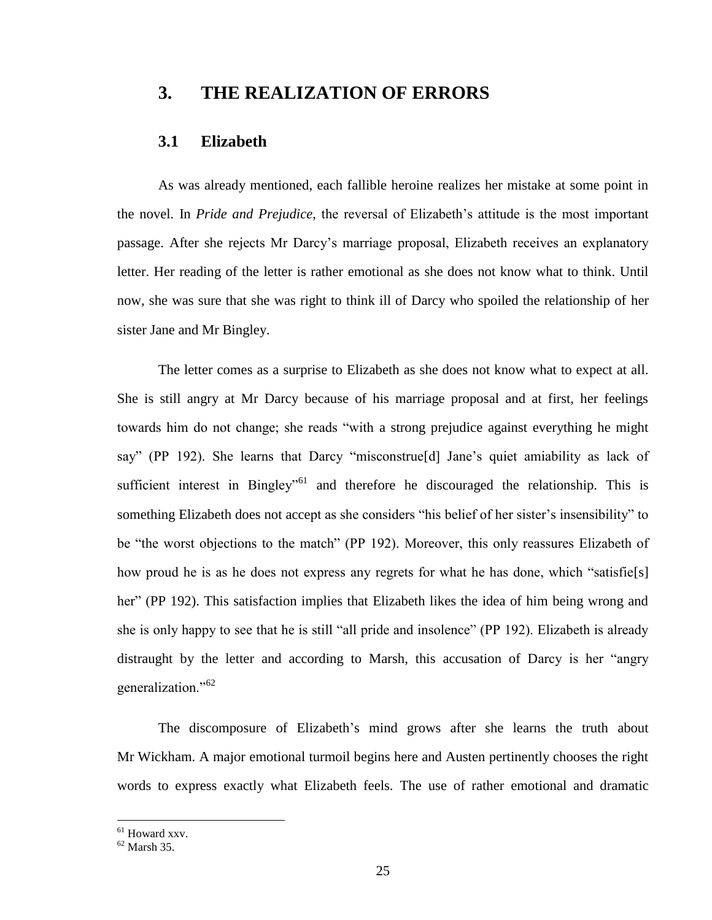# 3. THE REALIZATION OF ERRORS

## 3.1 Elizabeth

As was already mentioned, each fallible heroine realizes her mistake at some point in the novel. In *Pride and Prejudice*, the reversal of Elizabeth's attitude is the most important passage. After she rejects Mr Darcy's marriage proposal, Elizabeth receives an explanatory letter. Her reading of the letter is rather emotional as she does not know what to think. Until now, she was sure that she was right to think ill of Darcy who spoiled the relationship of her sister Jane and Mr Bingley.

The letter comes as a surprise to Elizabeth as she does not know what to expect at all. She is still angry at Mr Darcy because of his marriage proposal and at first, her feelings towards him do not change; she reads "with a strong prejudice against everything he might say" (PP 192). She learns that Darcy "misconstrue[d] Jane's quiet amiability as lack of sufficient interest in Bingley"[61] and therefore he discouraged the relationship. This is something Elizabeth does not accept as she considers "his belief of her sister's insensibility" to be "the worst objections to the match" (PP 192). Moreover, this only reassures Elizabeth of how proud he is as he does not express any regrets for what he has done, which "satisfie[s] her" (PP 192). This satisfaction implies that Elizabeth likes the idea of him being wrong and she is only happy to see that he is still "all pride and insolence" (PP 192). Elizabeth is already distraught by the letter and according to Marsh, this accusation of Darcy is her "angry generalization."[62]

The discomposure of Elizabeth's mind grows after she learns the truth about Mr Wickham. A major emotional turmoil begins here and Austen pertinently chooses the right words to express exactly what Elizabeth feels. The use of rather emotional and dramatic

---

[61] Howard xxv.
[62] Marsh 35.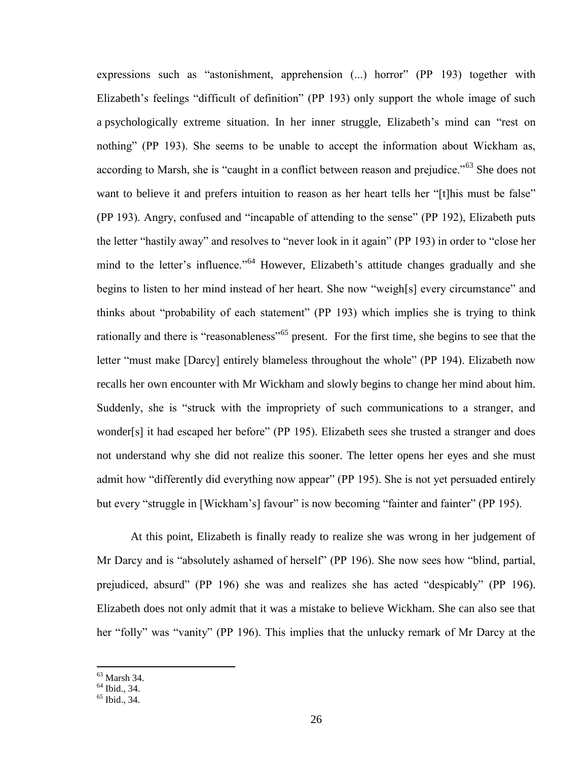expressions such as "astonishment, apprehension (...) horror" (PP 193) together with Elizabeth's feelings "difficult of definition" (PP 193) only support the whole image of such a psychologically extreme situation. In her inner struggle, Elizabeth's mind can "rest on nothing" (PP 193). She seems to be unable to accept the information about Wickham as, according to Marsh, she is "caught in a conflict between reason and prejudice."[63] She does not want to believe it and prefers intuition to reason as her heart tells her "[t]his must be false" (PP 193). Angry, confused and "incapable of attending to the sense" (PP 192), Elizabeth puts the letter "hastily away" and resolves to "never look in it again" (PP 193) in order to "close her mind to the letter's influence."[64] However, Elizabeth's attitude changes gradually and she begins to listen to her mind instead of her heart. She now "weigh[s] every circumstance" and thinks about "probability of each statement" (PP 193) which implies she is trying to think rationally and there is "reasonableness"[65] present. For the first time, she begins to see that the letter "must make [Darcy] entirely blameless throughout the whole" (PP 194). Elizabeth now recalls her own encounter with Mr Wickham and slowly begins to change her mind about him. Suddenly, she is "struck with the impropriety of such communications to a stranger, and wonder[s] it had escaped her before" (PP 195). Elizabeth sees she trusted a stranger and does not understand why she did not realize this sooner. The letter opens her eyes and she must admit how "differently did everything now appear" (PP 195). She is not yet persuaded entirely but every "struggle in [Wickham's] favour" is now becoming "fainter and fainter" (PP 195).

At this point, Elizabeth is finally ready to realize she was wrong in her judgement of Mr Darcy and is "absolutely ashamed of herself" (PP 196). She now sees how "blind, partial, prejudiced, absurd" (PP 196) she was and realizes she has acted "despicably" (PP 196). Elizabeth does not only admit that it was a mistake to believe Wickham. She can also see that her "folly" was "vanity" (PP 196). This implies that the unlucky remark of Mr Darcy at the

---

[63] Marsh 34.
[64] Ibid., 34.
[65] Ibid., 34.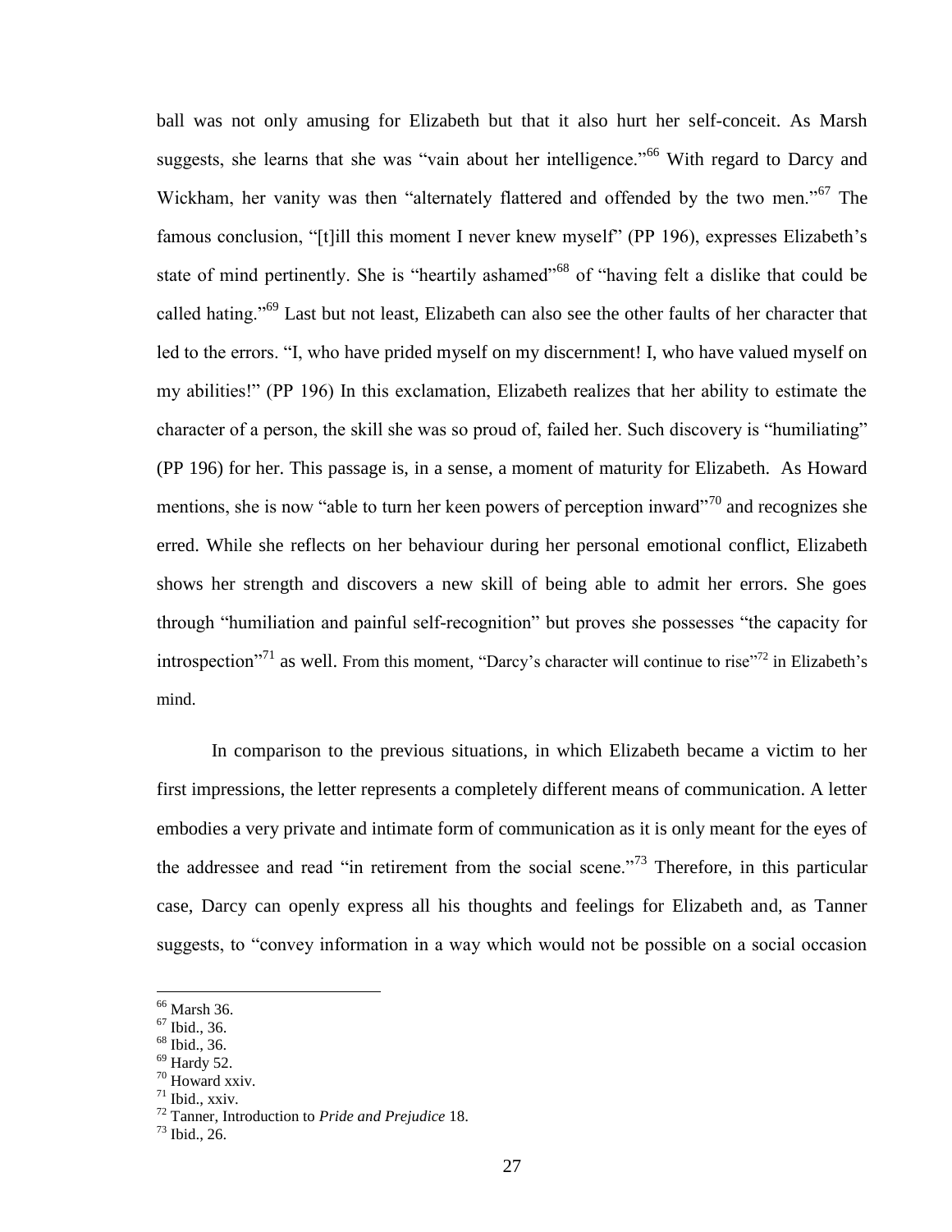ball was not only amusing for Elizabeth but that it also hurt her self-conceit. As Marsh suggests, she learns that she was "vain about her intelligence."[66] With regard to Darcy and Wickham, her vanity was then "alternately flattered and offended by the two men."[67] The famous conclusion, "[t]ill this moment I never knew myself" (PP 196), expresses Elizabeth's state of mind pertinently. She is "heartily ashamed"[68] of "having felt a dislike that could be called hating."[69] Last but not least, Elizabeth can also see the other faults of her character that led to the errors. "I, who have prided myself on my discernment! I, who have valued myself on my abilities!" (PP 196) In this exclamation, Elizabeth realizes that her ability to estimate the character of a person, the skill she was so proud of, failed her. Such discovery is "humiliating" (PP 196) for her. This passage is, in a sense, a moment of maturity for Elizabeth. As Howard mentions, she is now "able to turn her keen powers of perception inward"[70] and recognizes she erred. While she reflects on her behaviour during her personal emotional conflict, Elizabeth shows her strength and discovers a new skill of being able to admit her errors. She goes through "humiliation and painful self-recognition" but proves she possesses "the capacity for introspection"[71] as well. From this moment, "Darcy's character will continue to rise"[72] in Elizabeth's mind.

In comparison to the previous situations, in which Elizabeth became a victim to her first impressions, the letter represents a completely different means of communication. A letter embodies a very private and intimate form of communication as it is only meant for the eyes of the addressee and read "in retirement from the social scene."[73] Therefore, in this particular case, Darcy can openly express all his thoughts and feelings for Elizabeth and, as Tanner suggests, to "convey information in a way which would not be possible on a social occasion

---

[66] Marsh 36.
[67] Ibid., 36.
[68] Ibid., 36.
[69] Hardy 52.
[70] Howard xxiv.
[71] Ibid., xxiv.
[72] Tanner, Introduction to *Pride and Prejudice* 18.
[73] Ibid., 26.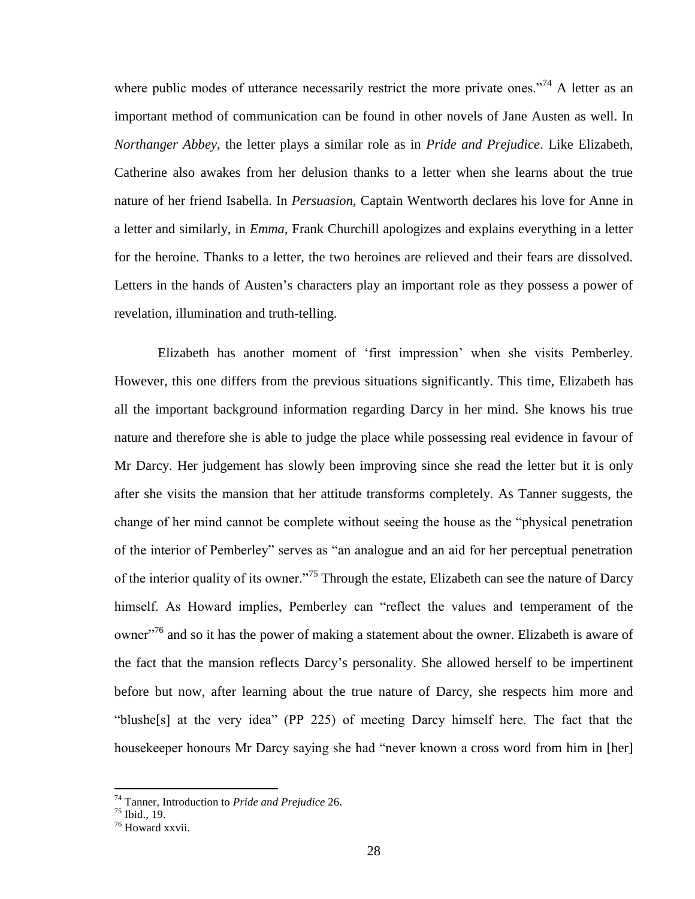where public modes of utterance necessarily restrict the more private ones."[74] A letter as an important method of communication can be found in other novels of Jane Austen as well. In *Northanger Abbey*, the letter plays a similar role as in *Pride and Prejudice*. Like Elizabeth, Catherine also awakes from her delusion thanks to a letter when she learns about the true nature of her friend Isabella. In *Persuasion*, Captain Wentworth declares his love for Anne in a letter and similarly, in *Emma*, Frank Churchill apologizes and explains everything in a letter for the heroine. Thanks to a letter, the two heroines are relieved and their fears are dissolved. Letters in the hands of Austen's characters play an important role as they possess a power of revelation, illumination and truth-telling.

Elizabeth has another moment of 'first impression' when she visits Pemberley. However, this one differs from the previous situations significantly. This time, Elizabeth has all the important background information regarding Darcy in her mind. She knows his true nature and therefore she is able to judge the place while possessing real evidence in favour of Mr Darcy. Her judgement has slowly been improving since she read the letter but it is only after she visits the mansion that her attitude transforms completely. As Tanner suggests, the change of her mind cannot be complete without seeing the house as the "physical penetration of the interior of Pemberley" serves as "an analogue and an aid for her perceptual penetration of the interior quality of its owner."[75] Through the estate, Elizabeth can see the nature of Darcy himself. As Howard implies, Pemberley can "reflect the values and temperament of the owner"[76] and so it has the power of making a statement about the owner. Elizabeth is aware of the fact that the mansion reflects Darcy's personality. She allowed herself to be impertinent before but now, after learning about the true nature of Darcy, she respects him more and "blushe[s] at the very idea" (PP 225) of meeting Darcy himself here. The fact that the housekeeper honours Mr Darcy saying she had "never known a cross word from him in [her]

---

[74] Tanner, Introduction to *Pride and Prejudice* 26.

[75] Ibid., 19.

[76] Howard xxvii.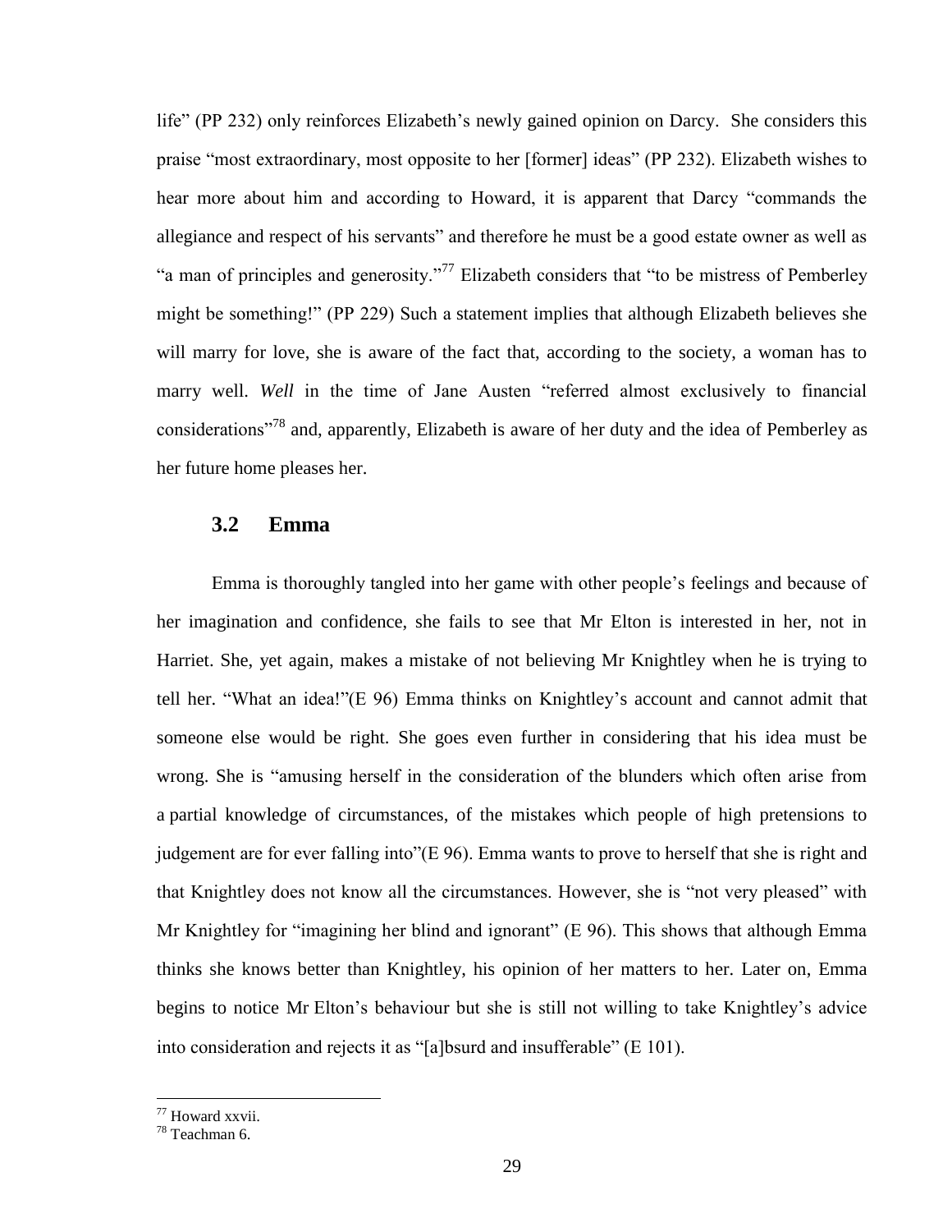life" (PP 232) only reinforces Elizabeth's newly gained opinion on Darcy. She considers this praise "most extraordinary, most opposite to her [former] ideas" (PP 232). Elizabeth wishes to hear more about him and according to Howard, it is apparent that Darcy "commands the allegiance and respect of his servants" and therefore he must be a good estate owner as well as "a man of principles and generosity."[77] Elizabeth considers that "to be mistress of Pemberley might be something!" (PP 229) Such a statement implies that although Elizabeth believes she will marry for love, she is aware of the fact that, according to the society, a woman has to marry well. *Well* in the time of Jane Austen "referred almost exclusively to financial considerations"[78] and, apparently, Elizabeth is aware of her duty and the idea of Pemberley as her future home pleases her.

## 3.2 Emma

Emma is thoroughly tangled into her game with other people's feelings and because of her imagination and confidence, she fails to see that Mr Elton is interested in her, not in Harriet. She, yet again, makes a mistake of not believing Mr Knightley when he is trying to tell her. "What an idea!"(E 96) Emma thinks on Knightley's account and cannot admit that someone else would be right. She goes even further in considering that his idea must be wrong. She is "amusing herself in the consideration of the blunders which often arise from a partial knowledge of circumstances, of the mistakes which people of high pretensions to judgement are for ever falling into"(E 96). Emma wants to prove to herself that she is right and that Knightley does not know all the circumstances. However, she is "not very pleased" with Mr Knightley for "imagining her blind and ignorant" (E 96). This shows that although Emma thinks she knows better than Knightley, his opinion of her matters to her. Later on, Emma begins to notice Mr Elton's behaviour but she is still not willing to take Knightley's advice into consideration and rejects it as "[a]bsurd and insufferable" (E 101).

---

[77] Howard xxvii.

[78] Teachman 6.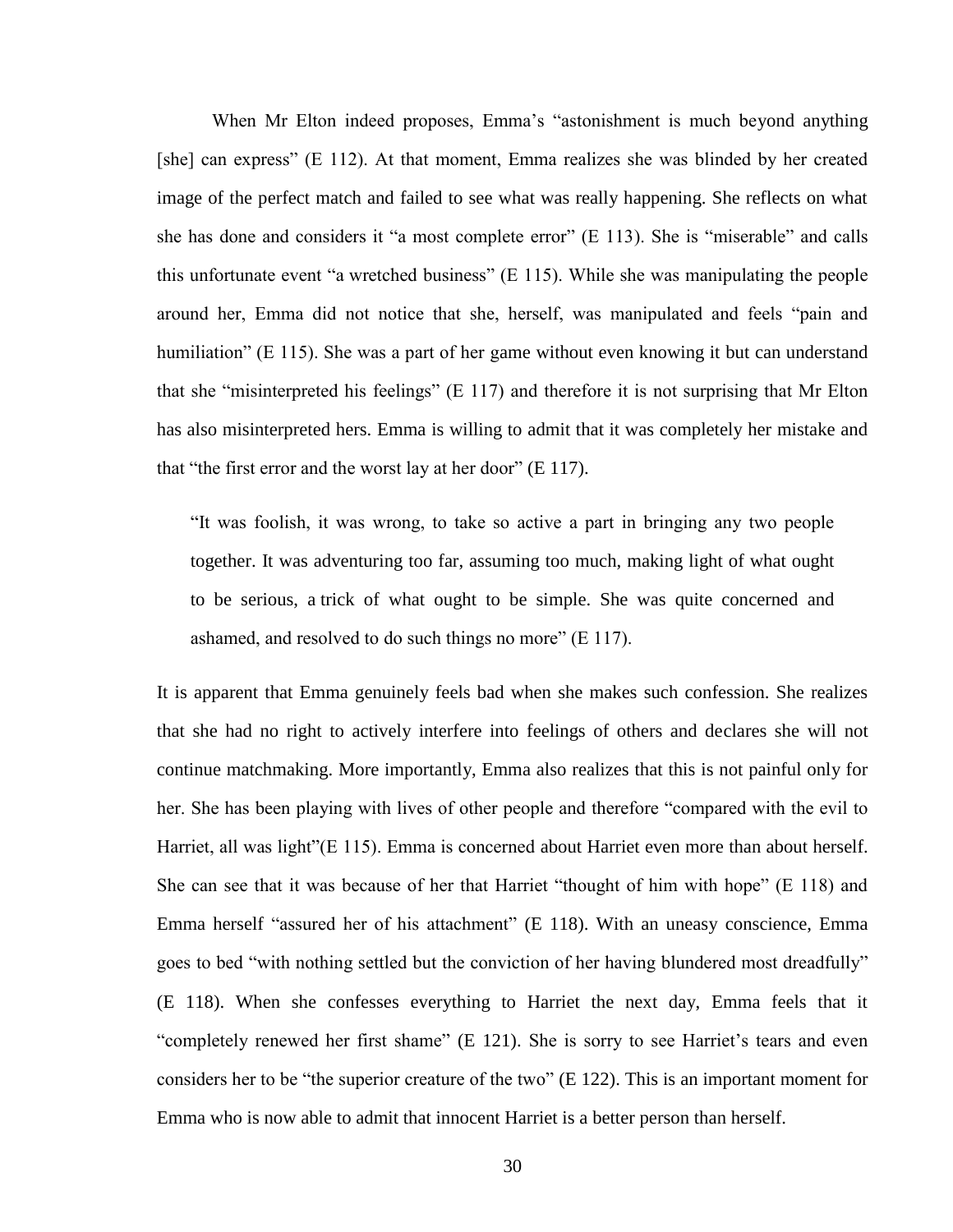When Mr Elton indeed proposes, Emma's "astonishment is much beyond anything [she] can express" (E 112). At that moment, Emma realizes she was blinded by her created image of the perfect match and failed to see what was really happening. She reflects on what she has done and considers it "a most complete error" (E 113). She is "miserable" and calls this unfortunate event "a wretched business" (E 115). While she was manipulating the people around her, Emma did not notice that she, herself, was manipulated and feels "pain and humiliation" (E 115). She was a part of her game without even knowing it but can understand that she "misinterpreted his feelings" (E 117) and therefore it is not surprising that Mr Elton has also misinterpreted hers. Emma is willing to admit that it was completely her mistake and that "the first error and the worst lay at her door" (E 117).

> "It was foolish, it was wrong, to take so active a part in bringing any two people together. It was adventuring too far, assuming too much, making light of what ought to be serious, a trick of what ought to be simple. She was quite concerned and ashamed, and resolved to do such things no more" (E 117).

It is apparent that Emma genuinely feels bad when she makes such confession. She realizes that she had no right to actively interfere into feelings of others and declares she will not continue matchmaking. More importantly, Emma also realizes that this is not painful only for her. She has been playing with lives of other people and therefore "compared with the evil to Harriet, all was light"(E 115). Emma is concerned about Harriet even more than about herself. She can see that it was because of her that Harriet "thought of him with hope" (E 118) and Emma herself "assured her of his attachment" (E 118). With an uneasy conscience, Emma goes to bed "with nothing settled but the conviction of her having blundered most dreadfully" (E 118). When she confesses everything to Harriet the next day, Emma feels that it "completely renewed her first shame" (E 121). She is sorry to see Harriet's tears and even considers her to be "the superior creature of the two" (E 122). This is an important moment for Emma who is now able to admit that innocent Harriet is a better person than herself.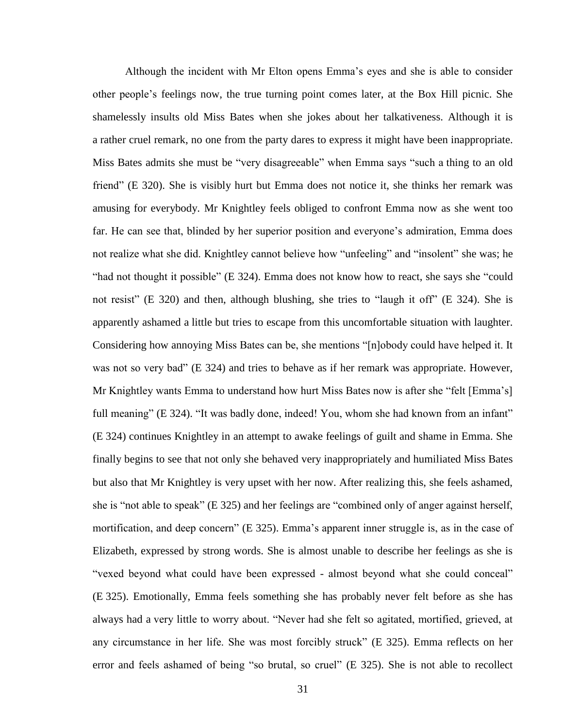Although the incident with Mr Elton opens Emma's eyes and she is able to consider other people's feelings now, the true turning point comes later, at the Box Hill picnic. She shamelessly insults old Miss Bates when she jokes about her talkativeness. Although it is a rather cruel remark, no one from the party dares to express it might have been inappropriate. Miss Bates admits she must be "very disagreeable" when Emma says "such a thing to an old friend" (E 320). She is visibly hurt but Emma does not notice it, she thinks her remark was amusing for everybody. Mr Knightley feels obliged to confront Emma now as she went too far. He can see that, blinded by her superior position and everyone's admiration, Emma does not realize what she did. Knightley cannot believe how "unfeeling" and "insolent" she was; he "had not thought it possible" (E 324). Emma does not know how to react, she says she "could not resist" (E 320) and then, although blushing, she tries to "laugh it off" (E 324). She is apparently ashamed a little but tries to escape from this uncomfortable situation with laughter. Considering how annoying Miss Bates can be, she mentions "[n]obody could have helped it. It was not so very bad" (E 324) and tries to behave as if her remark was appropriate. However, Mr Knightley wants Emma to understand how hurt Miss Bates now is after she "felt [Emma's] full meaning" (E 324). "It was badly done, indeed! You, whom she had known from an infant" (E 324) continues Knightley in an attempt to awake feelings of guilt and shame in Emma. She finally begins to see that not only she behaved very inappropriately and humiliated Miss Bates but also that Mr Knightley is very upset with her now. After realizing this, she feels ashamed, she is "not able to speak" (E 325) and her feelings are "combined only of anger against herself, mortification, and deep concern" (E 325). Emma's apparent inner struggle is, as in the case of Elizabeth, expressed by strong words. She is almost unable to describe her feelings as she is "vexed beyond what could have been expressed - almost beyond what she could conceal" (E 325). Emotionally, Emma feels something she has probably never felt before as she has always had a very little to worry about. "Never had she felt so agitated, mortified, grieved, at any circumstance in her life. She was most forcibly struck" (E 325). Emma reflects on her error and feels ashamed of being "so brutal, so cruel" (E 325). She is not able to recollect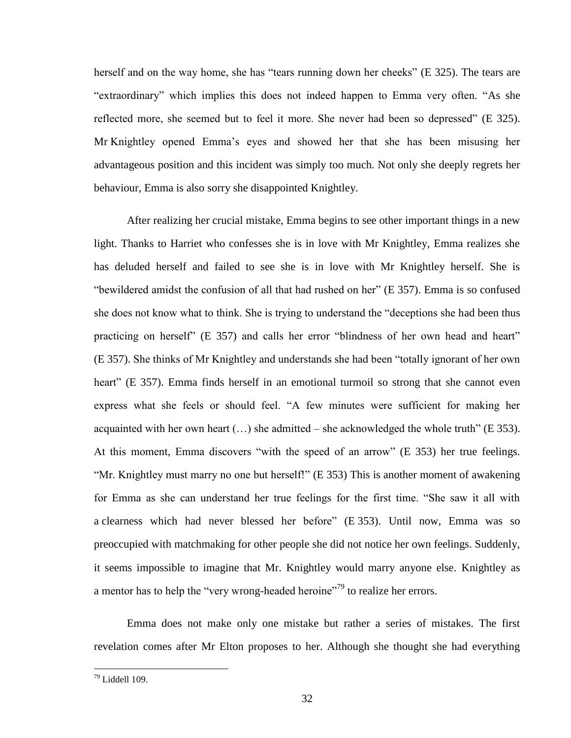herself and on the way home, she has "tears running down her cheeks" (E 325). The tears are "extraordinary" which implies this does not indeed happen to Emma very often. "As she reflected more, she seemed but to feel it more. She never had been so depressed" (E 325). Mr Knightley opened Emma's eyes and showed her that she has been misusing her advantageous position and this incident was simply too much. Not only she deeply regrets her behaviour, Emma is also sorry she disappointed Knightley.

After realizing her crucial mistake, Emma begins to see other important things in a new light. Thanks to Harriet who confesses she is in love with Mr Knightley, Emma realizes she has deluded herself and failed to see she is in love with Mr Knightley herself. She is "bewildered amidst the confusion of all that had rushed on her" (E 357). Emma is so confused she does not know what to think. She is trying to understand the "deceptions she had been thus practicing on herself" (E 357) and calls her error "blindness of her own head and heart" (E 357). She thinks of Mr Knightley and understands she had been "totally ignorant of her own heart" (E 357). Emma finds herself in an emotional turmoil so strong that she cannot even express what she feels or should feel. "A few minutes were sufficient for making her acquainted with her own heart (…) she admitted – she acknowledged the whole truth" (E 353). At this moment, Emma discovers "with the speed of an arrow" (E 353) her true feelings. "Mr. Knightley must marry no one but herself!" (E 353) This is another moment of awakening for Emma as she can understand her true feelings for the first time. "She saw it all with a clearness which had never blessed her before" (E 353). Until now, Emma was so preoccupied with matchmaking for other people she did not notice her own feelings. Suddenly, it seems impossible to imagine that Mr. Knightley would marry anyone else. Knightley as a mentor has to help the "very wrong-headed heroine"[79] to realize her errors.

Emma does not make only one mistake but rather a series of mistakes. The first revelation comes after Mr Elton proposes to her. Although she thought she had everything

[79] Liddell 109.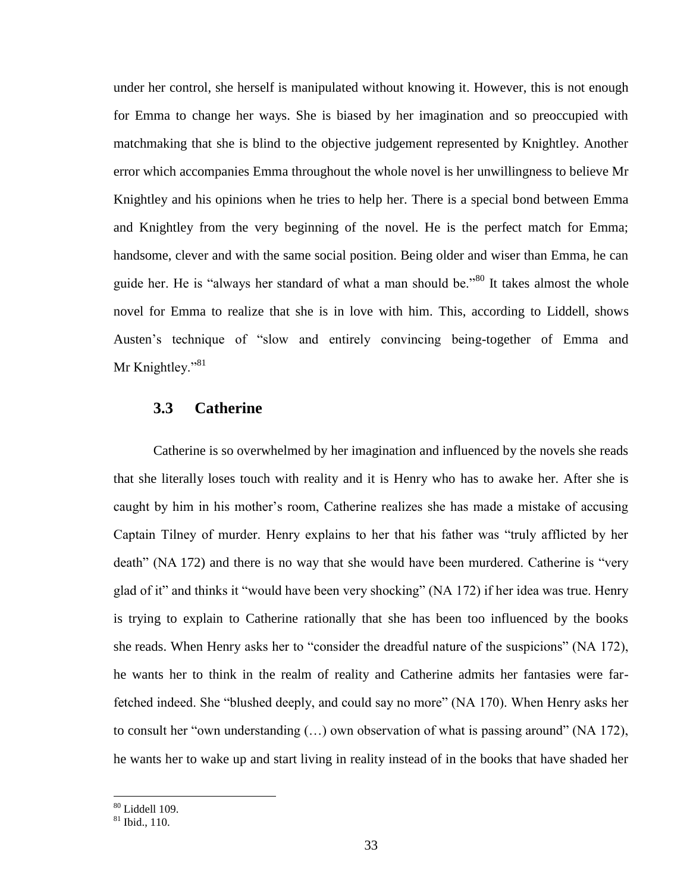under her control, she herself is manipulated without knowing it. However, this is not enough for Emma to change her ways. She is biased by her imagination and so preoccupied with matchmaking that she is blind to the objective judgement represented by Knightley. Another error which accompanies Emma throughout the whole novel is her unwillingness to believe Mr Knightley and his opinions when he tries to help her. There is a special bond between Emma and Knightley from the very beginning of the novel. He is the perfect match for Emma; handsome, clever and with the same social position. Being older and wiser than Emma, he can guide her. He is "always her standard of what a man should be."[80] It takes almost the whole novel for Emma to realize that she is in love with him. This, according to Liddell, shows Austen's technique of "slow and entirely convincing being-together of Emma and Mr Knightley."[81]

## 3.3 Catherine

Catherine is so overwhelmed by her imagination and influenced by the novels she reads that she literally loses touch with reality and it is Henry who has to awake her. After she is caught by him in his mother's room, Catherine realizes she has made a mistake of accusing Captain Tilney of murder. Henry explains to her that his father was "truly afflicted by her death" (NA 172) and there is no way that she would have been murdered. Catherine is "very glad of it" and thinks it "would have been very shocking" (NA 172) if her idea was true. Henry is trying to explain to Catherine rationally that she has been too influenced by the books she reads. When Henry asks her to "consider the dreadful nature of the suspicions" (NA 172), he wants her to think in the realm of reality and Catherine admits her fantasies were far-fetched indeed. She "blushed deeply, and could say no more" (NA 170). When Henry asks her to consult her "own understanding (…) own observation of what is passing around" (NA 172), he wants her to wake up and start living in reality instead of in the books that have shaded her

[80] Liddell 109.
[81] Ibid., 110.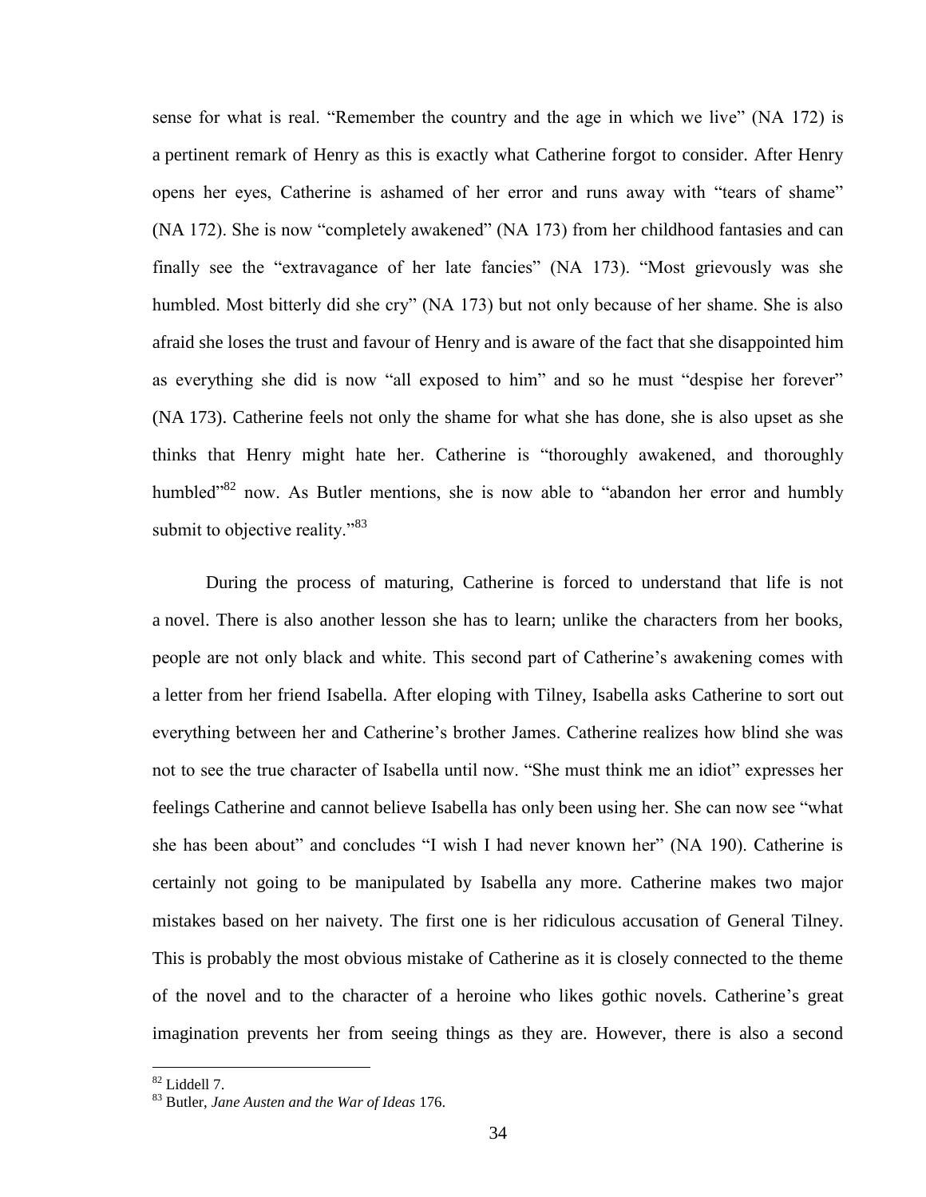sense for what is real. "Remember the country and the age in which we live" (NA 172) is a pertinent remark of Henry as this is exactly what Catherine forgot to consider. After Henry opens her eyes, Catherine is ashamed of her error and runs away with "tears of shame" (NA 172). She is now "completely awakened" (NA 173) from her childhood fantasies and can finally see the "extravagance of her late fancies" (NA 173). "Most grievously was she humbled. Most bitterly did she cry" (NA 173) but not only because of her shame. She is also afraid she loses the trust and favour of Henry and is aware of the fact that she disappointed him as everything she did is now "all exposed to him" and so he must "despise her forever" (NA 173). Catherine feels not only the shame for what she has done, she is also upset as she thinks that Henry might hate her. Catherine is "thoroughly awakened, and thoroughly humbled"[82] now. As Butler mentions, she is now able to "abandon her error and humbly submit to objective reality."[83]

During the process of maturing, Catherine is forced to understand that life is not a novel. There is also another lesson she has to learn; unlike the characters from her books, people are not only black and white. This second part of Catherine's awakening comes with a letter from her friend Isabella. After eloping with Tilney, Isabella asks Catherine to sort out everything between her and Catherine's brother James. Catherine realizes how blind she was not to see the true character of Isabella until now. "She must think me an idiot" expresses her feelings Catherine and cannot believe Isabella has only been using her. She can now see "what she has been about" and concludes "I wish I had never known her" (NA 190). Catherine is certainly not going to be manipulated by Isabella any more. Catherine makes two major mistakes based on her naivety. The first one is her ridiculous accusation of General Tilney. This is probably the most obvious mistake of Catherine as it is closely connected to the theme of the novel and to the character of a heroine who likes gothic novels. Catherine's great imagination prevents her from seeing things as they are. However, there is also a second

---

[82] Liddell 7.

[83] Butler, *Jane Austen and the War of Ideas* 176.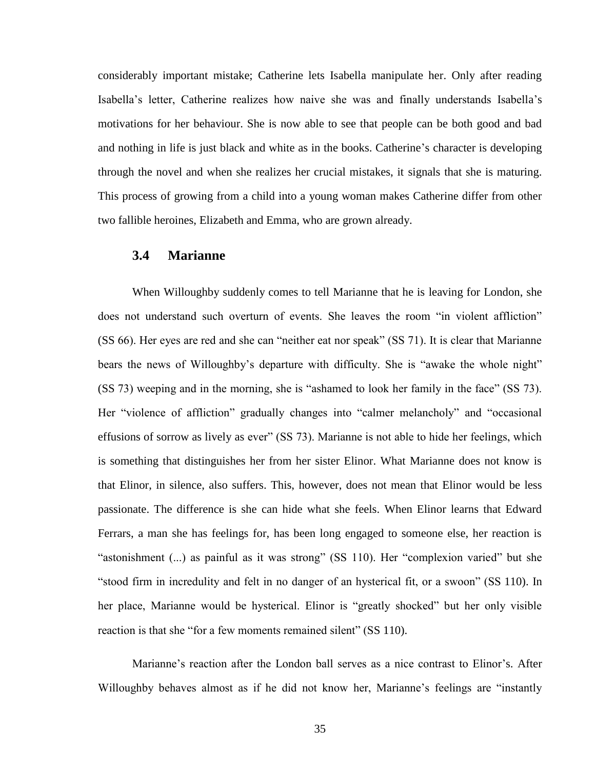considerably important mistake; Catherine lets Isabella manipulate her. Only after reading Isabella's letter, Catherine realizes how naive she was and finally understands Isabella's motivations for her behaviour. She is now able to see that people can be both good and bad and nothing in life is just black and white as in the books. Catherine's character is developing through the novel and when she realizes her crucial mistakes, it signals that she is maturing. This process of growing from a child into a young woman makes Catherine differ from other two fallible heroines, Elizabeth and Emma, who are grown already.

### 3.4 Marianne

When Willoughby suddenly comes to tell Marianne that he is leaving for London, she does not understand such overturn of events. She leaves the room "in violent affliction" (SS 66). Her eyes are red and she can "neither eat nor speak" (SS 71). It is clear that Marianne bears the news of Willoughby's departure with difficulty. She is "awake the whole night" (SS 73) weeping and in the morning, she is "ashamed to look her family in the face" (SS 73). Her "violence of affliction" gradually changes into "calmer melancholy" and "occasional effusions of sorrow as lively as ever" (SS 73). Marianne is not able to hide her feelings, which is something that distinguishes her from her sister Elinor. What Marianne does not know is that Elinor, in silence, also suffers. This, however, does not mean that Elinor would be less passionate. The difference is she can hide what she feels. When Elinor learns that Edward Ferrars, a man she has feelings for, has been long engaged to someone else, her reaction is "astonishment (...) as painful as it was strong" (SS 110). Her "complexion varied" but she "stood firm in incredulity and felt in no danger of an hysterical fit, or a swoon" (SS 110). In her place, Marianne would be hysterical. Elinor is "greatly shocked" but her only visible reaction is that she "for a few moments remained silent" (SS 110).

Marianne's reaction after the London ball serves as a nice contrast to Elinor's. After Willoughby behaves almost as if he did not know her, Marianne's feelings are "instantly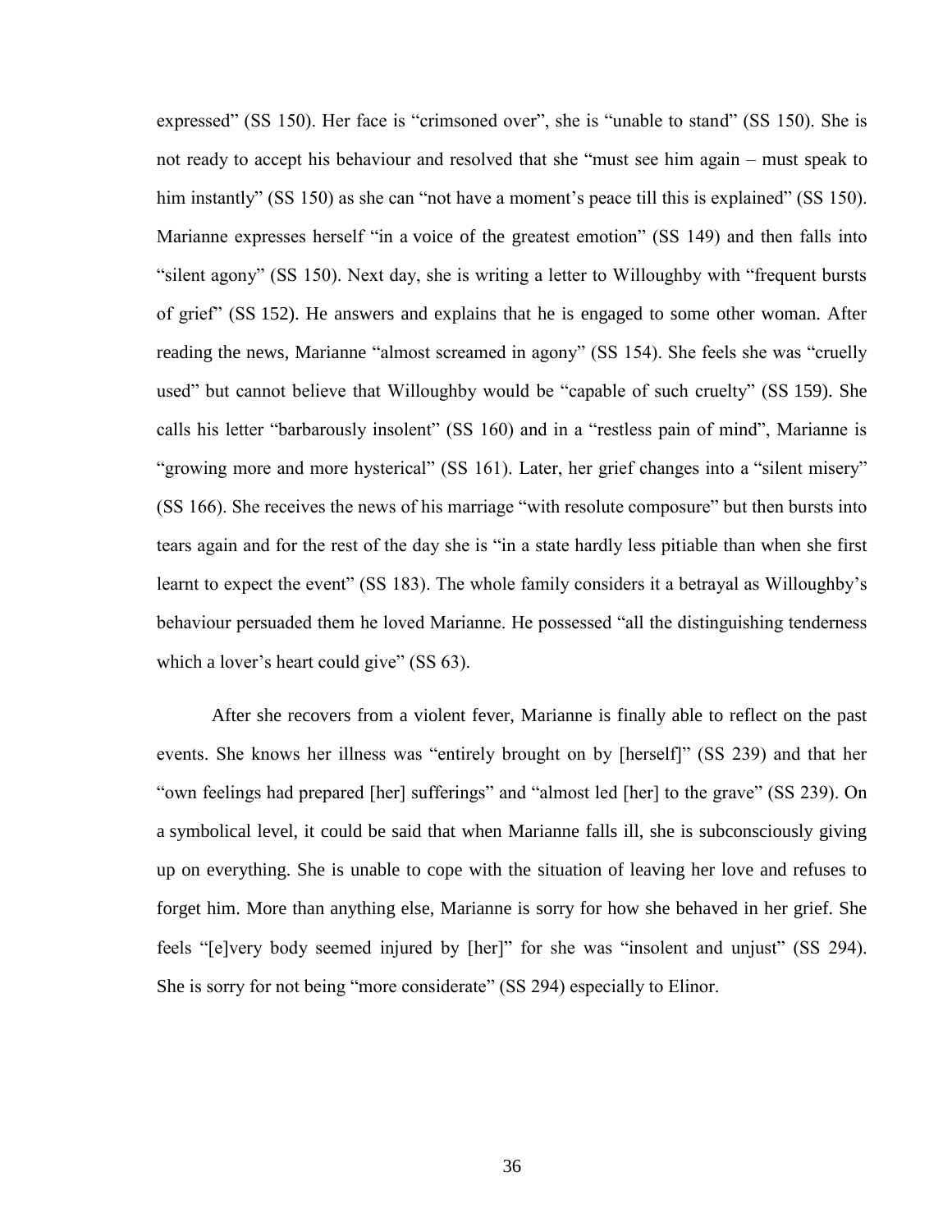expressed" (SS 150). Her face is "crimsoned over", she is "unable to stand" (SS 150). She is not ready to accept his behaviour and resolved that she "must see him again – must speak to him instantly" (SS 150) as she can "not have a moment's peace till this is explained" (SS 150). Marianne expresses herself "in a voice of the greatest emotion" (SS 149) and then falls into "silent agony" (SS 150). Next day, she is writing a letter to Willoughby with "frequent bursts of grief" (SS 152). He answers and explains that he is engaged to some other woman. After reading the news, Marianne "almost screamed in agony" (SS 154). She feels she was "cruelly used" but cannot believe that Willoughby would be "capable of such cruelty" (SS 159). She calls his letter "barbarously insolent" (SS 160) and in a "restless pain of mind", Marianne is "growing more and more hysterical" (SS 161). Later, her grief changes into a "silent misery" (SS 166). She receives the news of his marriage "with resolute composure" but then bursts into tears again and for the rest of the day she is "in a state hardly less pitiable than when she first learnt to expect the event" (SS 183). The whole family considers it a betrayal as Willoughby's behaviour persuaded them he loved Marianne. He possessed "all the distinguishing tenderness which a lover's heart could give" (SS 63).

After she recovers from a violent fever, Marianne is finally able to reflect on the past events. She knows her illness was "entirely brought on by [herself]" (SS 239) and that her "own feelings had prepared [her] sufferings" and "almost led [her] to the grave" (SS 239). On a symbolical level, it could be said that when Marianne falls ill, she is subconsciously giving up on everything. She is unable to cope with the situation of leaving her love and refuses to forget him. More than anything else, Marianne is sorry for how she behaved in her grief. She feels "[e]very body seemed injured by [her]" for she was "insolent and unjust" (SS 294). She is sorry for not being "more considerate" (SS 294) especially to Elinor.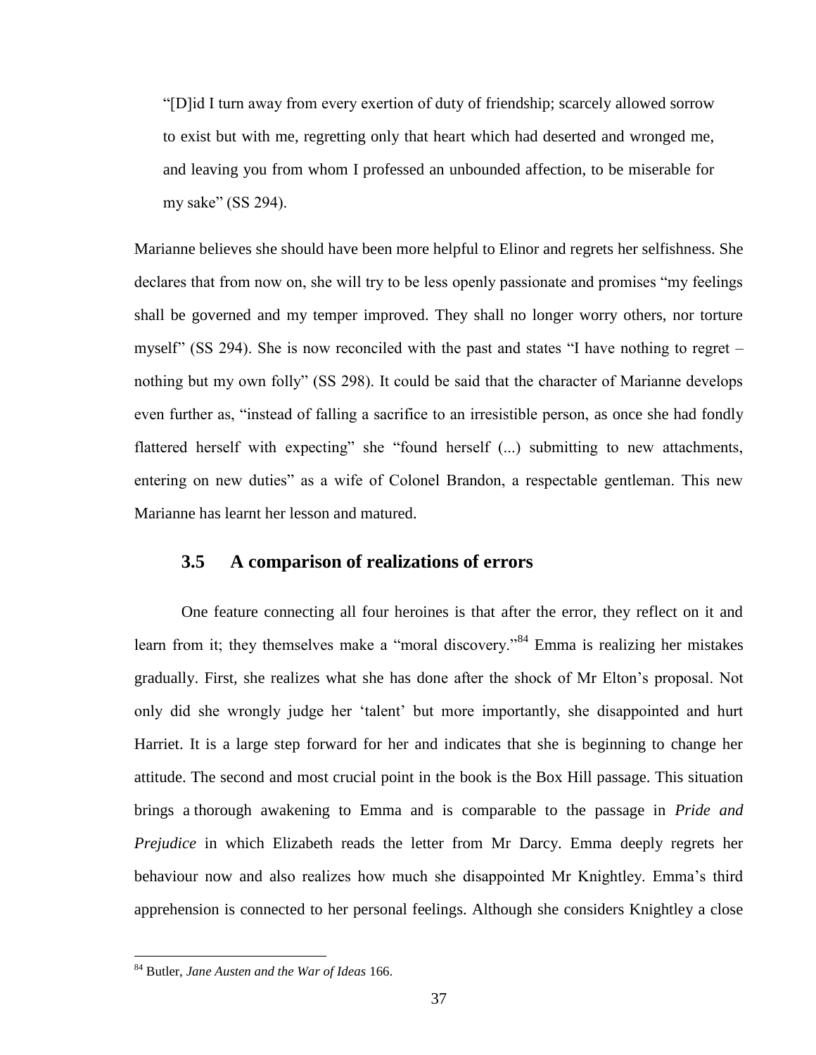> "[D]id I turn away from every exertion of duty of friendship; scarcely allowed sorrow to exist but with me, regretting only that heart which had deserted and wronged me, and leaving you from whom I professed an unbounded affection, to be miserable for my sake" (SS 294).

Marianne believes she should have been more helpful to Elinor and regrets her selfishness. She declares that from now on, she will try to be less openly passionate and promises "my feelings shall be governed and my temper improved. They shall no longer worry others, nor torture myself" (SS 294). She is now reconciled with the past and states "I have nothing to regret – nothing but my own folly" (SS 298). It could be said that the character of Marianne develops even further as, "instead of falling a sacrifice to an irresistible person, as once she had fondly flattered herself with expecting" she "found herself (...) submitting to new attachments, entering on new duties" as a wife of Colonel Brandon, a respectable gentleman. This new Marianne has learnt her lesson and matured.

## 3.5 A comparison of realizations of errors

One feature connecting all four heroines is that after the error, they reflect on it and learn from it; they themselves make a "moral discovery."[84] Emma is realizing her mistakes gradually. First, she realizes what she has done after the shock of Mr Elton's proposal. Not only did she wrongly judge her 'talent' but more importantly, she disappointed and hurt Harriet. It is a large step forward for her and indicates that she is beginning to change her attitude. The second and most crucial point in the book is the Box Hill passage. This situation brings a thorough awakening to Emma and is comparable to the passage in *Pride and Prejudice* in which Elizabeth reads the letter from Mr Darcy. Emma deeply regrets her behaviour now and also realizes how much she disappointed Mr Knightley. Emma's third apprehension is connected to her personal feelings. Although she considers Knightley a close

[84] Butler, *Jane Austen and the War of Ideas* 166.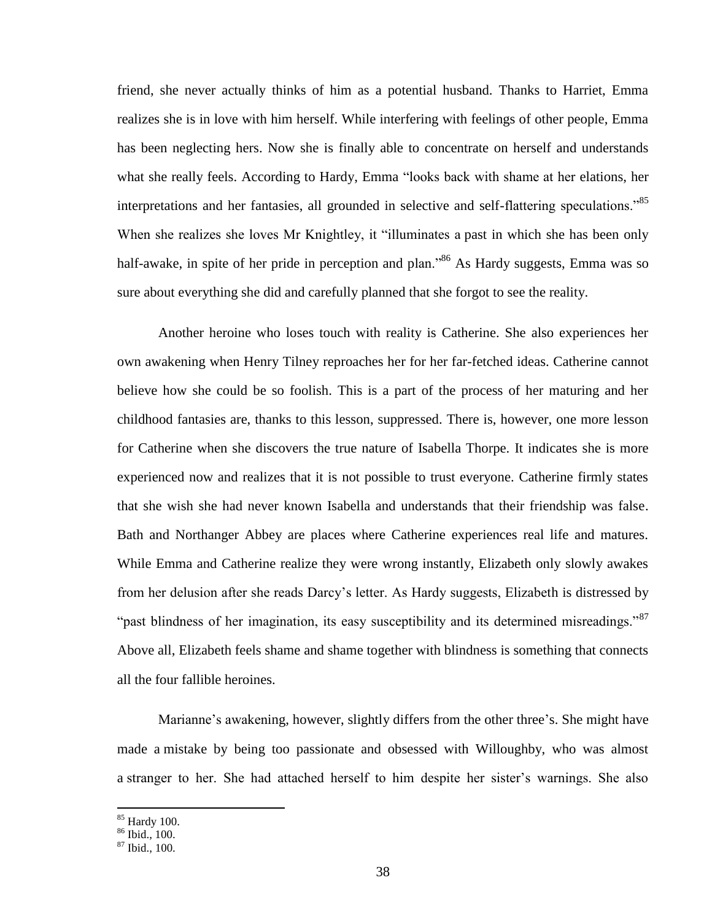friend, she never actually thinks of him as a potential husband. Thanks to Harriet, Emma realizes she is in love with him herself. While interfering with feelings of other people, Emma has been neglecting hers. Now she is finally able to concentrate on herself and understands what she really feels. According to Hardy, Emma "looks back with shame at her elations, her interpretations and her fantasies, all grounded in selective and self-flattering speculations."[85] When she realizes she loves Mr Knightley, it "illuminates a past in which she has been only half-awake, in spite of her pride in perception and plan."[86] As Hardy suggests, Emma was so sure about everything she did and carefully planned that she forgot to see the reality.

Another heroine who loses touch with reality is Catherine. She also experiences her own awakening when Henry Tilney reproaches her for her far-fetched ideas. Catherine cannot believe how she could be so foolish. This is a part of the process of her maturing and her childhood fantasies are, thanks to this lesson, suppressed. There is, however, one more lesson for Catherine when she discovers the true nature of Isabella Thorpe. It indicates she is more experienced now and realizes that it is not possible to trust everyone. Catherine firmly states that she wish she had never known Isabella and understands that their friendship was false. Bath and Northanger Abbey are places where Catherine experiences real life and matures. While Emma and Catherine realize they were wrong instantly, Elizabeth only slowly awakes from her delusion after she reads Darcy's letter. As Hardy suggests, Elizabeth is distressed by "past blindness of her imagination, its easy susceptibility and its determined misreadings."[87] Above all, Elizabeth feels shame and shame together with blindness is something that connects all the four fallible heroines.

Marianne's awakening, however, slightly differs from the other three's. She might have made a mistake by being too passionate and obsessed with Willoughby, who was almost a stranger to her. She had attached herself to him despite her sister's warnings. She also

[85] Hardy 100.
[86] Ibid., 100.
[87] Ibid., 100.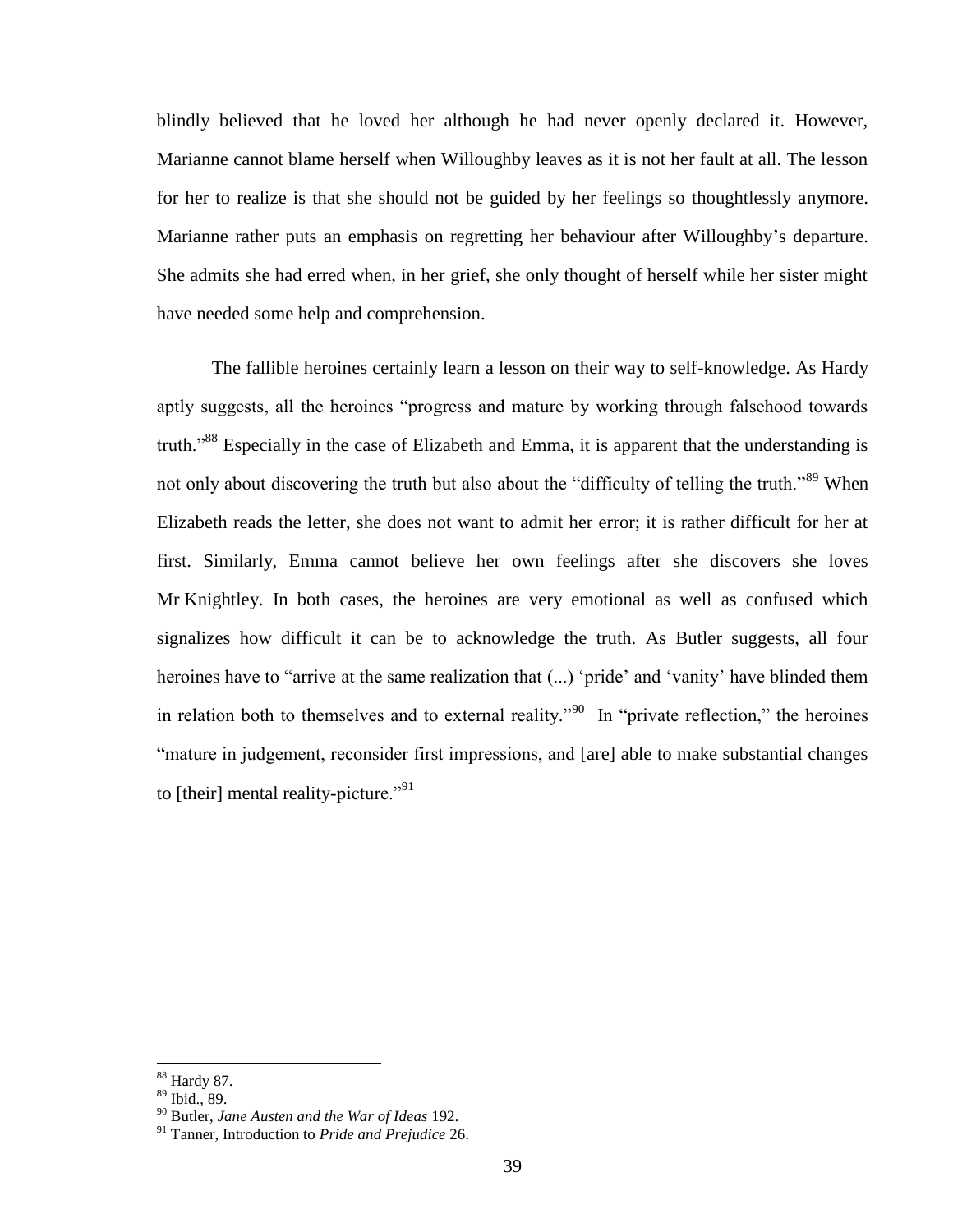blindly believed that he loved her although he had never openly declared it. However, Marianne cannot blame herself when Willoughby leaves as it is not her fault at all. The lesson for her to realize is that she should not be guided by her feelings so thoughtlessly anymore. Marianne rather puts an emphasis on regretting her behaviour after Willoughby's departure. She admits she had erred when, in her grief, she only thought of herself while her sister might have needed some help and comprehension.

The fallible heroines certainly learn a lesson on their way to self-knowledge. As Hardy aptly suggests, all the heroines "progress and mature by working through falsehood towards truth."[88] Especially in the case of Elizabeth and Emma, it is apparent that the understanding is not only about discovering the truth but also about the "difficulty of telling the truth."[89] When Elizabeth reads the letter, she does not want to admit her error; it is rather difficult for her at first. Similarly, Emma cannot believe her own feelings after she discovers she loves Mr Knightley. In both cases, the heroines are very emotional as well as confused which signalizes how difficult it can be to acknowledge the truth. As Butler suggests, all four heroines have to "arrive at the same realization that (...) 'pride' and 'vanity' have blinded them in relation both to themselves and to external reality."[90] In "private reflection," the heroines "mature in judgement, reconsider first impressions, and [are] able to make substantial changes to [their] mental reality-picture."[91]

---

[88] Hardy 87.

[89] Ibid., 89.

[90] Butler, *Jane Austen and the War of Ideas* 192.

[91] Tanner, Introduction to *Pride and Prejudice* 26.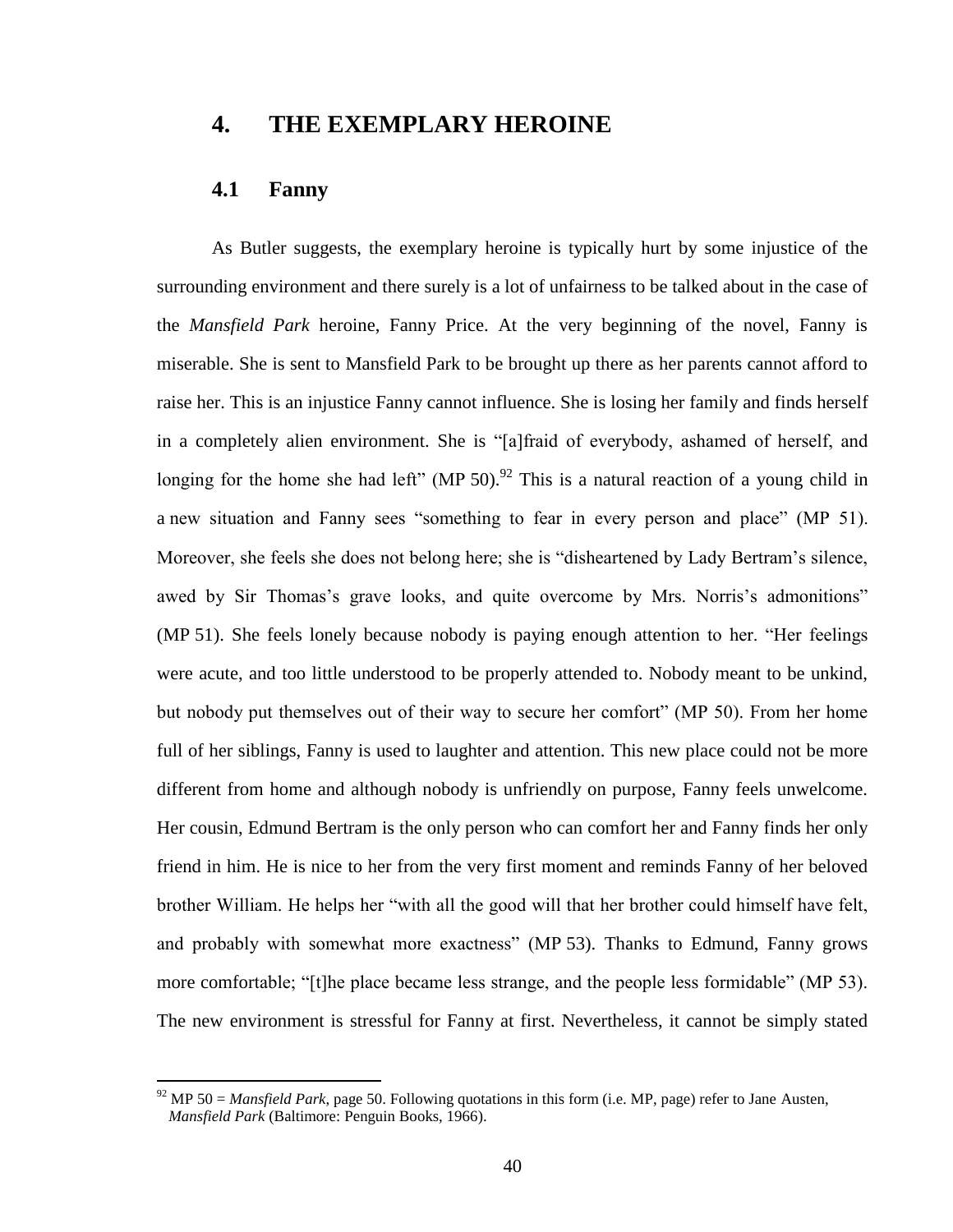# 4. THE EXEMPLARY HEROINE

## 4.1 Fanny

As Butler suggests, the exemplary heroine is typically hurt by some injustice of the surrounding environment and there surely is a lot of unfairness to be talked about in the case of the *Mansfield Park* heroine, Fanny Price. At the very beginning of the novel, Fanny is miserable. She is sent to Mansfield Park to be brought up there as her parents cannot afford to raise her. This is an injustice Fanny cannot influence. She is losing her family and finds herself in a completely alien environment. She is "[a]fraid of everybody, ashamed of herself, and longing for the home she had left" (MP 50).[92] This is a natural reaction of a young child in a new situation and Fanny sees "something to fear in every person and place" (MP 51). Moreover, she feels she does not belong here; she is "disheartened by Lady Bertram's silence, awed by Sir Thomas's grave looks, and quite overcome by Mrs. Norris's admonitions" (MP 51). She feels lonely because nobody is paying enough attention to her. "Her feelings were acute, and too little understood to be properly attended to. Nobody meant to be unkind, but nobody put themselves out of their way to secure her comfort" (MP 50). From her home full of her siblings, Fanny is used to laughter and attention. This new place could not be more different from home and although nobody is unfriendly on purpose, Fanny feels unwelcome. Her cousin, Edmund Bertram is the only person who can comfort her and Fanny finds her only friend in him. He is nice to her from the very first moment and reminds Fanny of her beloved brother William. He helps her "with all the good will that her brother could himself have felt, and probably with somewhat more exactness" (MP 53). Thanks to Edmund, Fanny grows more comfortable; "[t]he place became less strange, and the people less formidable" (MP 53). The new environment is stressful for Fanny at first. Nevertheless, it cannot be simply stated

[92] MP 50 = *Mansfield Park*, page 50. Following quotations in this form (i.e. MP, page) refer to Jane Austen, *Mansfield Park* (Baltimore: Penguin Books, 1966).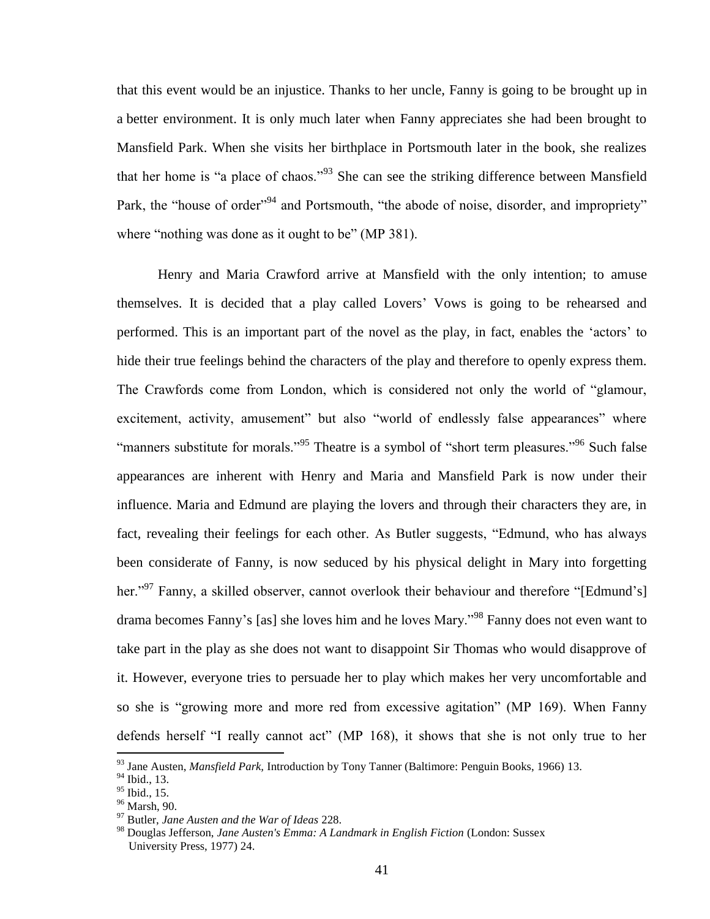that this event would be an injustice. Thanks to her uncle, Fanny is going to be brought up in a better environment. It is only much later when Fanny appreciates she had been brought to Mansfield Park. When she visits her birthplace in Portsmouth later in the book, she realizes that her home is “a place of chaos.”[93] She can see the striking difference between Mansfield Park, the “house of order”[94] and Portsmouth, “the abode of noise, disorder, and impropriety” where “nothing was done as it ought to be” (MP 381).

Henry and Maria Crawford arrive at Mansfield with the only intention; to amuse themselves. It is decided that a play called Lovers’ Vows is going to be rehearsed and performed. This is an important part of the novel as the play, in fact, enables the ‘actors’ to hide their true feelings behind the characters of the play and therefore to openly express them. The Crawfords come from London, which is considered not only the world of “glamour, excitement, activity, amusement” but also “world of endlessly false appearances” where “manners substitute for morals.”[95] Theatre is a symbol of “short term pleasures.”[96] Such false appearances are inherent with Henry and Maria and Mansfield Park is now under their influence. Maria and Edmund are playing the lovers and through their characters they are, in fact, revealing their feelings for each other. As Butler suggests, “Edmund, who has always been considerate of Fanny, is now seduced by his physical delight in Mary into forgetting her.”[97] Fanny, a skilled observer, cannot overlook their behaviour and therefore “[Edmund’s] drama becomes Fanny’s [as] she loves him and he loves Mary.”[98] Fanny does not even want to take part in the play as she does not want to disappoint Sir Thomas who would disapprove of it. However, everyone tries to persuade her to play which makes her very uncomfortable and so she is “growing more and more red from excessive agitation” (MP 169). When Fanny defends herself “I really cannot act” (MP 168), it shows that she is not only true to her

---

[93] Jane Austen, *Mansfield Park,* Introduction by Tony Tanner (Baltimore: Penguin Books, 1966) 13.

[94] Ibid., 13.

[95] Ibid., 15.

[96] Marsh, 90.

[97] Butler, *Jane Austen and the War of Ideas* 228.

[98] Douglas Jefferson, *Jane Austen's Emma: A Landmark in English Fiction* (London: Sussex University Press, 1977) 24.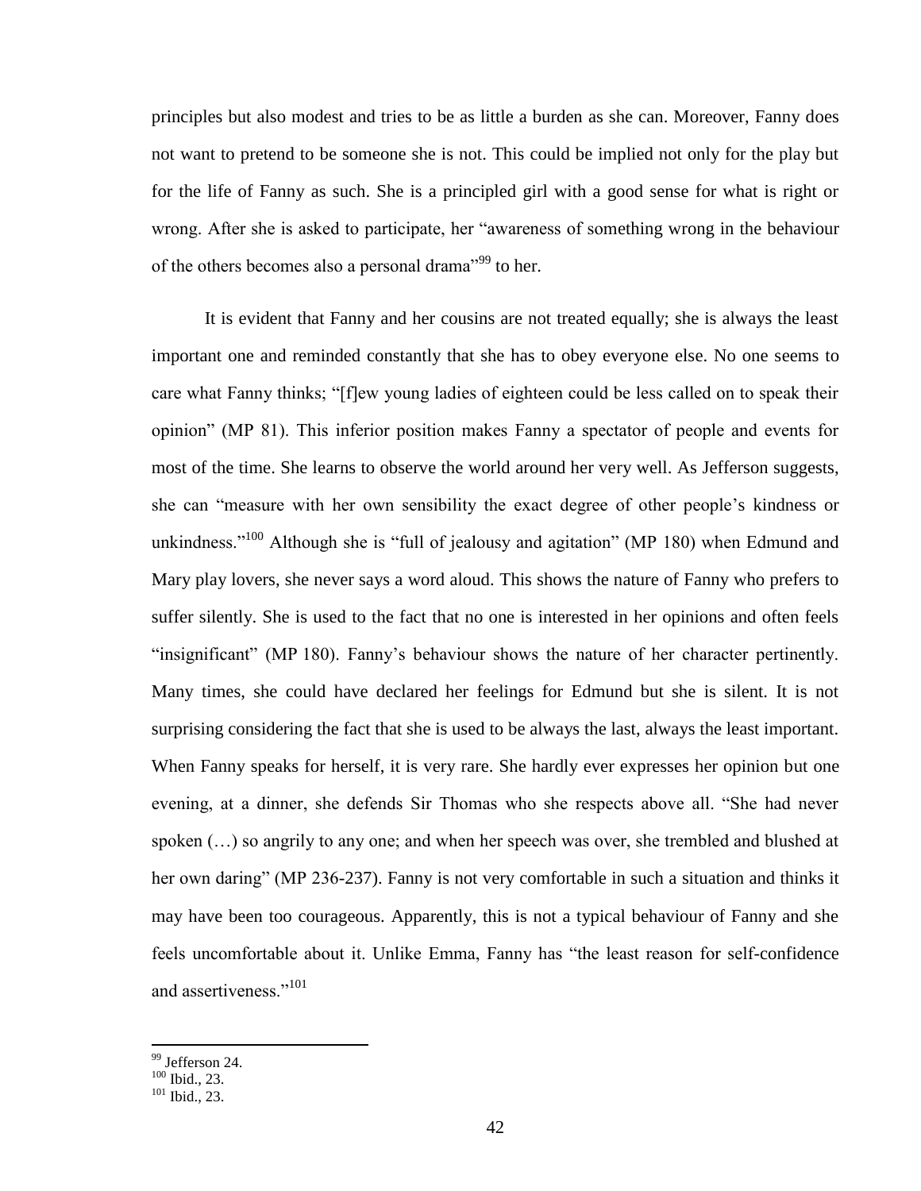principles but also modest and tries to be as little a burden as she can. Moreover, Fanny does not want to pretend to be someone she is not. This could be implied not only for the play but for the life of Fanny as such. She is a principled girl with a good sense for what is right or wrong. After she is asked to participate, her "awareness of something wrong in the behaviour of the others becomes also a personal drama"[99] to her.

It is evident that Fanny and her cousins are not treated equally; she is always the least important one and reminded constantly that she has to obey everyone else. No one seems to care what Fanny thinks; "[f]ew young ladies of eighteen could be less called on to speak their opinion" (MP 81). This inferior position makes Fanny a spectator of people and events for most of the time. She learns to observe the world around her very well. As Jefferson suggests, she can "measure with her own sensibility the exact degree of other people's kindness or unkindness."[100] Although she is "full of jealousy and agitation" (MP 180) when Edmund and Mary play lovers, she never says a word aloud. This shows the nature of Fanny who prefers to suffer silently. She is used to the fact that no one is interested in her opinions and often feels "insignificant" (MP 180). Fanny's behaviour shows the nature of her character pertinently. Many times, she could have declared her feelings for Edmund but she is silent. It is not surprising considering the fact that she is used to be always the last, always the least important. When Fanny speaks for herself, it is very rare. She hardly ever expresses her opinion but one evening, at a dinner, she defends Sir Thomas who she respects above all. "She had never spoken (…) so angrily to any one; and when her speech was over, she trembled and blushed at her own daring" (MP 236-237). Fanny is not very comfortable in such a situation and thinks it may have been too courageous. Apparently, this is not a typical behaviour of Fanny and she feels uncomfortable about it. Unlike Emma, Fanny has "the least reason for self-confidence and assertiveness."[101]

---

[99] Jefferson 24.
[100] Ibid., 23.
[101] Ibid., 23.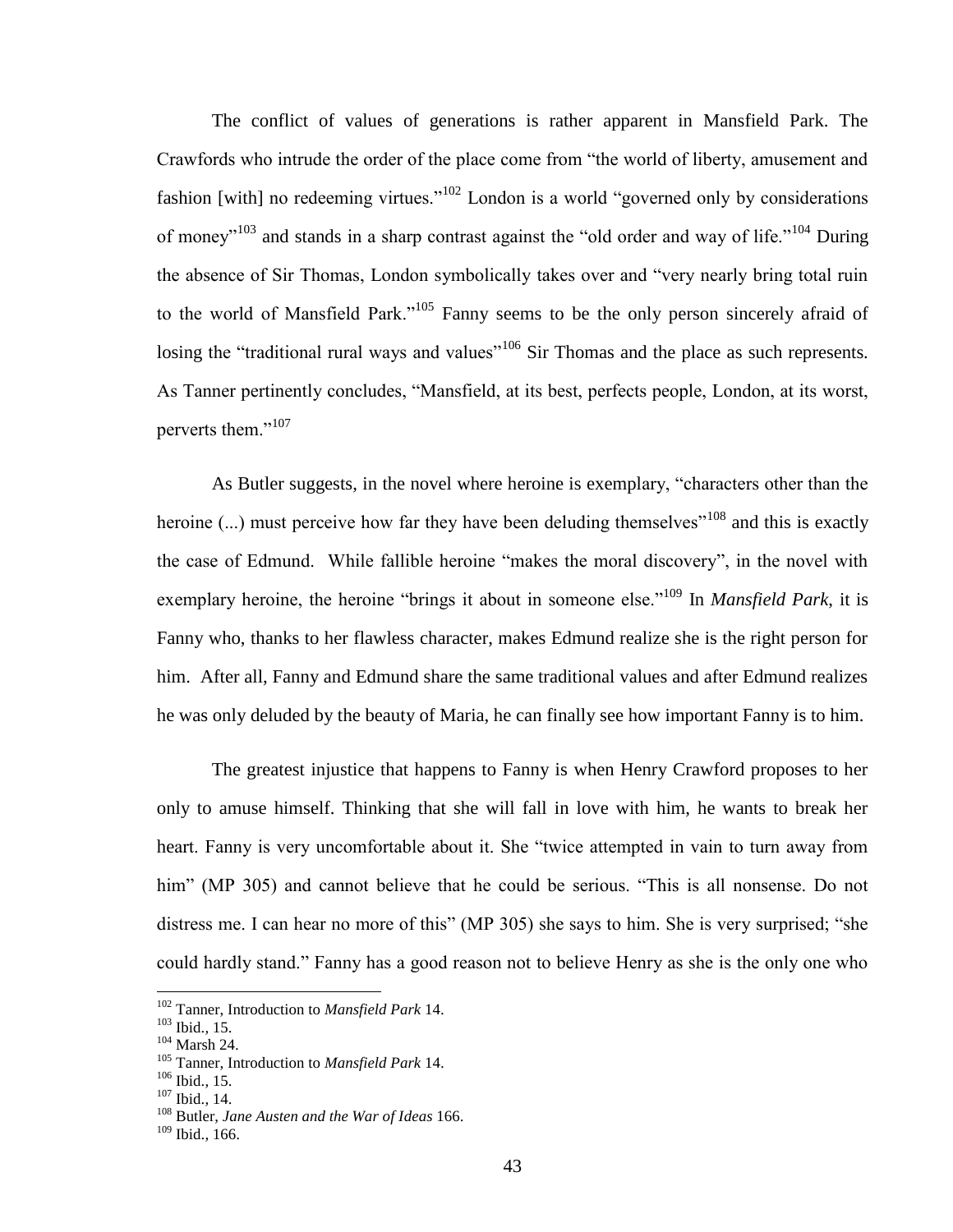The conflict of values of generations is rather apparent in Mansfield Park. The Crawfords who intrude the order of the place come from "the world of liberty, amusement and fashion [with] no redeeming virtues."[102] London is a world "governed only by considerations of money"[103] and stands in a sharp contrast against the "old order and way of life."[104] During the absence of Sir Thomas, London symbolically takes over and "very nearly bring total ruin to the world of Mansfield Park."[105] Fanny seems to be the only person sincerely afraid of losing the "traditional rural ways and values"[106] Sir Thomas and the place as such represents. As Tanner pertinently concludes, "Mansfield, at its best, perfects people, London, at its worst, perverts them."[107]

As Butler suggests, in the novel where heroine is exemplary, "characters other than the heroine (...) must perceive how far they have been deluding themselves"[108] and this is exactly the case of Edmund. While fallible heroine "makes the moral discovery", in the novel with exemplary heroine, the heroine "brings it about in someone else."[109] In *Mansfield Park*, it is Fanny who, thanks to her flawless character, makes Edmund realize she is the right person for him. After all, Fanny and Edmund share the same traditional values and after Edmund realizes he was only deluded by the beauty of Maria, he can finally see how important Fanny is to him.

The greatest injustice that happens to Fanny is when Henry Crawford proposes to her only to amuse himself. Thinking that she will fall in love with him, he wants to break her heart. Fanny is very uncomfortable about it. She "twice attempted in vain to turn away from him" (MP 305) and cannot believe that he could be serious. "This is all nonsense. Do not distress me. I can hear no more of this" (MP 305) she says to him. She is very surprised; "she could hardly stand." Fanny has a good reason not to believe Henry as she is the only one who

---

[102] Tanner, Introduction to *Mansfield Park* 14.
[103] Ibid., 15.
[104] Marsh 24.
[105] Tanner, Introduction to *Mansfield Park* 14.
[106] Ibid., 15.
[107] Ibid., 14.
[108] Butler, *Jane Austen and the War of Ideas* 166.
[109] Ibid., 166.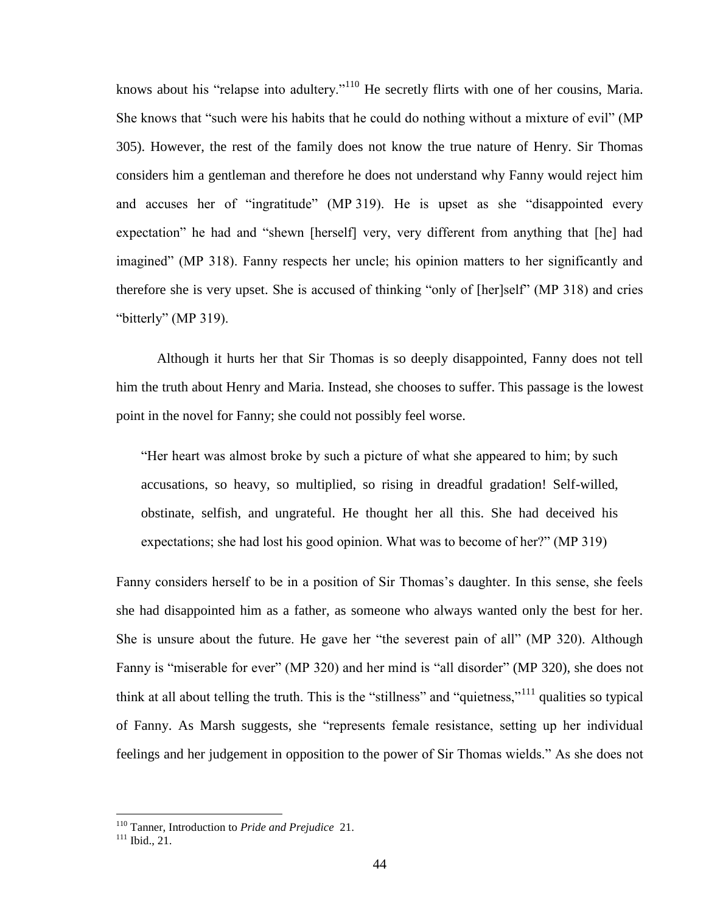knows about his "relapse into adultery."[110] He secretly flirts with one of her cousins, Maria. She knows that "such were his habits that he could do nothing without a mixture of evil" (MP 305). However, the rest of the family does not know the true nature of Henry. Sir Thomas considers him a gentleman and therefore he does not understand why Fanny would reject him and accuses her of "ingratitude" (MP 319). He is upset as she "disappointed every expectation" he had and "shewn [herself] very, very different from anything that [he] had imagined" (MP 318). Fanny respects her uncle; his opinion matters to her significantly and therefore she is very upset. She is accused of thinking "only of [her]self" (MP 318) and cries "bitterly" (MP 319).

Although it hurts her that Sir Thomas is so deeply disappointed, Fanny does not tell him the truth about Henry and Maria. Instead, she chooses to suffer. This passage is the lowest point in the novel for Fanny; she could not possibly feel worse.

> "Her heart was almost broke by such a picture of what she appeared to him; by such accusations, so heavy, so multiplied, so rising in dreadful gradation! Self-willed, obstinate, selfish, and ungrateful. He thought her all this. She had deceived his expectations; she had lost his good opinion. What was to become of her?" (MP 319)

Fanny considers herself to be in a position of Sir Thomas's daughter. In this sense, she feels she had disappointed him as a father, as someone who always wanted only the best for her. She is unsure about the future. He gave her "the severest pain of all" (MP 320). Although Fanny is "miserable for ever" (MP 320) and her mind is "all disorder" (MP 320), she does not think at all about telling the truth. This is the "stillness" and "quietness,"[111] qualities so typical of Fanny. As Marsh suggests, she "represents female resistance, setting up her individual feelings and her judgement in opposition to the power of Sir Thomas wields." As she does not

---

[110] Tanner, Introduction to *Pride and Prejudice* 21.

[111] Ibid., 21.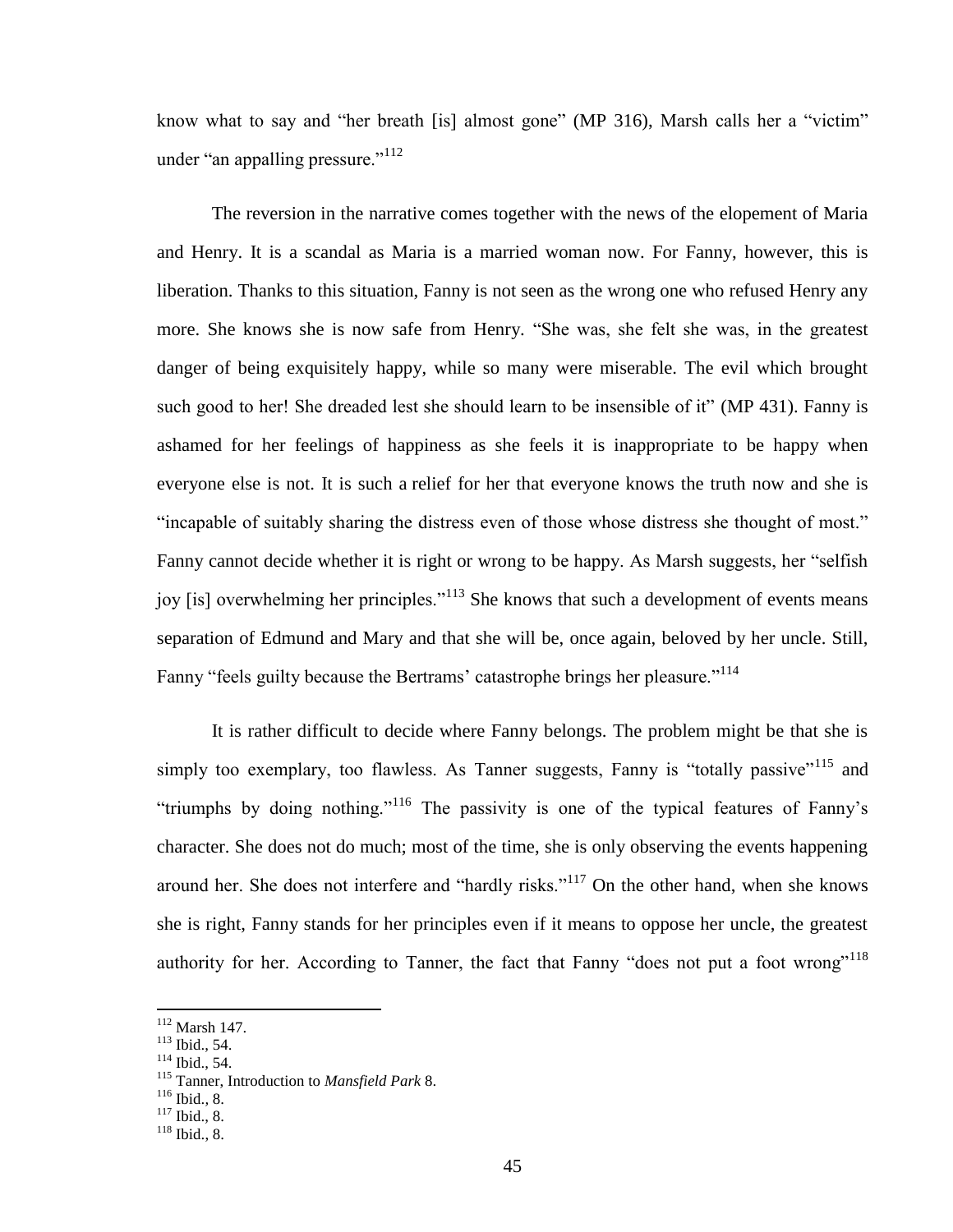know what to say and "her breath [is] almost gone" (MP 316), Marsh calls her a "victim" under "an appalling pressure."[112]

The reversion in the narrative comes together with the news of the elopement of Maria and Henry. It is a scandal as Maria is a married woman now. For Fanny, however, this is liberation. Thanks to this situation, Fanny is not seen as the wrong one who refused Henry any more. She knows she is now safe from Henry. "She was, she felt she was, in the greatest danger of being exquisitely happy, while so many were miserable. The evil which brought such good to her! She dreaded lest she should learn to be insensible of it" (MP 431). Fanny is ashamed for her feelings of happiness as she feels it is inappropriate to be happy when everyone else is not. It is such a relief for her that everyone knows the truth now and she is "incapable of suitably sharing the distress even of those whose distress she thought of most." Fanny cannot decide whether it is right or wrong to be happy. As Marsh suggests, her "selfish joy [is] overwhelming her principles."[113] She knows that such a development of events means separation of Edmund and Mary and that she will be, once again, beloved by her uncle. Still, Fanny "feels guilty because the Bertrams' catastrophe brings her pleasure."[114]

It is rather difficult to decide where Fanny belongs. The problem might be that she is simply too exemplary, too flawless. As Tanner suggests, Fanny is "totally passive"[115] and "triumphs by doing nothing."[116] The passivity is one of the typical features of Fanny's character. She does not do much; most of the time, she is only observing the events happening around her. She does not interfere and "hardly risks."[117] On the other hand, when she knows she is right, Fanny stands for her principles even if it means to oppose her uncle, the greatest authority for her. According to Tanner, the fact that Fanny "does not put a foot wrong"[118]

---

[112] Marsh 147.
[113] Ibid., 54.
[114] Ibid., 54.
[115] Tanner, Introduction to *Mansfield Park* 8.
[116] Ibid., 8.
[117] Ibid., 8.
[118] Ibid., 8.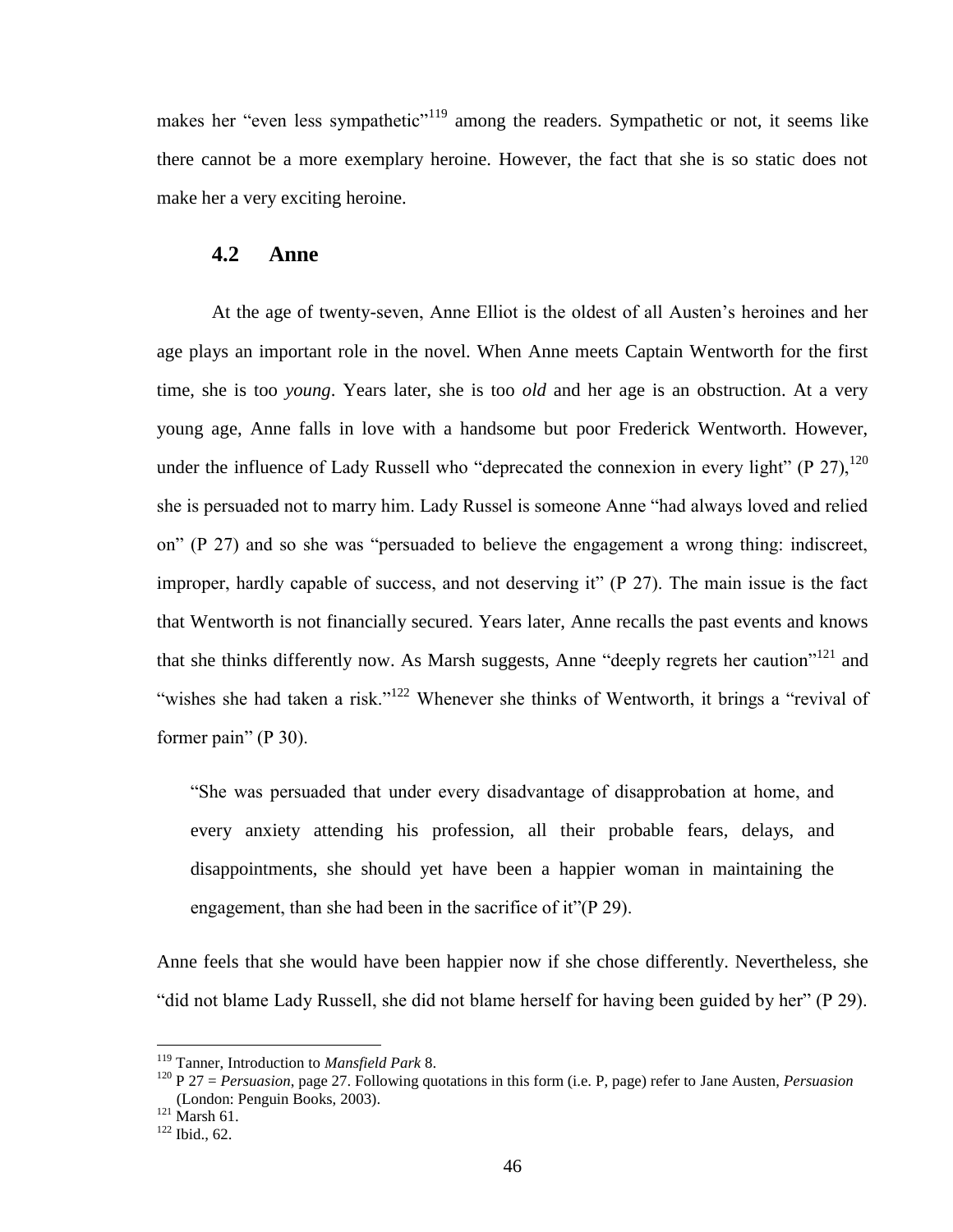makes her "even less sympathetic"[119] among the readers. Sympathetic or not, it seems like there cannot be a more exemplary heroine. However, the fact that she is so static does not make her a very exciting heroine.

## 4.2 Anne

At the age of twenty-seven, Anne Elliot is the oldest of all Austen's heroines and her age plays an important role in the novel. When Anne meets Captain Wentworth for the first time, she is too *young*. Years later, she is too *old* and her age is an obstruction. At a very young age, Anne falls in love with a handsome but poor Frederick Wentworth. However, under the influence of Lady Russell who "deprecated the connexion in every light" (P 27),[120] she is persuaded not to marry him. Lady Russel is someone Anne "had always loved and relied on" (P 27) and so she was "persuaded to believe the engagement a wrong thing: indiscreet, improper, hardly capable of success, and not deserving it" (P 27). The main issue is the fact that Wentworth is not financially secured. Years later, Anne recalls the past events and knows that she thinks differently now. As Marsh suggests, Anne "deeply regrets her caution"[121] and "wishes she had taken a risk."[122] Whenever she thinks of Wentworth, it brings a "revival of former pain" (P 30).

> "She was persuaded that under every disadvantage of disapprobation at home, and every anxiety attending his profession, all their probable fears, delays, and disappointments, she should yet have been a happier woman in maintaining the engagement, than she had been in the sacrifice of it"(P 29).

Anne feels that she would have been happier now if she chose differently. Nevertheless, she "did not blame Lady Russell, she did not blame herself for having been guided by her" (P 29).

---

[119] Tanner, Introduction to *Mansfield Park* 8.

[120] P 27 = *Persuasion*, page 27. Following quotations in this form (i.e. P, page) refer to Jane Austen, *Persuasion* (London: Penguin Books, 2003).

[121] Marsh 61.

[122] Ibid., 62.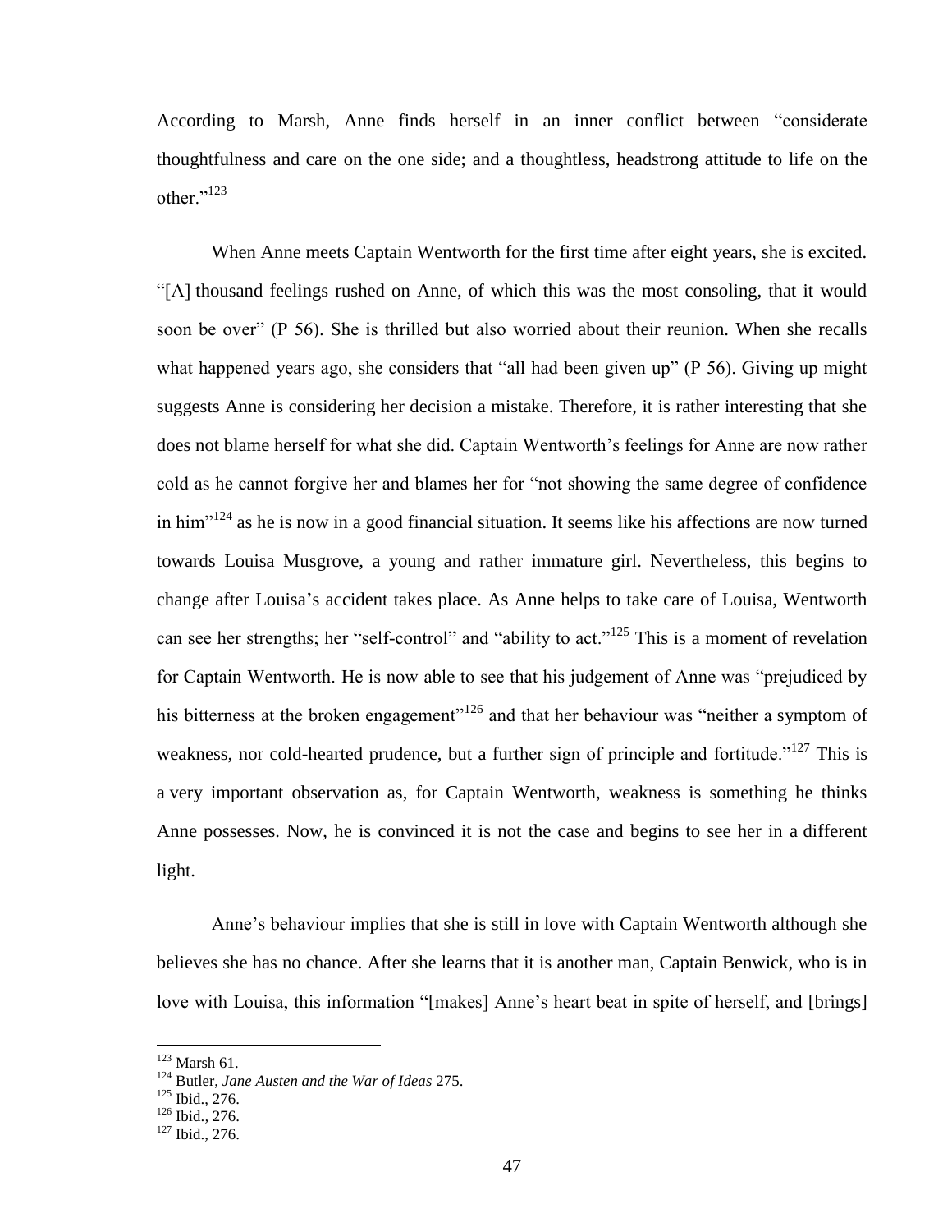According to Marsh, Anne finds herself in an inner conflict between "considerate thoughtfulness and care on the one side; and a thoughtless, headstrong attitude to life on the other."[123]

When Anne meets Captain Wentworth for the first time after eight years, she is excited. "[A] thousand feelings rushed on Anne, of which this was the most consoling, that it would soon be over" (P 56). She is thrilled but also worried about their reunion. When she recalls what happened years ago, she considers that "all had been given up" (P 56). Giving up might suggests Anne is considering her decision a mistake. Therefore, it is rather interesting that she does not blame herself for what she did. Captain Wentworth's feelings for Anne are now rather cold as he cannot forgive her and blames her for "not showing the same degree of confidence in him"[124] as he is now in a good financial situation. It seems like his affections are now turned towards Louisa Musgrove, a young and rather immature girl. Nevertheless, this begins to change after Louisa's accident takes place. As Anne helps to take care of Louisa, Wentworth can see her strengths; her "self-control" and "ability to act."[125] This is a moment of revelation for Captain Wentworth. He is now able to see that his judgement of Anne was "prejudiced by his bitterness at the broken engagement"[126] and that her behaviour was "neither a symptom of weakness, nor cold-hearted prudence, but a further sign of principle and fortitude."[127] This is a very important observation as, for Captain Wentworth, weakness is something he thinks Anne possesses. Now, he is convinced it is not the case and begins to see her in a different light.

Anne's behaviour implies that she is still in love with Captain Wentworth although she believes she has no chance. After she learns that it is another man, Captain Benwick, who is in love with Louisa, this information "[makes] Anne's heart beat in spite of herself, and [brings]

---

[123] Marsh 61.
[124] Butler, *Jane Austen and the War of Ideas* 275.
[125] Ibid., 276.
[126] Ibid., 276.
[127] Ibid., 276.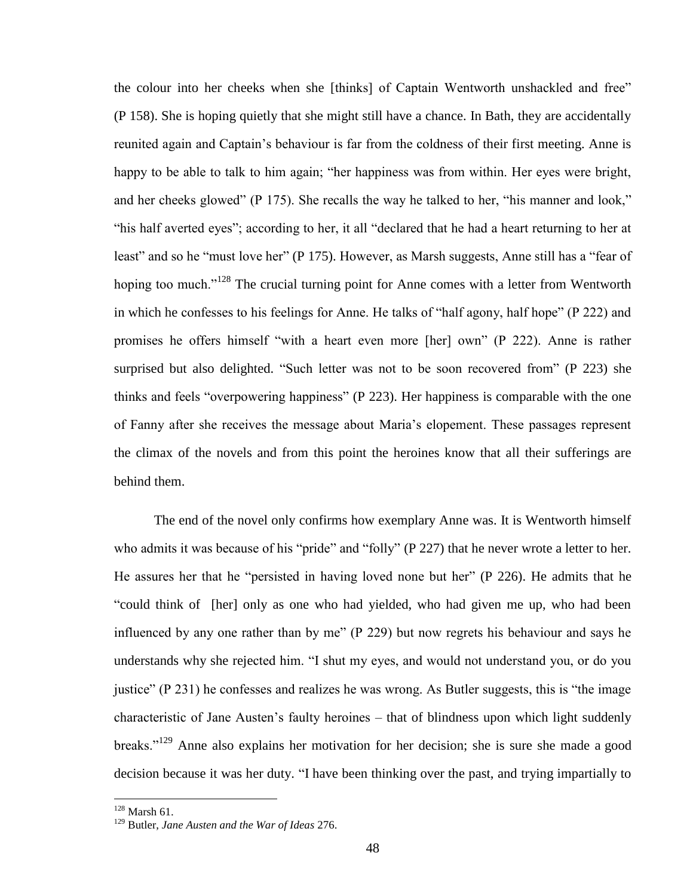the colour into her cheeks when she [thinks] of Captain Wentworth unshackled and free" (P 158). She is hoping quietly that she might still have a chance. In Bath, they are accidentally reunited again and Captain's behaviour is far from the coldness of their first meeting. Anne is happy to be able to talk to him again; "her happiness was from within. Her eyes were bright, and her cheeks glowed" (P 175). She recalls the way he talked to her, "his manner and look," "his half averted eyes"; according to her, it all "declared that he had a heart returning to her at least" and so he "must love her" (P 175). However, as Marsh suggests, Anne still has a "fear of hoping too much."[128] The crucial turning point for Anne comes with a letter from Wentworth in which he confesses to his feelings for Anne. He talks of "half agony, half hope" (P 222) and promises he offers himself "with a heart even more [her] own" (P 222). Anne is rather surprised but also delighted. "Such letter was not to be soon recovered from" (P 223) she thinks and feels "overpowering happiness" (P 223). Her happiness is comparable with the one of Fanny after she receives the message about Maria's elopement. These passages represent the climax of the novels and from this point the heroines know that all their sufferings are behind them.

The end of the novel only confirms how exemplary Anne was. It is Wentworth himself who admits it was because of his "pride" and "folly" (P 227) that he never wrote a letter to her. He assures her that he "persisted in having loved none but her" (P 226). He admits that he "could think of [her] only as one who had yielded, who had given me up, who had been influenced by any one rather than by me" (P 229) but now regrets his behaviour and says he understands why she rejected him. "I shut my eyes, and would not understand you, or do you justice" (P 231) he confesses and realizes he was wrong. As Butler suggests, this is "the image characteristic of Jane Austen's faulty heroines – that of blindness upon which light suddenly breaks."[129] Anne also explains her motivation for her decision; she is sure she made a good decision because it was her duty. "I have been thinking over the past, and trying impartially to

---

[128] Marsh 61.

[129] Butler, *Jane Austen and the War of Ideas* 276.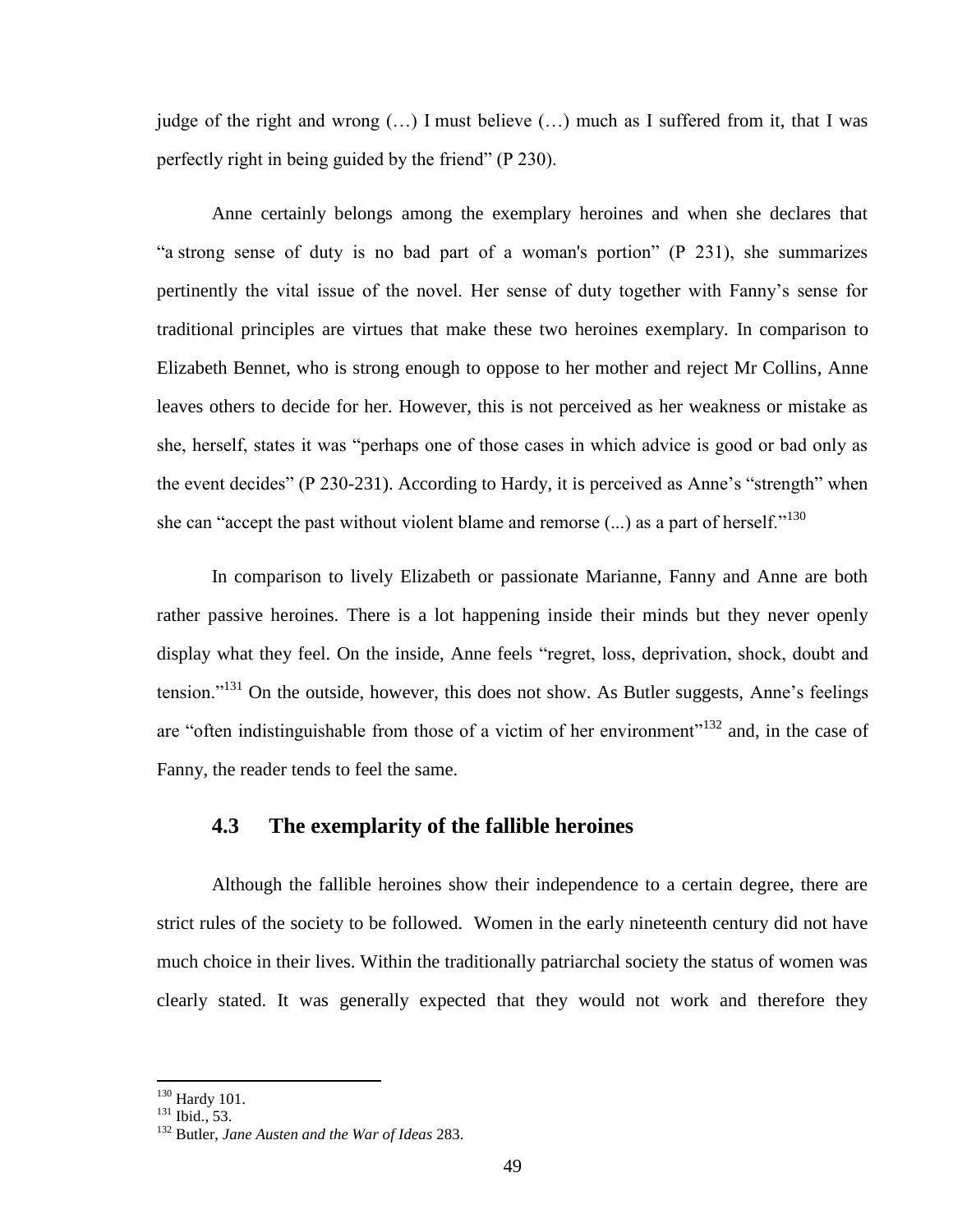judge of the right and wrong (…) I must believe (…) much as I suffered from it, that I was perfectly right in being guided by the friend" (P 230).

Anne certainly belongs among the exemplary heroines and when she declares that "a strong sense of duty is no bad part of a woman's portion" (P 231), she summarizes pertinently the vital issue of the novel. Her sense of duty together with Fanny's sense for traditional principles are virtues that make these two heroines exemplary. In comparison to Elizabeth Bennet, who is strong enough to oppose to her mother and reject Mr Collins, Anne leaves others to decide for her. However, this is not perceived as her weakness or mistake as she, herself, states it was "perhaps one of those cases in which advice is good or bad only as the event decides" (P 230-231). According to Hardy, it is perceived as Anne's "strength" when she can "accept the past without violent blame and remorse (...) as a part of herself."[130]

In comparison to lively Elizabeth or passionate Marianne, Fanny and Anne are both rather passive heroines. There is a lot happening inside their minds but they never openly display what they feel. On the inside, Anne feels "regret, loss, deprivation, shock, doubt and tension."[131] On the outside, however, this does not show. As Butler suggests, Anne's feelings are "often indistinguishable from those of a victim of her environment"[132] and, in the case of Fanny, the reader tends to feel the same.

## 4.3 The exemplarity of the fallible heroines

Although the fallible heroines show their independence to a certain degree, there are strict rules of the society to be followed. Women in the early nineteenth century did not have much choice in their lives. Within the traditionally patriarchal society the status of women was clearly stated. It was generally expected that they would not work and therefore they

---

[130] Hardy 101.

[131] Ibid., 53.

[132] Butler, *Jane Austen and the War of Ideas* 283.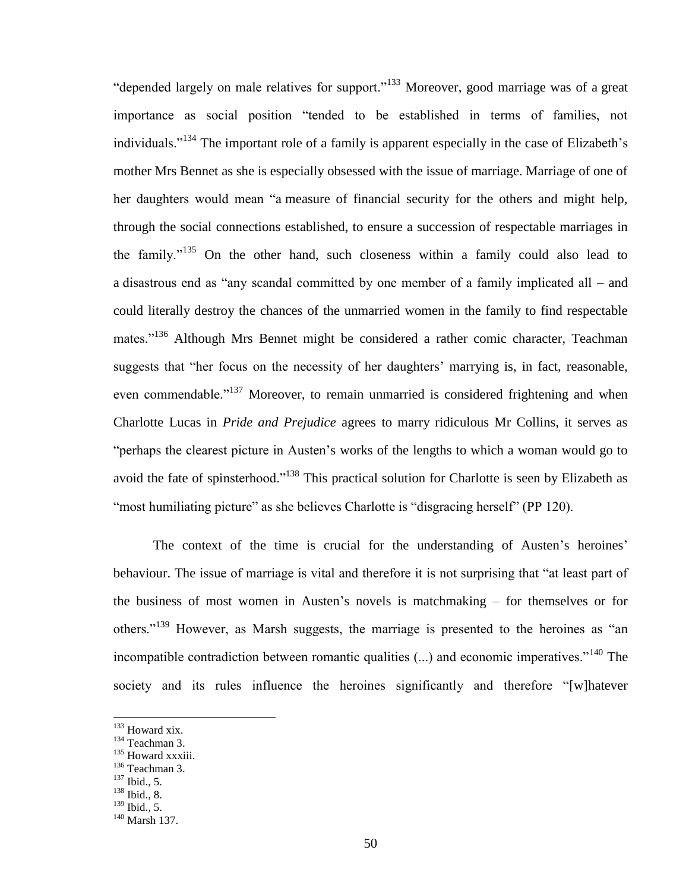"depended largely on male relatives for support."[133] Moreover, good marriage was of a great importance as social position "tended to be established in terms of families, not individuals."[134] The important role of a family is apparent especially in the case of Elizabeth's mother Mrs Bennet as she is especially obsessed with the issue of marriage. Marriage of one of her daughters would mean "a measure of financial security for the others and might help, through the social connections established, to ensure a succession of respectable marriages in the family."[135] On the other hand, such closeness within a family could also lead to a disastrous end as "any scandal committed by one member of a family implicated all – and could literally destroy the chances of the unmarried women in the family to find respectable mates."[136] Although Mrs Bennet might be considered a rather comic character, Teachman suggests that "her focus on the necessity of her daughters' marrying is, in fact, reasonable, even commendable."[137] Moreover, to remain unmarried is considered frightening and when Charlotte Lucas in *Pride and Prejudice* agrees to marry ridiculous Mr Collins, it serves as "perhaps the clearest picture in Austen's works of the lengths to which a woman would go to avoid the fate of spinsterhood."[138] This practical solution for Charlotte is seen by Elizabeth as "most humiliating picture" as she believes Charlotte is "disgracing herself" (PP 120).

The context of the time is crucial for the understanding of Austen's heroines' behaviour. The issue of marriage is vital and therefore it is not surprising that "at least part of the business of most women in Austen's novels is matchmaking – for themselves or for others."[139] However, as Marsh suggests, the marriage is presented to the heroines as "an incompatible contradiction between romantic qualities (...) and economic imperatives."[140] The society and its rules influence the heroines significantly and therefore "[w]hatever

---

[133] Howard xix.
[134] Teachman 3.
[135] Howard xxxiii.
[136] Teachman 3.
[137] Ibid., 5.
[138] Ibid., 8.
[139] Ibid., 5.
[140] Marsh 137.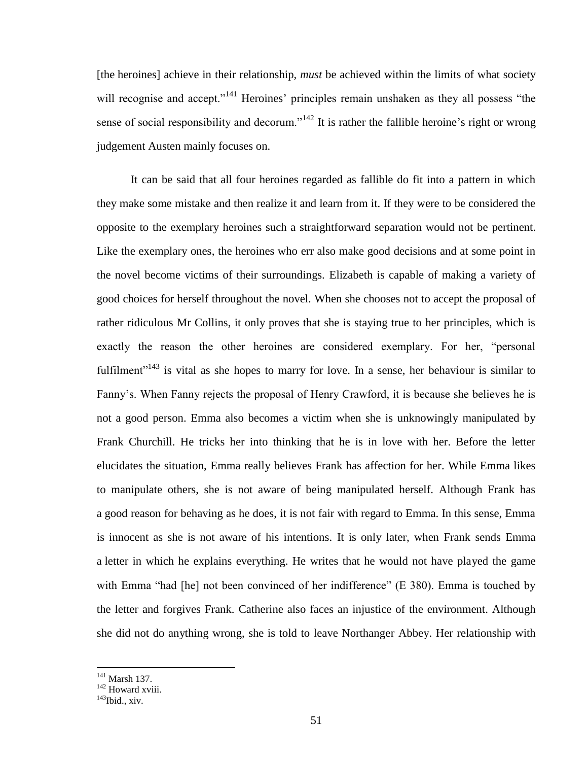[the heroines] achieve in their relationship, *must* be achieved within the limits of what society will recognise and accept."[141] Heroines' principles remain unshaken as they all possess "the sense of social responsibility and decorum."[142] It is rather the fallible heroine's right or wrong judgement Austen mainly focuses on.

It can be said that all four heroines regarded as fallible do fit into a pattern in which they make some mistake and then realize it and learn from it. If they were to be considered the opposite to the exemplary heroines such a straightforward separation would not be pertinent. Like the exemplary ones, the heroines who err also make good decisions and at some point in the novel become victims of their surroundings. Elizabeth is capable of making a variety of good choices for herself throughout the novel. When she chooses not to accept the proposal of rather ridiculous Mr Collins, it only proves that she is staying true to her principles, which is exactly the reason the other heroines are considered exemplary. For her, "personal fulfilment"[143] is vital as she hopes to marry for love. In a sense, her behaviour is similar to Fanny's. When Fanny rejects the proposal of Henry Crawford, it is because she believes he is not a good person. Emma also becomes a victim when she is unknowingly manipulated by Frank Churchill. He tricks her into thinking that he is in love with her. Before the letter elucidates the situation, Emma really believes Frank has affection for her. While Emma likes to manipulate others, she is not aware of being manipulated herself. Although Frank has a good reason for behaving as he does, it is not fair with regard to Emma. In this sense, Emma is innocent as she is not aware of his intentions. It is only later, when Frank sends Emma a letter in which he explains everything. He writes that he would not have played the game with Emma "had [he] not been convinced of her indifference" (E 380). Emma is touched by the letter and forgives Frank. Catherine also faces an injustice of the environment. Although she did not do anything wrong, she is told to leave Northanger Abbey. Her relationship with

---

[141] Marsh 137.
[142] Howard xviii.
[143] Ibid., xiv.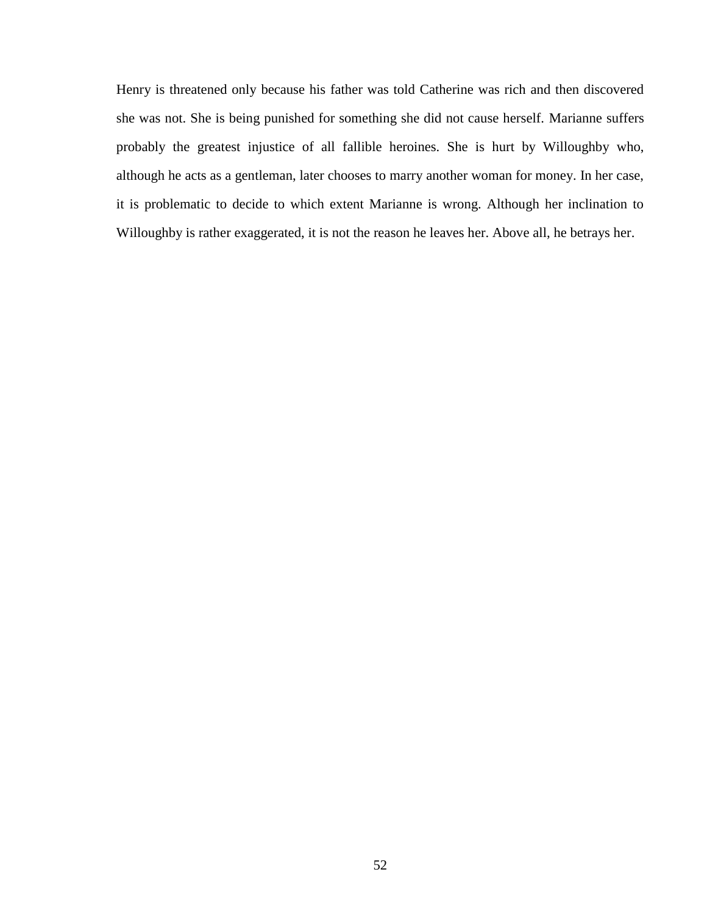Henry is threatened only because his father was told Catherine was rich and then discovered she was not. She is being punished for something she did not cause herself. Marianne suffers probably the greatest injustice of all fallible heroines. She is hurt by Willoughby who, although he acts as a gentleman, later chooses to marry another woman for money. In her case, it is problematic to decide to which extent Marianne is wrong. Although her inclination to Willoughby is rather exaggerated, it is not the reason he leaves her. Above all, he betrays her.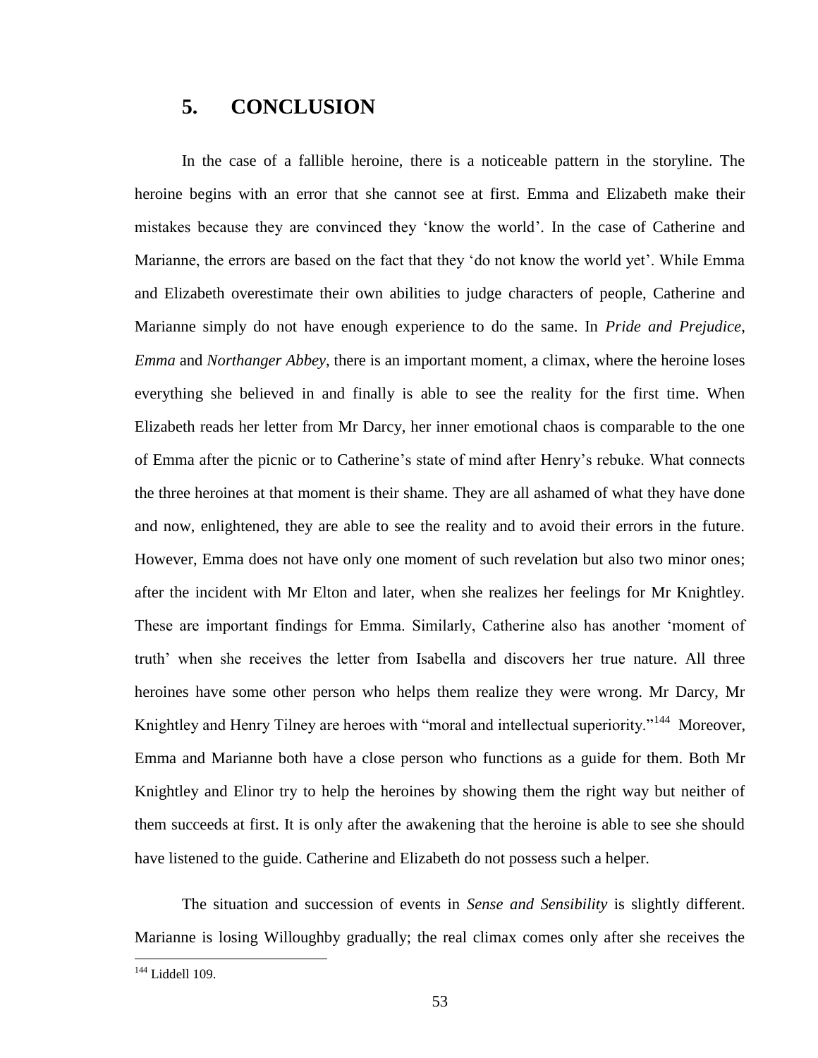# 5. CONCLUSION

In the case of a fallible heroine, there is a noticeable pattern in the storyline. The heroine begins with an error that she cannot see at first. Emma and Elizabeth make their mistakes because they are convinced they 'know the world'. In the case of Catherine and Marianne, the errors are based on the fact that they 'do not know the world yet'. While Emma and Elizabeth overestimate their own abilities to judge characters of people, Catherine and Marianne simply do not have enough experience to do the same. In *Pride and Prejudice*, *Emma* and *Northanger Abbey*, there is an important moment, a climax, where the heroine loses everything she believed in and finally is able to see the reality for the first time. When Elizabeth reads her letter from Mr Darcy, her inner emotional chaos is comparable to the one of Emma after the picnic or to Catherine's state of mind after Henry's rebuke. What connects the three heroines at that moment is their shame. They are all ashamed of what they have done and now, enlightened, they are able to see the reality and to avoid their errors in the future. However, Emma does not have only one moment of such revelation but also two minor ones; after the incident with Mr Elton and later, when she realizes her feelings for Mr Knightley. These are important findings for Emma. Similarly, Catherine also has another 'moment of truth' when she receives the letter from Isabella and discovers her true nature. All three heroines have some other person who helps them realize they were wrong. Mr Darcy, Mr Knightley and Henry Tilney are heroes with "moral and intellectual superiority."[144] Moreover, Emma and Marianne both have a close person who functions as a guide for them. Both Mr Knightley and Elinor try to help the heroines by showing them the right way but neither of them succeeds at first. It is only after the awakening that the heroine is able to see she should have listened to the guide. Catherine and Elizabeth do not possess such a helper.

The situation and succession of events in *Sense and Sensibility* is slightly different. Marianne is losing Willoughby gradually; the real climax comes only after she receives the

[144] Liddell 109.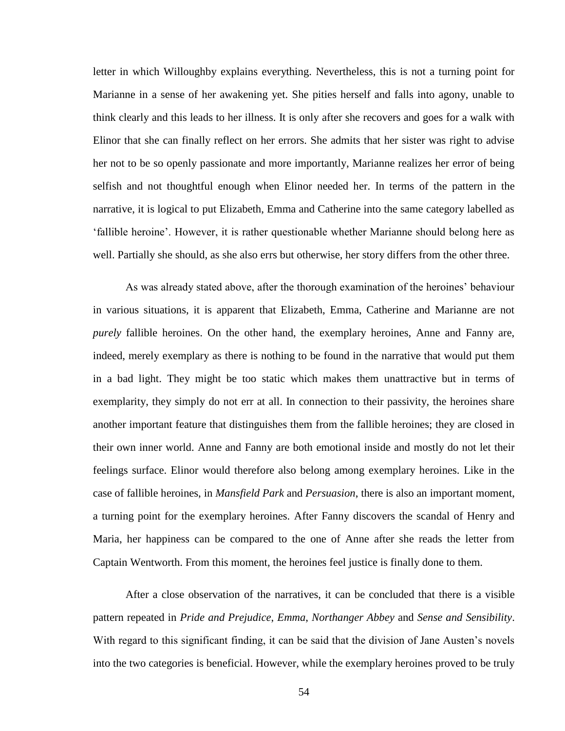letter in which Willoughby explains everything. Nevertheless, this is not a turning point for Marianne in a sense of her awakening yet. She pities herself and falls into agony, unable to think clearly and this leads to her illness. It is only after she recovers and goes for a walk with Elinor that she can finally reflect on her errors. She admits that her sister was right to advise her not to be so openly passionate and more importantly, Marianne realizes her error of being selfish and not thoughtful enough when Elinor needed her. In terms of the pattern in the narrative, it is logical to put Elizabeth, Emma and Catherine into the same category labelled as 'fallible heroine'. However, it is rather questionable whether Marianne should belong here as well. Partially she should, as she also errs but otherwise, her story differs from the other three.

As was already stated above, after the thorough examination of the heroines' behaviour in various situations, it is apparent that Elizabeth, Emma, Catherine and Marianne are not *purely* fallible heroines. On the other hand, the exemplary heroines, Anne and Fanny are, indeed, merely exemplary as there is nothing to be found in the narrative that would put them in a bad light. They might be too static which makes them unattractive but in terms of exemplarity, they simply do not err at all. In connection to their passivity, the heroines share another important feature that distinguishes them from the fallible heroines; they are closed in their own inner world. Anne and Fanny are both emotional inside and mostly do not let their feelings surface. Elinor would therefore also belong among exemplary heroines. Like in the case of fallible heroines, in *Mansfield Park* and *Persuasion*, there is also an important moment, a turning point for the exemplary heroines. After Fanny discovers the scandal of Henry and Maria, her happiness can be compared to the one of Anne after she reads the letter from Captain Wentworth. From this moment, the heroines feel justice is finally done to them.

After a close observation of the narratives, it can be concluded that there is a visible pattern repeated in *Pride and Prejudice*, *Emma*, *Northanger Abbey* and *Sense and Sensibility*. With regard to this significant finding, it can be said that the division of Jane Austen's novels into the two categories is beneficial. However, while the exemplary heroines proved to be truly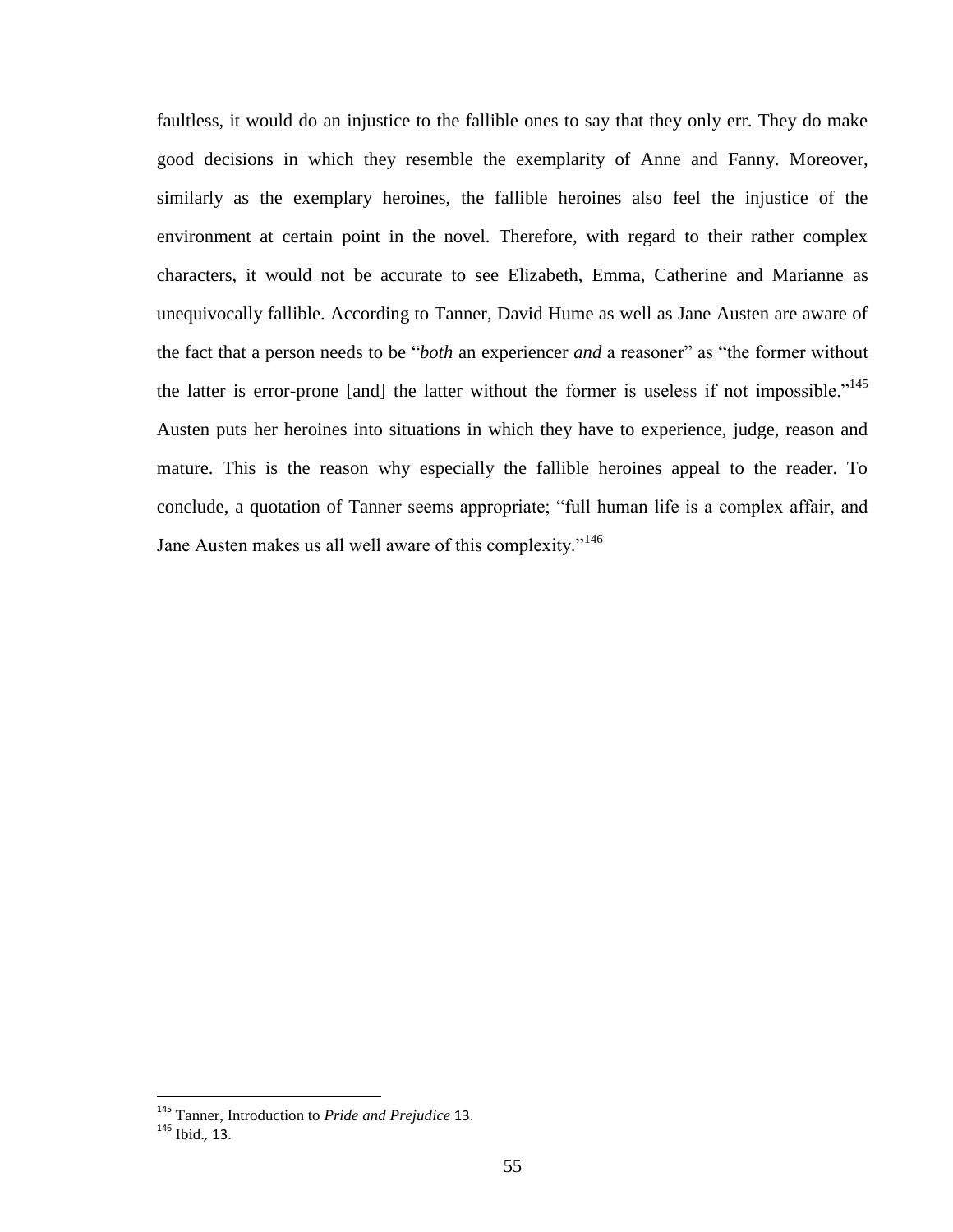faultless, it would do an injustice to the fallible ones to say that they only err. They do make good decisions in which they resemble the exemplarity of Anne and Fanny. Moreover, similarly as the exemplary heroines, the fallible heroines also feel the injustice of the environment at certain point in the novel. Therefore, with regard to their rather complex characters, it would not be accurate to see Elizabeth, Emma, Catherine and Marianne as unequivocally fallible. According to Tanner, David Hume as well as Jane Austen are aware of the fact that a person needs to be "*both* an experiencer *and* a reasoner" as "the former without the latter is error-prone [and] the latter without the former is useless if not impossible."[145] Austen puts her heroines into situations in which they have to experience, judge, reason and mature. This is the reason why especially the fallible heroines appeal to the reader. To conclude, a quotation of Tanner seems appropriate; "full human life is a complex affair, and Jane Austen makes us all well aware of this complexity."[146]

---

[145] Tanner, Introduction to *Pride and Prejudice* 13.

[146] Ibid., 13.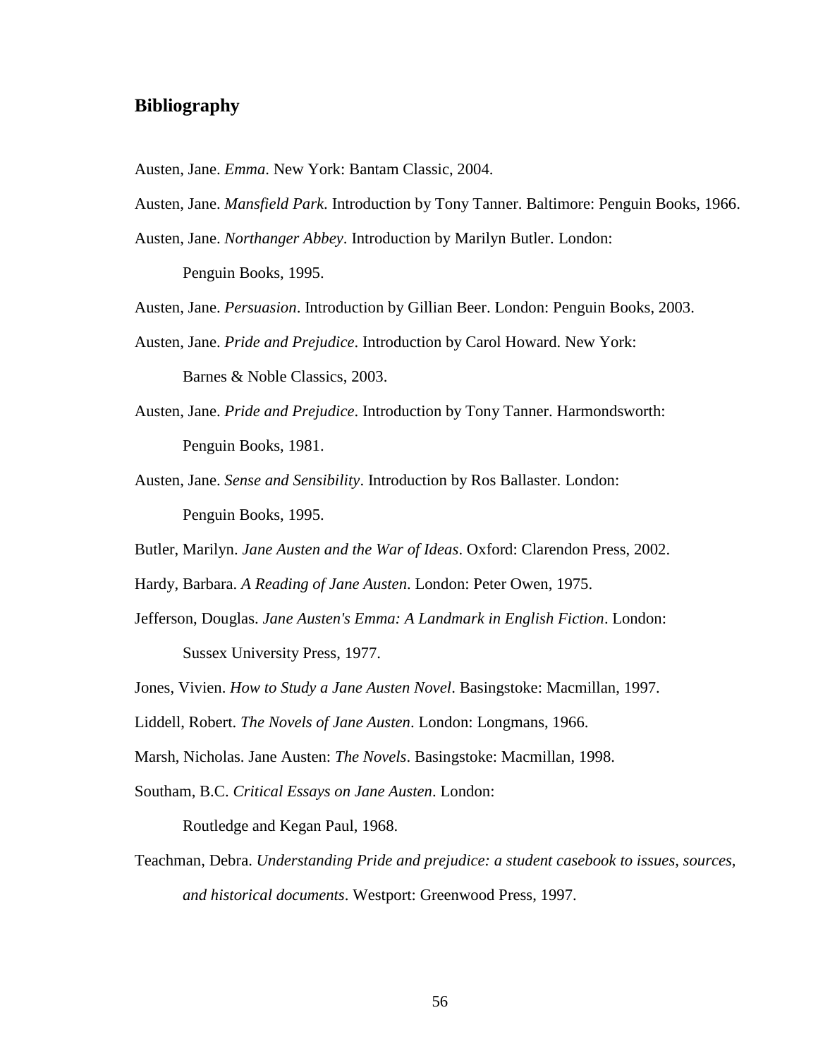## Bibliography

Austen, Jane. *Emma*. New York: Bantam Classic, 2004.

Austen, Jane. *Mansfield Park*. Introduction by Tony Tanner. Baltimore: Penguin Books, 1966.

Austen, Jane. *Northanger Abbey*. Introduction by Marilyn Butler. London: Penguin Books, 1995.

Austen, Jane. *Persuasion*. Introduction by Gillian Beer. London: Penguin Books, 2003.

Austen, Jane. *Pride and Prejudice*. Introduction by Carol Howard. New York: Barnes & Noble Classics, 2003.

Austen, Jane. *Pride and Prejudice*. Introduction by Tony Tanner. Harmondsworth: Penguin Books, 1981.

Austen, Jane. *Sense and Sensibility*. Introduction by Ros Ballaster. London: Penguin Books, 1995.

Butler, Marilyn. *Jane Austen and the War of Ideas*. Oxford: Clarendon Press, 2002.

Hardy, Barbara. *A Reading of Jane Austen*. London: Peter Owen, 1975.

Jefferson, Douglas. *Jane Austen's Emma: A Landmark in English Fiction*. London: Sussex University Press, 1977.

Jones, Vivien. *How to Study a Jane Austen Novel*. Basingstoke: Macmillan, 1997.

Liddell, Robert. *The Novels of Jane Austen*. London: Longmans, 1966.

Marsh, Nicholas. Jane Austen: *The Novels*. Basingstoke: Macmillan, 1998.

Southam, B.C. *Critical Essays on Jane Austen*. London: Routledge and Kegan Paul, 1968.

Teachman, Debra. *Understanding Pride and prejudice: a student casebook to issues, sources, and historical documents*. Westport: Greenwood Press, 1997.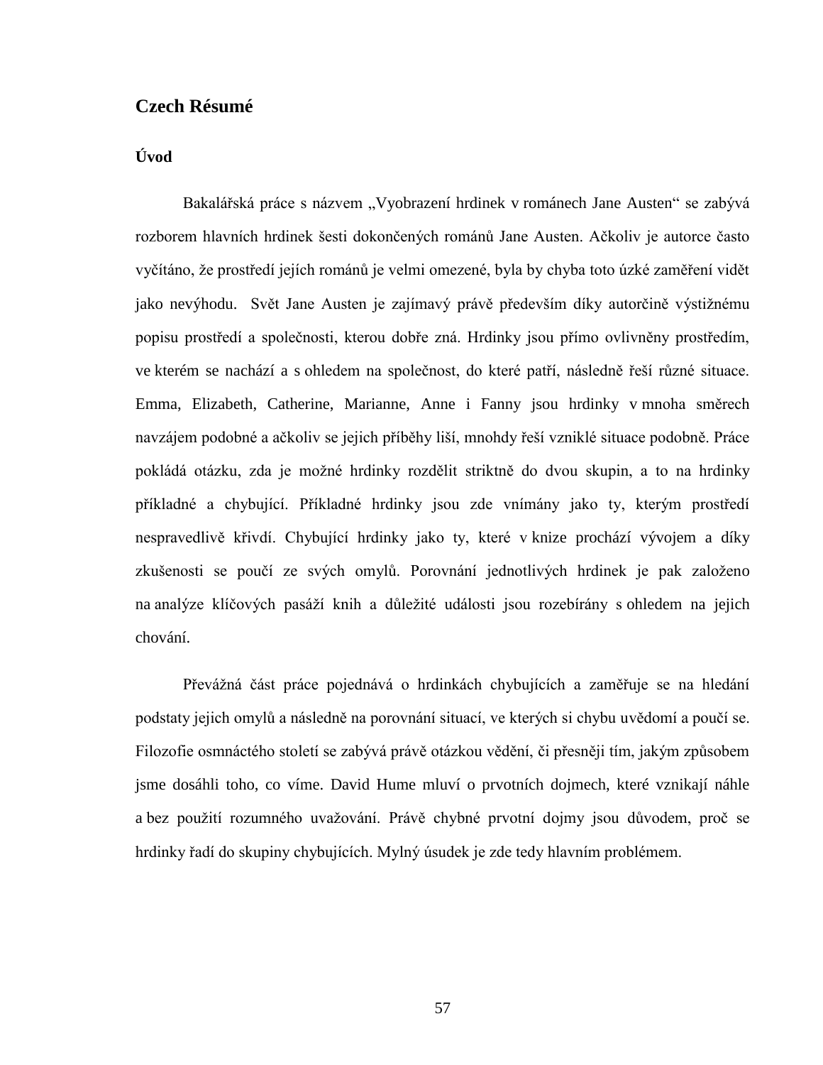## Czech Résumé

### Úvod

Bakalářská práce s názvem „Vyobrazení hrdinek v románech Jane Austen“ se zabývá rozborem hlavních hrdinek šesti dokončených románů Jane Austen. Ačkoliv je autorce často vyčítáno, že prostředí jejích románů je velmi omezené, byla by chyba toto úzké zaměření vidět jako nevýhodu. Svět Jane Austen je zajímavý právě především díky autorčině výstižnému popisu prostředí a společnosti, kterou dobře zná. Hrdinky jsou přímo ovlivněny prostředím, ve kterém se nachází a s ohledem na společnost, do které patří, následně řeší různé situace. Emma, Elizabeth, Catherine, Marianne, Anne i Fanny jsou hrdinky v mnoha směrech navzájem podobné a ačkoliv se jejich příběhy liší, mnohdy řeší vzniklé situace podobně. Práce pokládá otázku, zda je možné hrdinky rozdělit striktně do dvou skupin, a to na hrdinky příkladné a chybující. Příkladné hrdinky jsou zde vnímány jako ty, kterým prostředí nespravedlivě křivdí. Chybující hrdinky jako ty, které v knize prochází vývojem a díky zkušenosti se poučí ze svých omylů. Porovnání jednotlivých hrdinek je pak založeno na analýze klíčových pasáží knih a důležité události jsou rozebírány s ohledem na jejich chování.

Převážná část práce pojednává o hrdinkách chybujících a zaměřuje se na hledání podstaty jejich omylů a následně na porovnání situací, ve kterých si chybu uvědomí a poučí se. Filozofie osmnáctého století se zabývá právě otázkou vědění, či přesněji tím, jakým způsobem jsme dosáhli toho, co víme. David Hume mluví o prvotních dojmech, které vznikají náhle a bez použití rozumného uvažování. Právě chybné prvotní dojmy jsou důvodem, proč se hrdinky řadí do skupiny chybujících. Mylný úsudek je zde tedy hlavním problémem.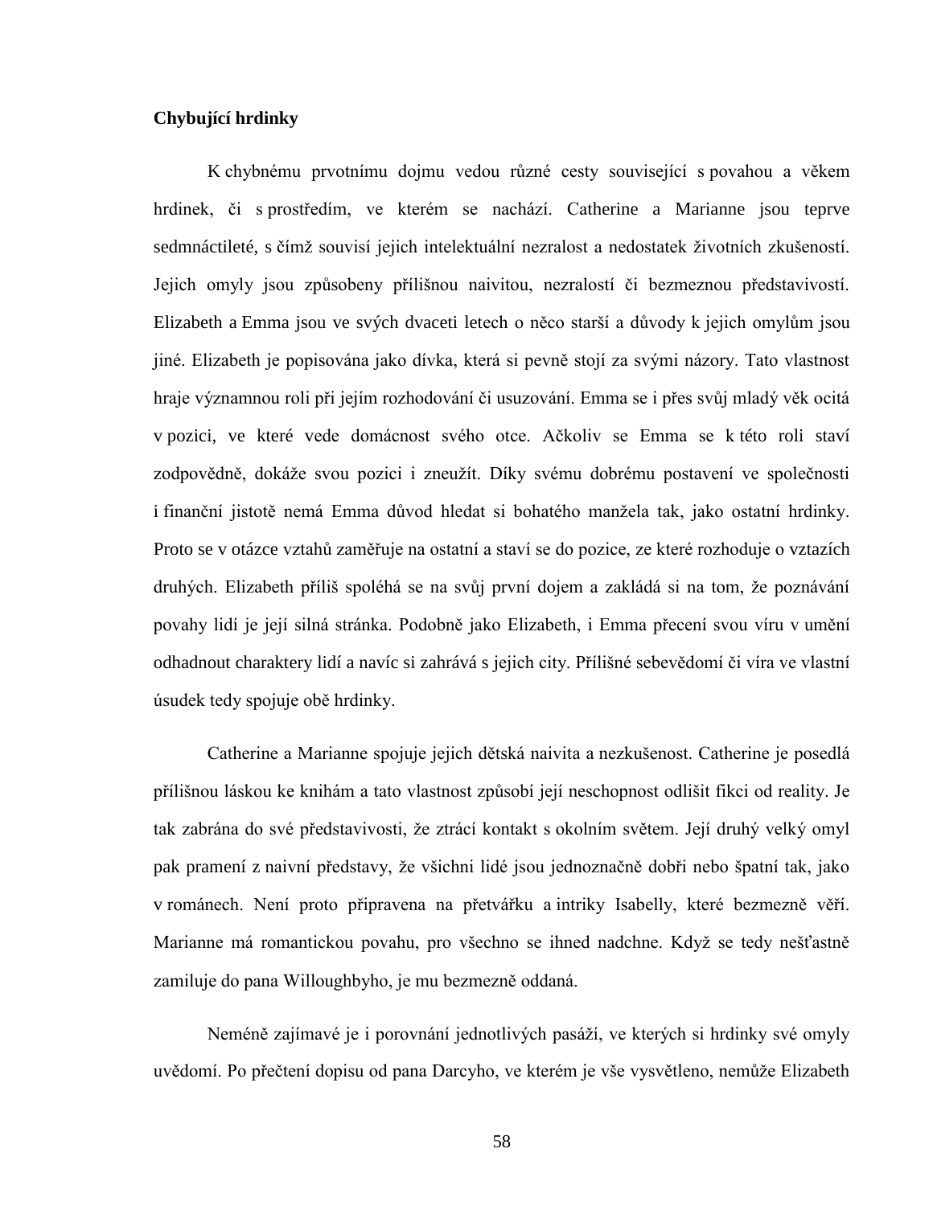**Chybující hrdinky**

K chybnému prvotnímu dojmu vedou různé cesty související s povahou a věkem hrdinek, či s prostředím, ve kterém se nachází. Catherine a Marianne jsou teprve sedmnáctileté, s čímž souvisí jejich intelektuální nezralost a nedostatek životních zkušeností. Jejich omyly jsou způsobeny přílišnou naivitou, nezralostí či bezmeznou představivostí. Elizabeth a Emma jsou ve svých dvaceti letech o něco starší a důvody k jejich omylům jsou jiné. Elizabeth je popisována jako dívka, která si pevně stojí za svými názory. Tato vlastnost hraje významnou roli při jejím rozhodování či usuzování. Emma se i přes svůj mladý věk ocitá v pozici, ve které vede domácnost svého otce. Ačkoliv se Emma se k této roli staví zodpovědně, dokáže svou pozici i zneužít. Díky svému dobrému postavení ve společnosti i finanční jistotě nemá Emma důvod hledat si bohatého manžela tak, jako ostatní hrdinky. Proto se v otázce vztahů zaměřuje na ostatní a staví se do pozice, ze které rozhoduje o vztazích druhých. Elizabeth příliš spoléhá se na svůj první dojem a zakládá si na tom, že poznávání povahy lidí je její silná stránka. Podobně jako Elizabeth, i Emma přecení svou víru v umění odhadnout charaktery lidí a navíc si zahrává s jejich city. Přílišné sebevědomí či víra ve vlastní úsudek tedy spojuje obě hrdinky.

Catherine a Marianne spojuje jejich dětská naivita a nezkušenost. Catherine je posedlá přílišnou láskou ke knihám a tato vlastnost způsobí její neschopnost odlišit fikci od reality. Je tak zabrána do své představivosti, že ztrácí kontakt s okolním světem. Její druhý velký omyl pak pramení z naivní představy, že všichni lidé jsou jednoznačně dobři nebo špatní tak, jako v románech. Není proto připravena na přetvářku a intriky Isabelly, které bezmezně věří. Marianne má romantickou povahu, pro všechno se ihned nadchne. Když se tedy nešťastně zamiluje do pana Willoughbyho, je mu bezmezně oddaná.

Neméně zajímavé je i porovnání jednotlivých pasáží, ve kterých si hrdinky své omyly uvědomí. Po přečtení dopisu od pana Darcyho, ve kterém je vše vysvětleno, nemůže Elizabeth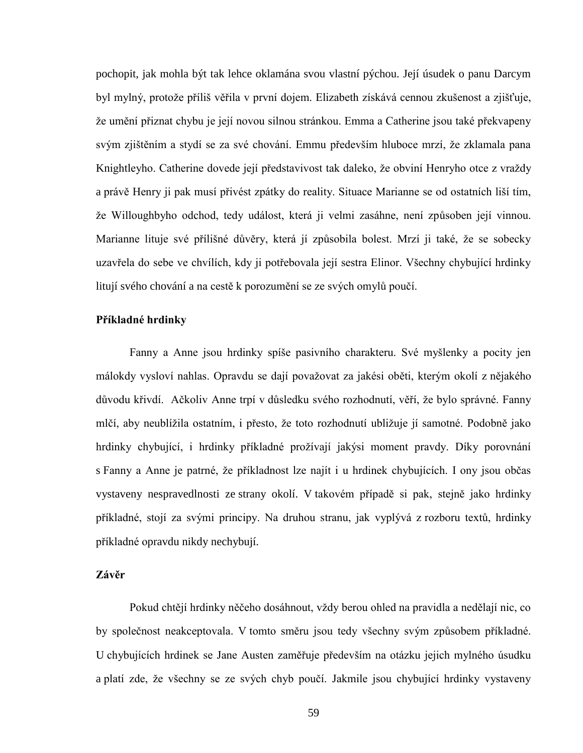pochopit, jak mohla být tak lehce oklamána svou vlastní pýchou. Její úsudek o panu Darcym byl mylný, protože příliš věřila v první dojem. Elizabeth získává cennou zkušenost a zjišťuje, že umění přiznat chybu je její novou silnou stránkou. Emma a Catherine jsou také překvapeny svým zjištěním a stydí se za své chování. Emmu především hluboce mrzí, že zklamala pana Knightleyho. Catherine dovede její představivost tak daleko, že obviní Henryho otce z vraždy a právě Henry ji pak musí přivést zpátky do reality. Situace Marianne se od ostatních liší tím, že Willoughbyho odchod, tedy událost, která ji velmi zasáhne, není způsoben její vinnou. Marianne lituje své přílišné důvěry, která jí způsobila bolest. Mrzí ji také, že se sobecky uzavřela do sebe ve chvílích, kdy ji potřebovala její sestra Elinor. Všechny chybující hrdinky litují svého chování a na cestě k porozumění se ze svých omylů poučí.

**Příkladné hrdinky**

Fanny a Anne jsou hrdinky spíše pasivního charakteru. Své myšlenky a pocity jen málokdy vysloví nahlas. Opravdu se dají považovat za jakési oběti, kterým okolí z nějakého důvodu křivdí. Ačkoliv Anne trpí v důsledku svého rozhodnutí, věří, že bylo správné. Fanny mlčí, aby neublížila ostatním, i přesto, že toto rozhodnutí ubližuje jí samotné. Podobně jako hrdinky chybující, i hrdinky příkladné prožívají jakýsi moment pravdy. Díky porovnání s Fanny a Anne je patrné, že příkladnost lze najít i u hrdinek chybujících. I ony jsou občas vystaveny nespravedlnosti ze strany okolí. V takovém případě si pak, stejně jako hrdinky příkladné, stojí za svými principy. Na druhou stranu, jak vyplývá z rozboru textů, hrdinky příkladné opravdu nikdy nechybují.

**Závěr**

Pokud chtějí hrdinky něčeho dosáhnout, vždy berou ohled na pravidla a nedělají nic, co by společnost neakceptovala. V tomto směru jsou tedy všechny svým způsobem příkladné. U chybujících hrdinek se Jane Austen zaměřuje především na otázku jejich mylného úsudku a platí zde, že všechny se ze svých chyb poučí. Jakmile jsou chybující hrdinky vystaveny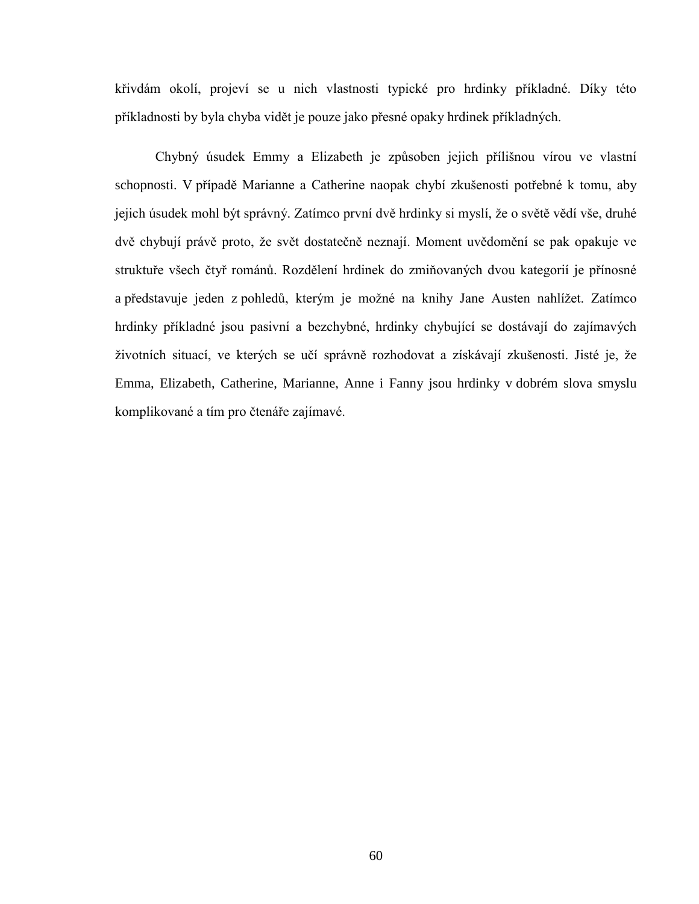křivdám okolí, projeví se u nich vlastnosti typické pro hrdinky příkladné. Díky této příkladnosti by byla chyba vidět je pouze jako přesné opaky hrdinek příkladných.

Chybný úsudek Emmy a Elizabeth je způsoben jejich přílišnou vírou ve vlastní schopnosti. V případě Marianne a Catherine naopak chybí zkušenosti potřebné k tomu, aby jejich úsudek mohl být správný. Zatímco první dvě hrdinky si myslí, že o světě vědí vše, druhé dvě chybují právě proto, že svět dostatečně neznají. Moment uvědomění se pak opakuje ve struktuře všech čtyř románů. Rozdělení hrdinek do zmiňovaných dvou kategorií je přínosné a představuje jeden z pohledů, kterým je možné na knihy Jane Austen nahlížet. Zatímco hrdinky příkladné jsou pasivní a bezchybné, hrdinky chybující se dostávají do zajímavých životních situací, ve kterých se učí správně rozhodovat a získávají zkušenosti. Jisté je, že Emma, Elizabeth, Catherine, Marianne, Anne i Fanny jsou hrdinky v dobrém slova smyslu komplikované a tím pro čtenáře zajímavé.